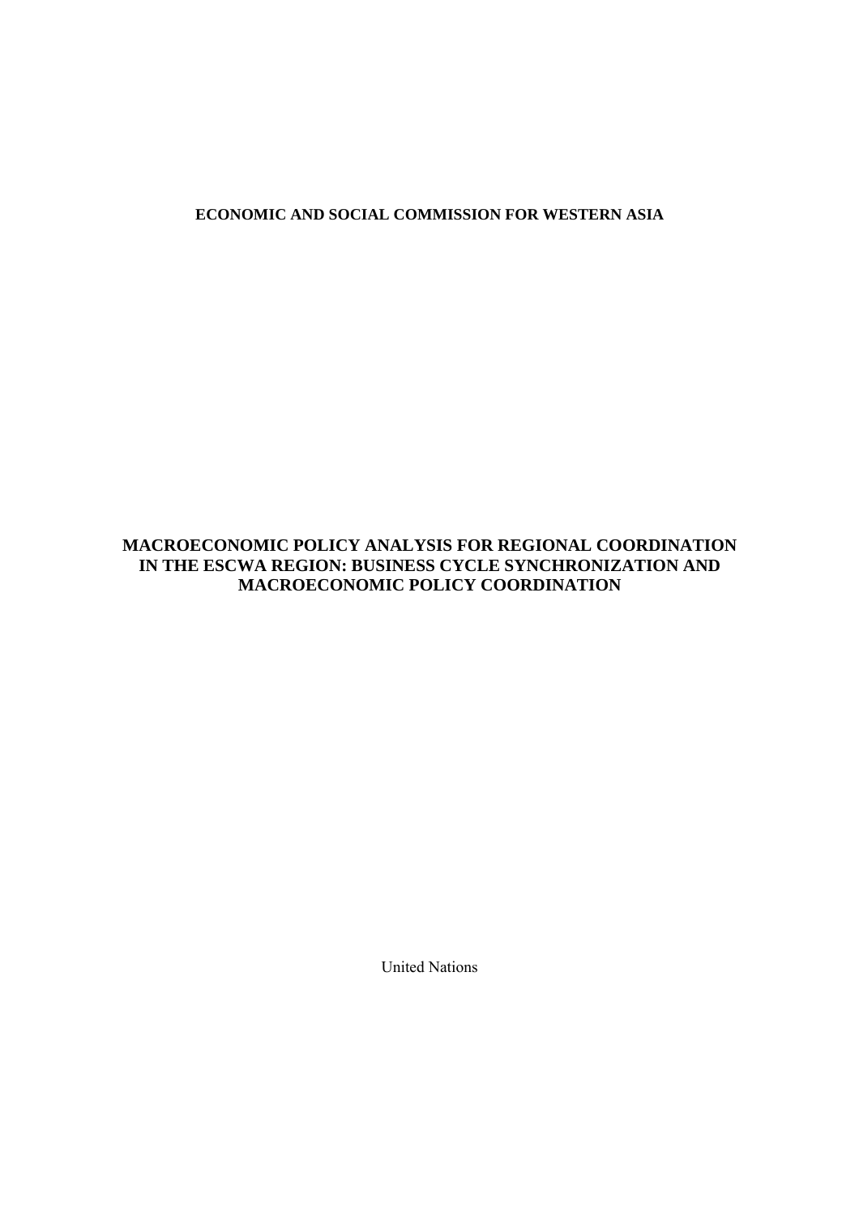**ECONOMIC AND SOCIAL COMMISSION FOR WESTERN ASIA**

# MACROECONOMIC POLICY ANALYSIS FOR REGIONAL COORDINATION IN THE ESCWA REGION: BUSINESS CYCLE SYNCHRONIZATION AND MACROECONOMIC POLICY COORDINATION

United Nations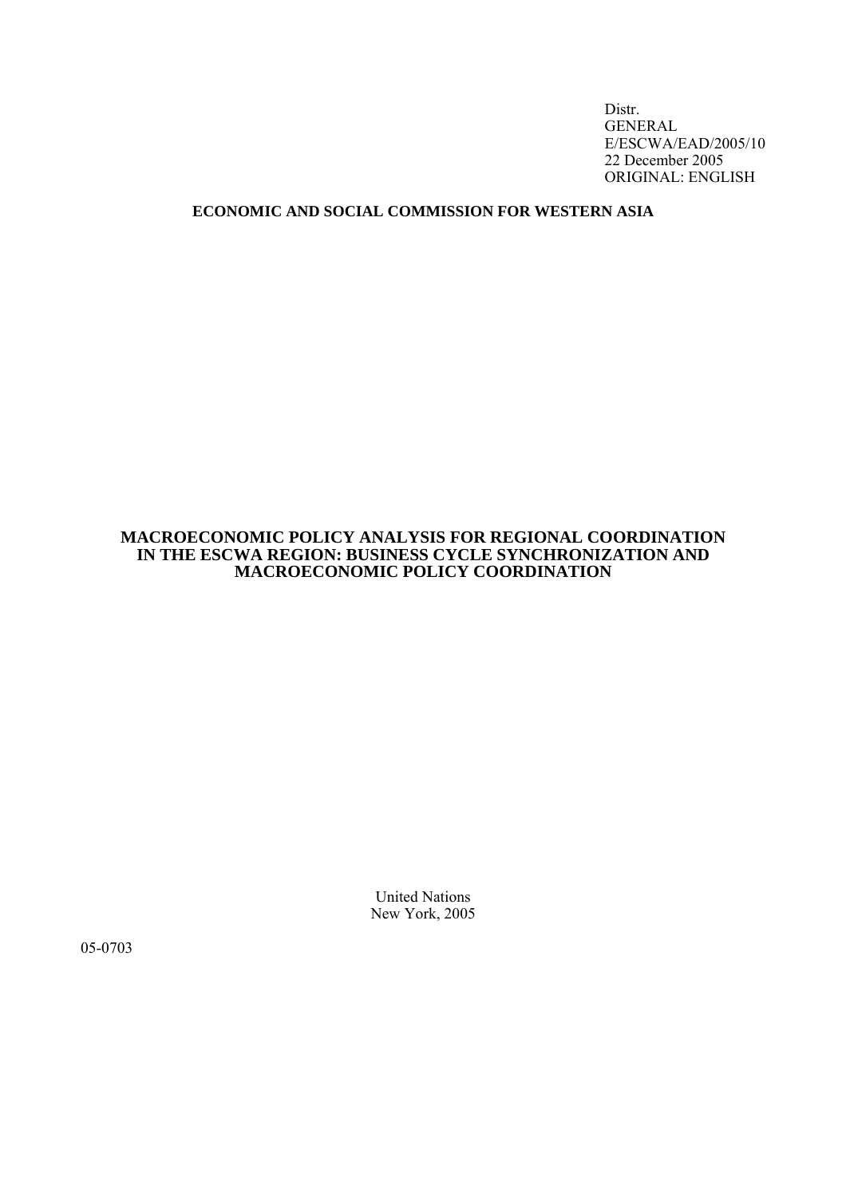Distr.
GENERAL
E/ESCWA/EAD/2005/10
22 December 2005
ORIGINAL: ENGLISH

**ECONOMIC AND SOCIAL COMMISSION FOR WESTERN ASIA**

# MACROECONOMIC POLICY ANALYSIS FOR REGIONAL COORDINATION IN THE ESCWA REGION: BUSINESS CYCLE SYNCHRONIZATION AND MACROECONOMIC POLICY COORDINATION

United Nations
New York, 2005

05-0703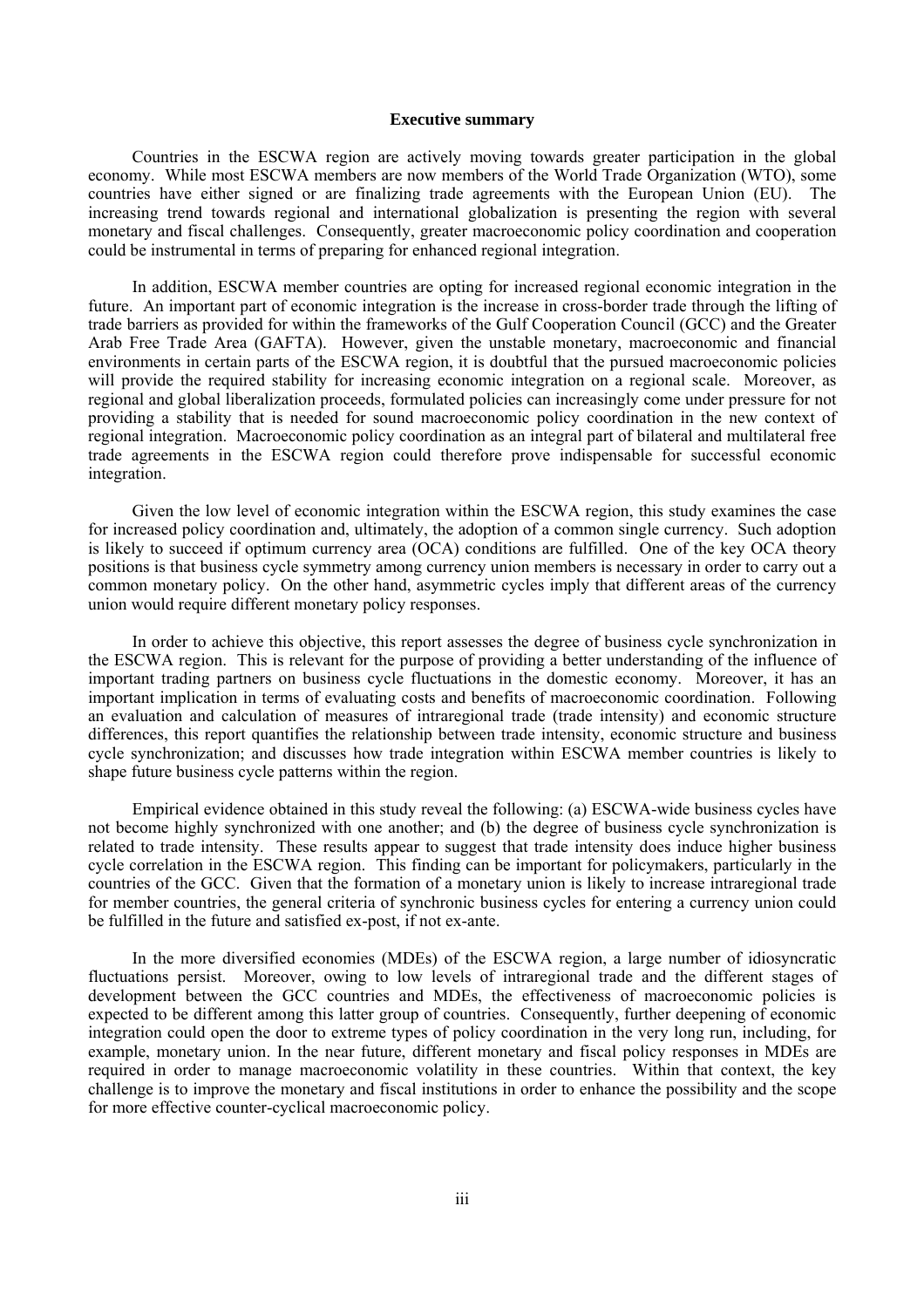## Executive summary

Countries in the ESCWA region are actively moving towards greater participation in the global economy. While most ESCWA members are now members of the World Trade Organization (WTO), some countries have either signed or are finalizing trade agreements with the European Union (EU). The increasing trend towards regional and international globalization is presenting the region with several monetary and fiscal challenges. Consequently, greater macroeconomic policy coordination and cooperation could be instrumental in terms of preparing for enhanced regional integration.

In addition, ESCWA member countries are opting for increased regional economic integration in the future. An important part of economic integration is the increase in cross-border trade through the lifting of trade barriers as provided for within the frameworks of the Gulf Cooperation Council (GCC) and the Greater Arab Free Trade Area (GAFTA). However, given the unstable monetary, macroeconomic and financial environments in certain parts of the ESCWA region, it is doubtful that the pursued macroeconomic policies will provide the required stability for increasing economic integration on a regional scale. Moreover, as regional and global liberalization proceeds, formulated policies can increasingly come under pressure for not providing a stability that is needed for sound macroeconomic policy coordination in the new context of regional integration. Macroeconomic policy coordination as an integral part of bilateral and multilateral free trade agreements in the ESCWA region could therefore prove indispensable for successful economic integration.

Given the low level of economic integration within the ESCWA region, this study examines the case for increased policy coordination and, ultimately, the adoption of a common single currency. Such adoption is likely to succeed if optimum currency area (OCA) conditions are fulfilled. One of the key OCA theory positions is that business cycle symmetry among currency union members is necessary in order to carry out a common monetary policy. On the other hand, asymmetric cycles imply that different areas of the currency union would require different monetary policy responses.

In order to achieve this objective, this report assesses the degree of business cycle synchronization in the ESCWA region. This is relevant for the purpose of providing a better understanding of the influence of important trading partners on business cycle fluctuations in the domestic economy. Moreover, it has an important implication in terms of evaluating costs and benefits of macroeconomic coordination. Following an evaluation and calculation of measures of intraregional trade (trade intensity) and economic structure differences, this report quantifies the relationship between trade intensity, economic structure and business cycle synchronization; and discusses how trade integration within ESCWA member countries is likely to shape future business cycle patterns within the region.

Empirical evidence obtained in this study reveal the following: (a) ESCWA-wide business cycles have not become highly synchronized with one another; and (b) the degree of business cycle synchronization is related to trade intensity. These results appear to suggest that trade intensity does induce higher business cycle correlation in the ESCWA region. This finding can be important for policymakers, particularly in the countries of the GCC. Given that the formation of a monetary union is likely to increase intraregional trade for member countries, the general criteria of synchronic business cycles for entering a currency union could be fulfilled in the future and satisfied ex-post, if not ex-ante.

In the more diversified economies (MDEs) of the ESCWA region, a large number of idiosyncratic fluctuations persist. Moreover, owing to low levels of intraregional trade and the different stages of development between the GCC countries and MDEs, the effectiveness of macroeconomic policies is expected to be different among this latter group of countries. Consequently, further deepening of economic integration could open the door to extreme types of policy coordination in the very long run, including, for example, monetary union. In the near future, different monetary and fiscal policy responses in MDEs are required in order to manage macroeconomic volatility in these countries. Within that context, the key challenge is to improve the monetary and fiscal institutions in order to enhance the possibility and the scope for more effective counter-cyclical macroeconomic policy.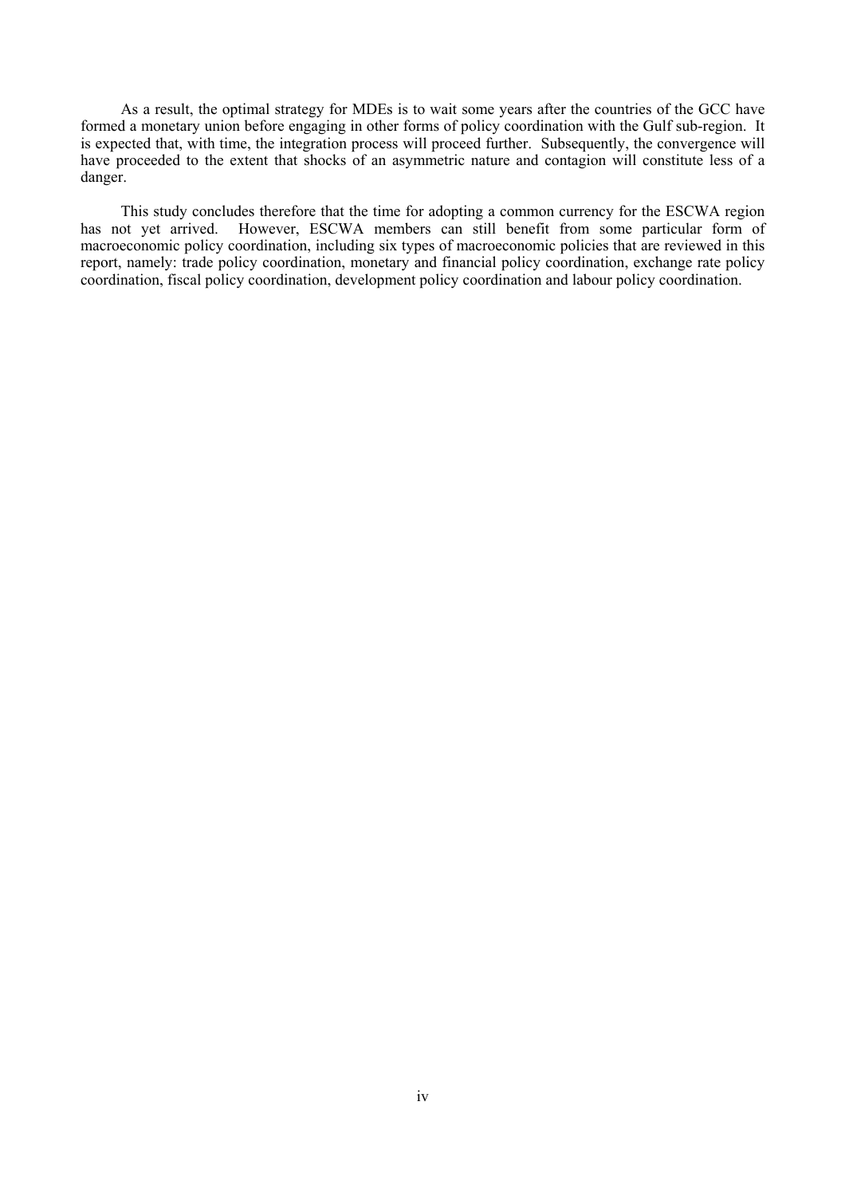As a result, the optimal strategy for MDEs is to wait some years after the countries of the GCC have formed a monetary union before engaging in other forms of policy coordination with the Gulf sub-region. It is expected that, with time, the integration process will proceed further. Subsequently, the convergence will have proceeded to the extent that shocks of an asymmetric nature and contagion will constitute less of a danger.

This study concludes therefore that the time for adopting a common currency for the ESCWA region has not yet arrived. However, ESCWA members can still benefit from some particular form of macroeconomic policy coordination, including six types of macroeconomic policies that are reviewed in this report, namely: trade policy coordination, monetary and financial policy coordination, exchange rate policy coordination, fiscal policy coordination, development policy coordination and labour policy coordination.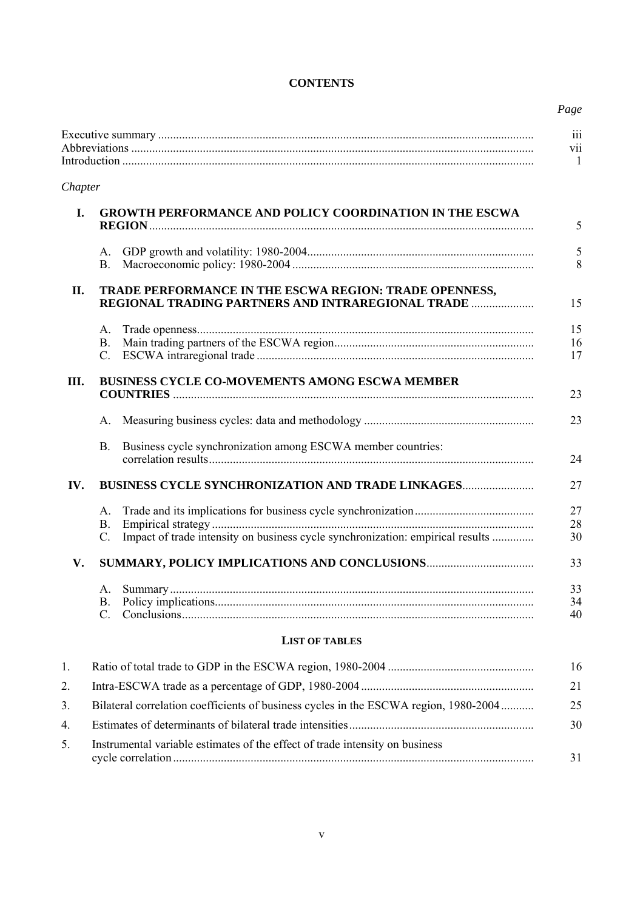# CONTENTS

| | | Page |
|---|---|---|
| Executive summary | | iii |
| Abbreviations | | vii |
| Introduction | | 1 |
| *Chapter* | | |
| **I.** | **GROWTH PERFORMANCE AND POLICY COORDINATION IN THE ESCWA REGION** | 5 |
| | A. GDP growth and volatility: 1980-2004 | 5 |
| | B. Macroeconomic policy: 1980-2004 | 8 |
| **II.** | **TRADE PERFORMANCE IN THE ESCWA REGION: TRADE OPENNESS, REGIONAL TRADING PARTNERS AND INTRAREGIONAL TRADE** | 15 |
| | A. Trade openness | 15 |
| | B. Main trading partners of the ESCWA region | 16 |
| | C. ESCWA intraregional trade | 17 |
| **III.** | **BUSINESS CYCLE CO-MOVEMENTS AMONG ESCWA MEMBER COUNTRIES** | 23 |
| | A. Measuring business cycles: data and methodology | 23 |
| | B. Business cycle synchronization among ESCWA member countries: correlation results | 24 |
| **IV.** | **BUSINESS CYCLE SYNCHRONIZATION AND TRADE LINKAGES** | 27 |
| | A. Trade and its implications for business cycle synchronization | 27 |
| | B. Empirical strategy | 28 |
| | C. Impact of trade intensity on business cycle synchronization: empirical results | 30 |
| **V.** | **SUMMARY, POLICY IMPLICATIONS AND CONCLUSIONS** | 33 |
| | A. Summary | 33 |
| | B. Policy implications | 34 |
| | C. Conclusions | 40 |

## LIST OF TABLES

| | | |
|---|---|---|
| 1. | Ratio of total trade to GDP in the ESCWA region, 1980-2004 | 16 |
| 2. | Intra-ESCWA trade as a percentage of GDP, 1980-2004 | 21 |
| 3. | Bilateral correlation coefficients of business cycles in the ESCWA region, 1980-2004 | 25 |
| 4. | Estimates of determinants of bilateral trade intensities | 30 |
| 5. | Instrumental variable estimates of the effect of trade intensity on business cycle correlation | 31 |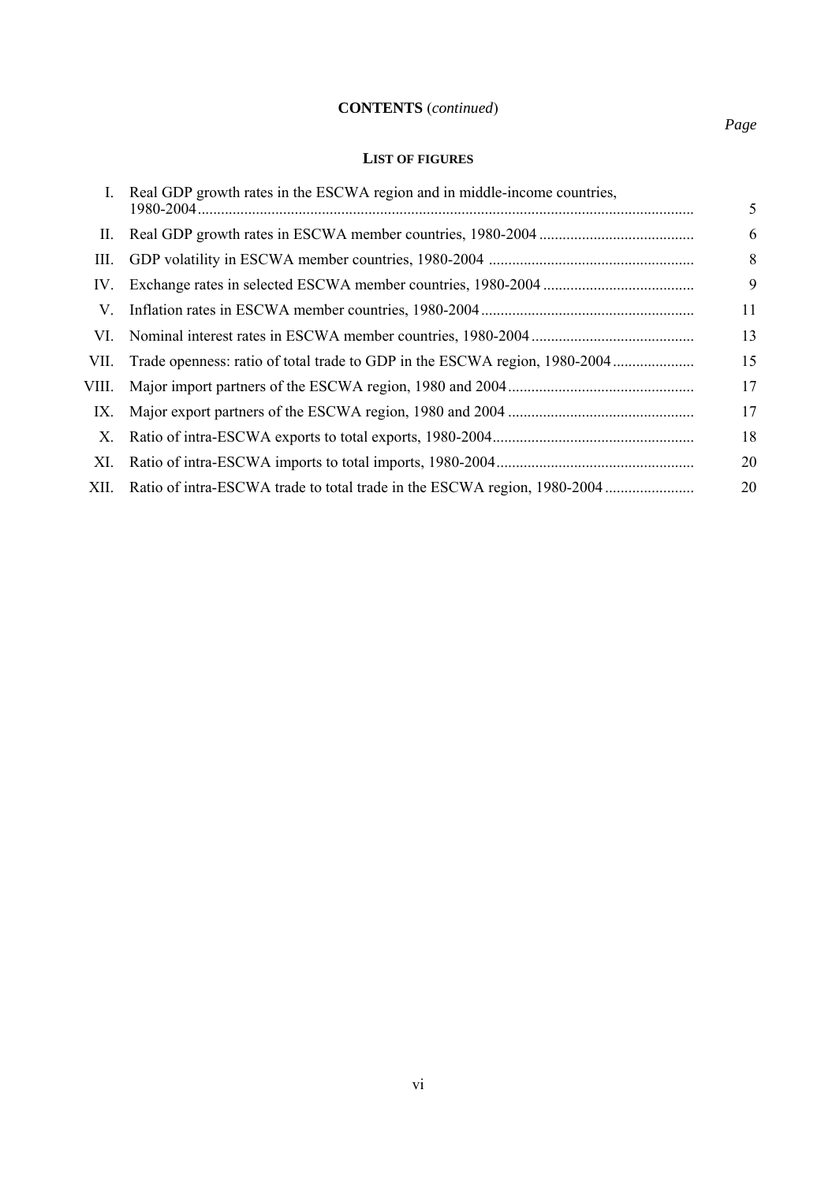**CONTENTS** (*continued*)

*Page*

**LIST OF FIGURES**

| | | |
|---|---|---|
| I. | Real GDP growth rates in the ESCWA region and in middle-income countries, 1980-2004 | 5 |
| II. | Real GDP growth rates in ESCWA member countries, 1980-2004 | 6 |
| III. | GDP volatility in ESCWA member countries, 1980-2004 | 8 |
| IV. | Exchange rates in selected ESCWA member countries, 1980-2004 | 9 |
| V. | Inflation rates in ESCWA member countries, 1980-2004 | 11 |
| VI. | Nominal interest rates in ESCWA member countries, 1980-2004 | 13 |
| VII. | Trade openness: ratio of total trade to GDP in the ESCWA region, 1980-2004 | 15 |
| VIII. | Major import partners of the ESCWA region, 1980 and 2004 | 17 |
| IX. | Major export partners of the ESCWA region, 1980 and 2004 | 17 |
| X. | Ratio of intra-ESCWA exports to total exports, 1980-2004 | 18 |
| XI. | Ratio of intra-ESCWA imports to total imports, 1980-2004 | 20 |
| XII. | Ratio of intra-ESCWA trade to total trade in the ESCWA region, 1980-2004 | 20 |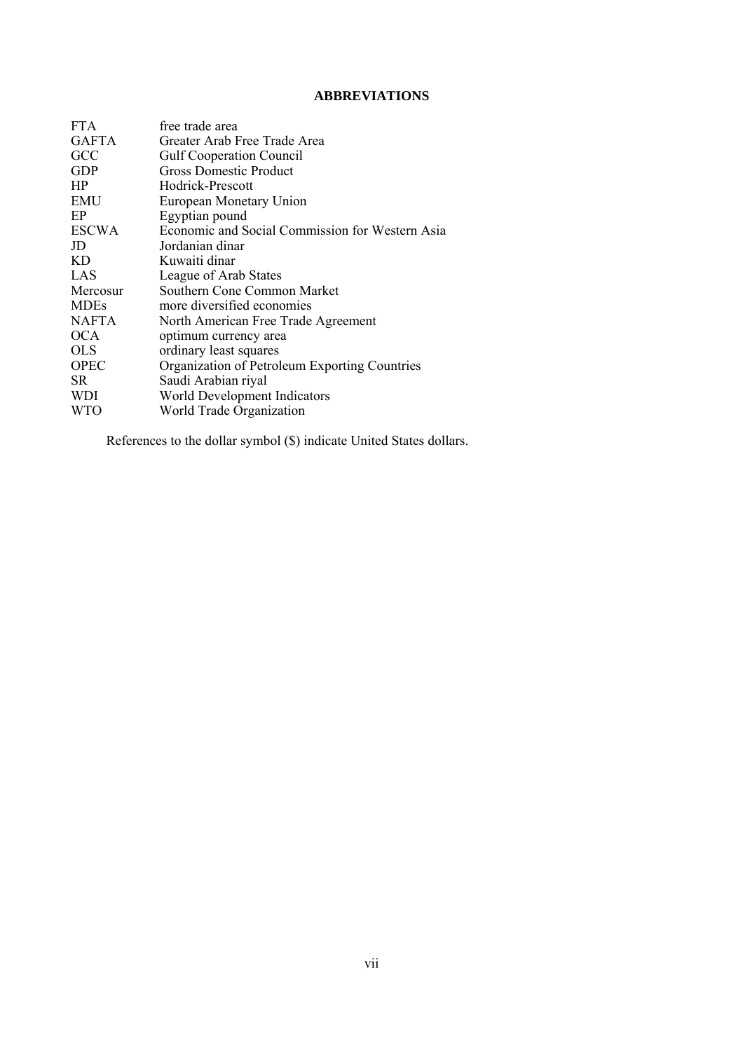## ABBREVIATIONS

| | |
|---|---|
| FTA | free trade area |
| GAFTA | Greater Arab Free Trade Area |
| GCC | Gulf Cooperation Council |
| GDP | Gross Domestic Product |
| HP | Hodrick-Prescott |
| EMU | European Monetary Union |
| EP | Egyptian pound |
| ESCWA | Economic and Social Commission for Western Asia |
| JD | Jordanian dinar |
| KD | Kuwaiti dinar |
| LAS | League of Arab States |
| Mercosur | Southern Cone Common Market |
| MDEs | more diversified economies |
| NAFTA | North American Free Trade Agreement |
| OCA | optimum currency area |
| OLS | ordinary least squares |
| OPEC | Organization of Petroleum Exporting Countries |
| SR | Saudi Arabian riyal |
| WDI | World Development Indicators |
| WTO | World Trade Organization |

References to the dollar symbol ($) indicate United States dollars.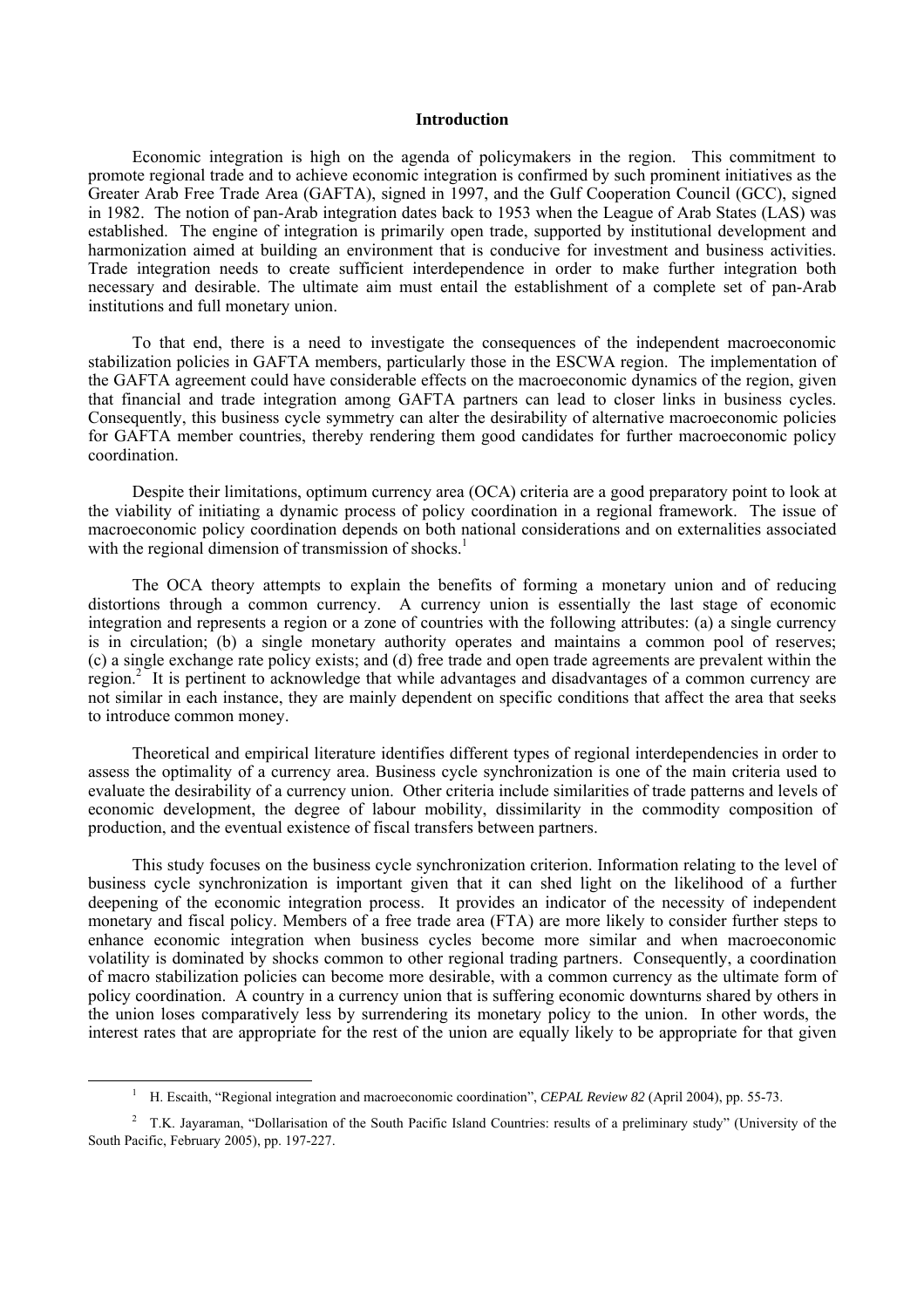## Introduction

Economic integration is high on the agenda of policymakers in the region. This commitment to promote regional trade and to achieve economic integration is confirmed by such prominent initiatives as the Greater Arab Free Trade Area (GAFTA), signed in 1997, and the Gulf Cooperation Council (GCC), signed in 1982. The notion of pan-Arab integration dates back to 1953 when the League of Arab States (LAS) was established. The engine of integration is primarily open trade, supported by institutional development and harmonization aimed at building an environment that is conducive for investment and business activities. Trade integration needs to create sufficient interdependence in order to make further integration both necessary and desirable. The ultimate aim must entail the establishment of a complete set of pan-Arab institutions and full monetary union.

To that end, there is a need to investigate the consequences of the independent macroeconomic stabilization policies in GAFTA members, particularly those in the ESCWA region. The implementation of the GAFTA agreement could have considerable effects on the macroeconomic dynamics of the region, given that financial and trade integration among GAFTA partners can lead to closer links in business cycles. Consequently, this business cycle symmetry can alter the desirability of alternative macroeconomic policies for GAFTA member countries, thereby rendering them good candidates for further macroeconomic policy coordination.

Despite their limitations, optimum currency area (OCA) criteria are a good preparatory point to look at the viability of initiating a dynamic process of policy coordination in a regional framework. The issue of macroeconomic policy coordination depends on both national considerations and on externalities associated with the regional dimension of transmission of shocks.[1]

The OCA theory attempts to explain the benefits of forming a monetary union and of reducing distortions through a common currency. A currency union is essentially the last stage of economic integration and represents a region or a zone of countries with the following attributes: (a) a single currency is in circulation; (b) a single monetary authority operates and maintains a common pool of reserves; (c) a single exchange rate policy exists; and (d) free trade and open trade agreements are prevalent within the region.[2] It is pertinent to acknowledge that while advantages and disadvantages of a common currency are not similar in each instance, they are mainly dependent on specific conditions that affect the area that seeks to introduce common money.

Theoretical and empirical literature identifies different types of regional interdependencies in order to assess the optimality of a currency area. Business cycle synchronization is one of the main criteria used to evaluate the desirability of a currency union. Other criteria include similarities of trade patterns and levels of economic development, the degree of labour mobility, dissimilarity in the commodity composition of production, and the eventual existence of fiscal transfers between partners.

This study focuses on the business cycle synchronization criterion. Information relating to the level of business cycle synchronization is important given that it can shed light on the likelihood of a further deepening of the economic integration process. It provides an indicator of the necessity of independent monetary and fiscal policy. Members of a free trade area (FTA) are more likely to consider further steps to enhance economic integration when business cycles become more similar and when macroeconomic volatility is dominated by shocks common to other regional trading partners. Consequently, a coordination of macro stabilization policies can become more desirable, with a common currency as the ultimate form of policy coordination. A country in a currency union that is suffering economic downturns shared by others in the union loses comparatively less by surrendering its monetary policy to the union. In other words, the interest rates that are appropriate for the rest of the union are equally likely to be appropriate for that given

[1] H. Escaith, "Regional integration and macroeconomic coordination", *CEPAL Review 82* (April 2004), pp. 55-73.

[2] T.K. Jayaraman, "Dollarisation of the South Pacific Island Countries: results of a preliminary study" (University of the South Pacific, February 2005), pp. 197-227.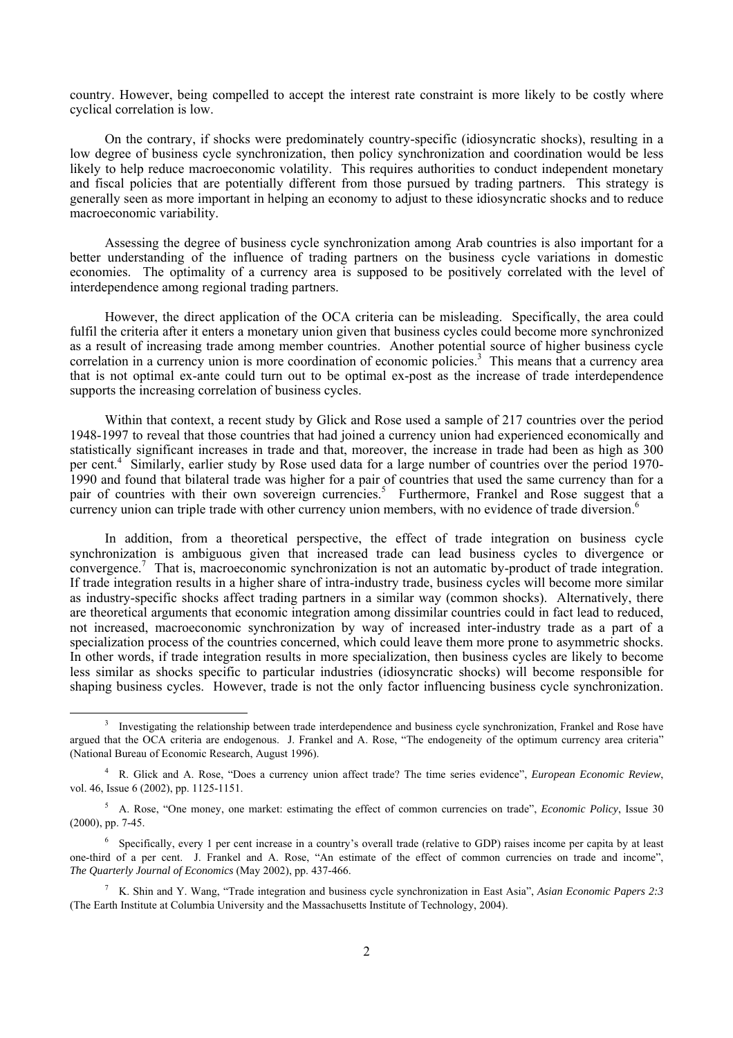country. However, being compelled to accept the interest rate constraint is more likely to be costly where cyclical correlation is low.

On the contrary, if shocks were predominately country-specific (idiosyncratic shocks), resulting in a low degree of business cycle synchronization, then policy synchronization and coordination would be less likely to help reduce macroeconomic volatility. This requires authorities to conduct independent monetary and fiscal policies that are potentially different from those pursued by trading partners. This strategy is generally seen as more important in helping an economy to adjust to these idiosyncratic shocks and to reduce macroeconomic variability.

Assessing the degree of business cycle synchronization among Arab countries is also important for a better understanding of the influence of trading partners on the business cycle variations in domestic economies. The optimality of a currency area is supposed to be positively correlated with the level of interdependence among regional trading partners.

However, the direct application of the OCA criteria can be misleading. Specifically, the area could fulfil the criteria after it enters a monetary union given that business cycles could become more synchronized as a result of increasing trade among member countries. Another potential source of higher business cycle correlation in a currency union is more coordination of economic policies.[3] This means that a currency area that is not optimal ex-ante could turn out to be optimal ex-post as the increase of trade interdependence supports the increasing correlation of business cycles.

Within that context, a recent study by Glick and Rose used a sample of 217 countries over the period 1948-1997 to reveal that those countries that had joined a currency union had experienced economically and statistically significant increases in trade and that, moreover, the increase in trade had been as high as 300 per cent.[4] Similarly, earlier study by Rose used data for a large number of countries over the period 1970-1990 and found that bilateral trade was higher for a pair of countries that used the same currency than for a pair of countries with their own sovereign currencies.[5] Furthermore, Frankel and Rose suggest that a currency union can triple trade with other currency union members, with no evidence of trade diversion.[6]

In addition, from a theoretical perspective, the effect of trade integration on business cycle synchronization is ambiguous given that increased trade can lead business cycles to divergence or convergence.[7] That is, macroeconomic synchronization is not an automatic by-product of trade integration. If trade integration results in a higher share of intra-industry trade, business cycles will become more similar as industry-specific shocks affect trading partners in a similar way (common shocks). Alternatively, there are theoretical arguments that economic integration among dissimilar countries could in fact lead to reduced, not increased, macroeconomic synchronization by way of increased inter-industry trade as a part of a specialization process of the countries concerned, which could leave them more prone to asymmetric shocks. In other words, if trade integration results in more specialization, then business cycles are likely to become less similar as shocks specific to particular industries (idiosyncratic shocks) will become responsible for shaping business cycles. However, trade is not the only factor influencing business cycle synchronization.

---

[3] Investigating the relationship between trade interdependence and business cycle synchronization, Frankel and Rose have argued that the OCA criteria are endogenous. J. Frankel and A. Rose, "The endogeneity of the optimum currency area criteria" (National Bureau of Economic Research, August 1996).

[4] R. Glick and A. Rose, "Does a currency union affect trade? The time series evidence", *European Economic Review*, vol. 46, Issue 6 (2002), pp. 1125-1151.

[5] A. Rose, "One money, one market: estimating the effect of common currencies on trade", *Economic Policy*, Issue 30 (2000), pp. 7-45.

[6] Specifically, every 1 per cent increase in a country's overall trade (relative to GDP) raises income per capita by at least one-third of a per cent. J. Frankel and A. Rose, "An estimate of the effect of common currencies on trade and income", *The Quarterly Journal of Economics* (May 2002), pp. 437-466.

[7] K. Shin and Y. Wang, "Trade integration and business cycle synchronization in East Asia", *Asian Economic Papers 2:3* (The Earth Institute at Columbia University and the Massachusetts Institute of Technology, 2004).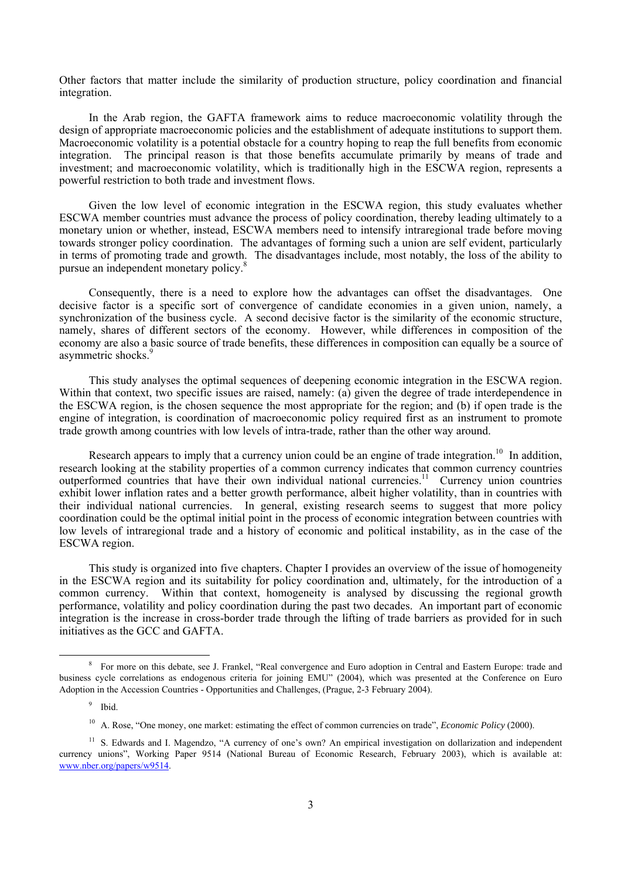Other factors that matter include the similarity of production structure, policy coordination and financial integration.

In the Arab region, the GAFTA framework aims to reduce macroeconomic volatility through the design of appropriate macroeconomic policies and the establishment of adequate institutions to support them. Macroeconomic volatility is a potential obstacle for a country hoping to reap the full benefits from economic integration. The principal reason is that those benefits accumulate primarily by means of trade and investment; and macroeconomic volatility, which is traditionally high in the ESCWA region, represents a powerful restriction to both trade and investment flows.

Given the low level of economic integration in the ESCWA region, this study evaluates whether ESCWA member countries must advance the process of policy coordination, thereby leading ultimately to a monetary union or whether, instead, ESCWA members need to intensify intraregional trade before moving towards stronger policy coordination. The advantages of forming such a union are self evident, particularly in terms of promoting trade and growth. The disadvantages include, most notably, the loss of the ability to pursue an independent monetary policy.[8]

Consequently, there is a need to explore how the advantages can offset the disadvantages. One decisive factor is a specific sort of convergence of candidate economies in a given union, namely, a synchronization of the business cycle. A second decisive factor is the similarity of the economic structure, namely, shares of different sectors of the economy. However, while differences in composition of the economy are also a basic source of trade benefits, these differences in composition can equally be a source of asymmetric shocks.[9]

This study analyses the optimal sequences of deepening economic integration in the ESCWA region. Within that context, two specific issues are raised, namely: (a) given the degree of trade interdependence in the ESCWA region, is the chosen sequence the most appropriate for the region; and (b) if open trade is the engine of integration, is coordination of macroeconomic policy required first as an instrument to promote trade growth among countries with low levels of intra-trade, rather than the other way around.

Research appears to imply that a currency union could be an engine of trade integration.[10] In addition, research looking at the stability properties of a common currency indicates that common currency countries outperformed countries that have their own individual national currencies.[11] Currency union countries exhibit lower inflation rates and a better growth performance, albeit higher volatility, than in countries with their individual national currencies. In general, existing research seems to suggest that more policy coordination could be the optimal initial point in the process of economic integration between countries with low levels of intraregional trade and a history of economic and political instability, as in the case of the ESCWA region.

This study is organized into five chapters. Chapter I provides an overview of the issue of homogeneity in the ESCWA region and its suitability for policy coordination and, ultimately, for the introduction of a common currency. Within that context, homogeneity is analysed by discussing the regional growth performance, volatility and policy coordination during the past two decades. An important part of economic integration is the increase in cross-border trade through the lifting of trade barriers as provided for in such initiatives as the GCC and GAFTA.

---

[8] For more on this debate, see J. Frankel, "Real convergence and Euro adoption in Central and Eastern Europe: trade and business cycle correlations as endogenous criteria for joining EMU" (2004), which was presented at the Conference on Euro Adoption in the Accession Countries - Opportunities and Challenges, (Prague, 2-3 February 2004).

[9] Ibid.

[10] A. Rose, "One money, one market: estimating the effect of common currencies on trade", *Economic Policy* (2000).

[11] S. Edwards and I. Magendzo, "A currency of one's own? An empirical investigation on dollarization and independent currency unions", Working Paper 9514 (National Bureau of Economic Research, February 2003), which is available at: www.nber.org/papers/w9514.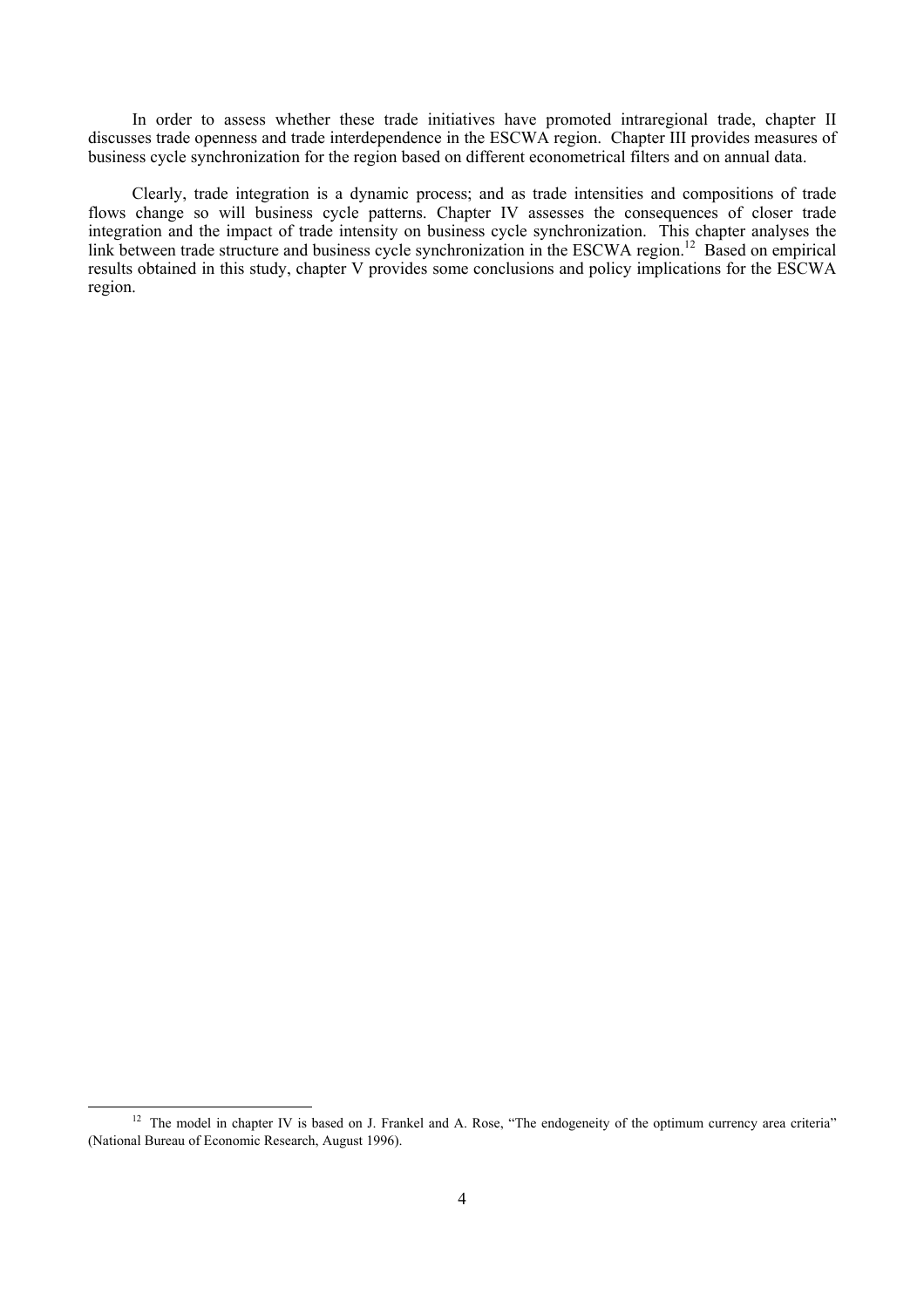In order to assess whether these trade initiatives have promoted intraregional trade, chapter II discusses trade openness and trade interdependence in the ESCWA region. Chapter III provides measures of business cycle synchronization for the region based on different econometrical filters and on annual data.

Clearly, trade integration is a dynamic process; and as trade intensities and compositions of trade flows change so will business cycle patterns. Chapter IV assesses the consequences of closer trade integration and the impact of trade intensity on business cycle synchronization. This chapter analyses the link between trade structure and business cycle synchronization in the ESCWA region.[12] Based on empirical results obtained in this study, chapter V provides some conclusions and policy implications for the ESCWA region.

---

[12] The model in chapter IV is based on J. Frankel and A. Rose, "The endogeneity of the optimum currency area criteria" (National Bureau of Economic Research, August 1996).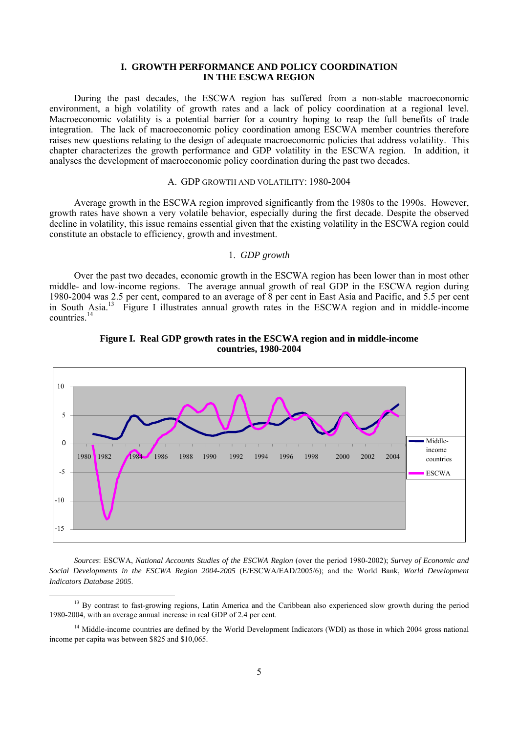## I. GROWTH PERFORMANCE AND POLICY COORDINATION IN THE ESCWA REGION

During the past decades, the ESCWA region has suffered from a non-stable macroeconomic environment, a high volatility of growth rates and a lack of policy coordination at a regional level. Macroeconomic volatility is a potential barrier for a country hoping to reap the full benefits of trade integration. The lack of macroeconomic policy coordination among ESCWA member countries therefore raises new questions relating to the design of adequate macroeconomic policies that address volatility. This chapter characterizes the growth performance and GDP volatility in the ESCWA region. In addition, it analyses the development of macroeconomic policy coordination during the past two decades.

### A. GDP GROWTH AND VOLATILITY: 1980-2004

Average growth in the ESCWA region improved significantly from the 1980s to the 1990s. However, growth rates have shown a very volatile behavior, especially during the first decade. Despite the observed decline in volatility, this issue remains essential given that the existing volatility in the ESCWA region could constitute an obstacle to efficiency, growth and investment.

#### 1. *GDP growth*

Over the past two decades, economic growth in the ESCWA region has been lower than in most other middle- and low-income regions. The average annual growth of real GDP in the ESCWA region during 1980-2004 was 2.5 per cent, compared to an average of 8 per cent in East Asia and Pacific, and 5.5 per cent in South Asia.[13] Figure I illustrates annual growth rates in the ESCWA region and in middle-income countries.[14]

**Figure I. Real GDP growth rates in the ESCWA region and in middle-income countries, 1980-2004**

10
5
0
-5
-10
-15

1980 1982 1984 1986 1988 1990 1992 1994 1996 1998 2000 2002 2004

Middle-income countries
ESCWA

*Sources*: ESCWA, *National Accounts Studies of the ESCWA Region* (over the period 1980-2002); *Survey of Economic and Social Developments in the ESCWA Region 2004-2005* (E/ESCWA/EAD/2005/6); and the World Bank, *World Development Indicators Database 2005*.

---

[13] By contrast to fast-growing regions, Latin America and the Caribbean also experienced slow growth during the period 1980-2004, with an average annual increase in real GDP of 2.4 per cent.

[14] Middle-income countries are defined by the World Development Indicators (WDI) as those in which 2004 gross national income per capita was between $825 and $10,065.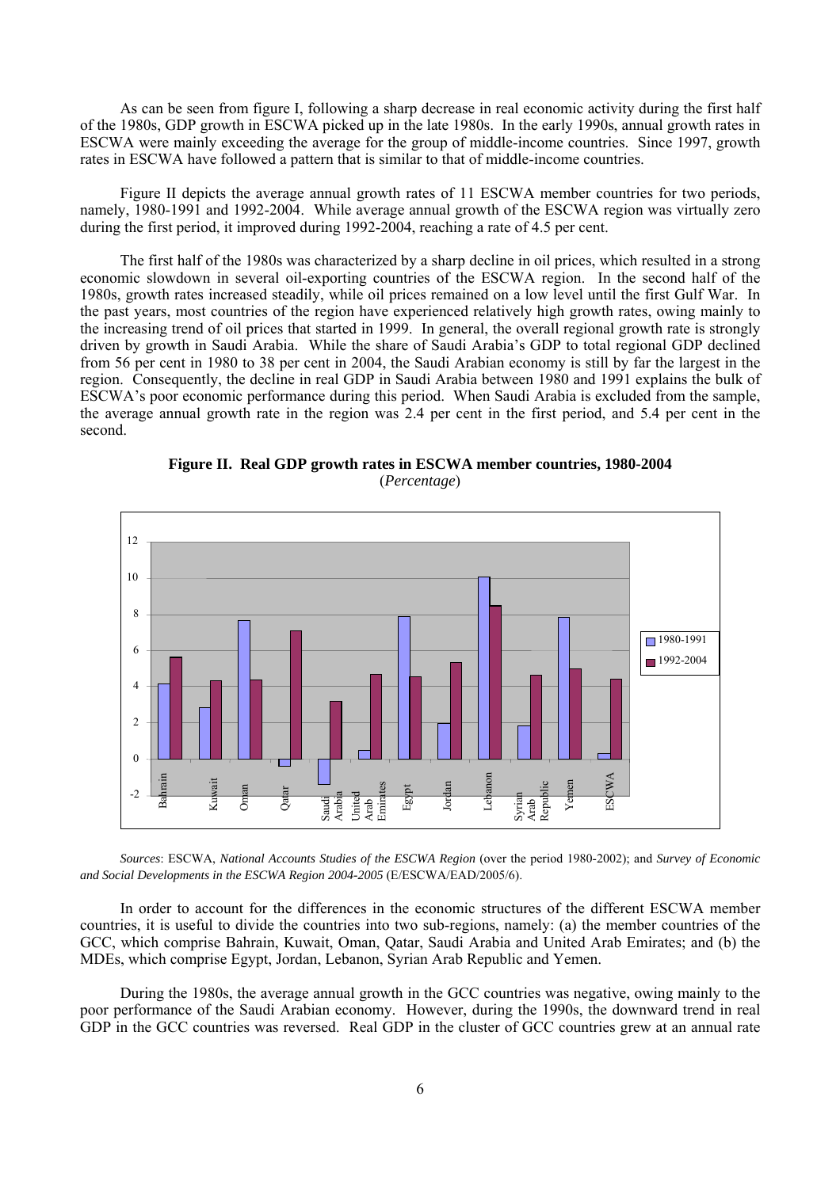As can be seen from figure I, following a sharp decrease in real economic activity during the first half of the 1980s, GDP growth in ESCWA picked up in the late 1980s. In the early 1990s, annual growth rates in ESCWA were mainly exceeding the average for the group of middle-income countries. Since 1997, growth rates in ESCWA have followed a pattern that is similar to that of middle-income countries.

Figure II depicts the average annual growth rates of 11 ESCWA member countries for two periods, namely, 1980-1991 and 1992-2004. While average annual growth of the ESCWA region was virtually zero during the first period, it improved during 1992-2004, reaching a rate of 4.5 per cent.

The first half of the 1980s was characterized by a sharp decline in oil prices, which resulted in a strong economic slowdown in several oil-exporting countries of the ESCWA region. In the second half of the 1980s, growth rates increased steadily, while oil prices remained on a low level until the first Gulf War. In the past years, most countries of the region have experienced relatively high growth rates, owing mainly to the increasing trend of oil prices that started in 1999. In general, the overall regional growth rate is strongly driven by growth in Saudi Arabia. While the share of Saudi Arabia's GDP to total regional GDP declined from 56 per cent in 1980 to 38 per cent in 2004, the Saudi Arabian economy is still by far the largest in the region. Consequently, the decline in real GDP in Saudi Arabia between 1980 and 1991 explains the bulk of ESCWA's poor economic performance during this period. When Saudi Arabia is excluded from the sample, the average annual growth rate in the region was 2.4 per cent in the first period, and 5.4 per cent in the second.

**Figure II. Real GDP growth rates in ESCWA member countries, 1980-2004**
(*Percentage*)

12
10
8
6
4
2
0
-2

Bahrain
Kuwait
Oman
Qatar
Saudi Arabia
United Arab Emirates
Egypt
Jordan
Lebanon
Syrian Arab Republic
Yemen
ESCWA

1980-1991
1992-2004

*Sources*: ESCWA, *National Accounts Studies of the ESCWA Region* (over the period 1980-2002); and *Survey of Economic and Social Developments in the ESCWA Region 2004-2005* (E/ESCWA/EAD/2005/6).

In order to account for the differences in the economic structures of the different ESCWA member countries, it is useful to divide the countries into two sub-regions, namely: (a) the member countries of the GCC, which comprise Bahrain, Kuwait, Oman, Qatar, Saudi Arabia and United Arab Emirates; and (b) the MDEs, which comprise Egypt, Jordan, Lebanon, Syrian Arab Republic and Yemen.

During the 1980s, the average annual growth in the GCC countries was negative, owing mainly to the poor performance of the Saudi Arabian economy. However, during the 1990s, the downward trend in real GDP in the GCC countries was reversed. Real GDP in the cluster of GCC countries grew at an annual rate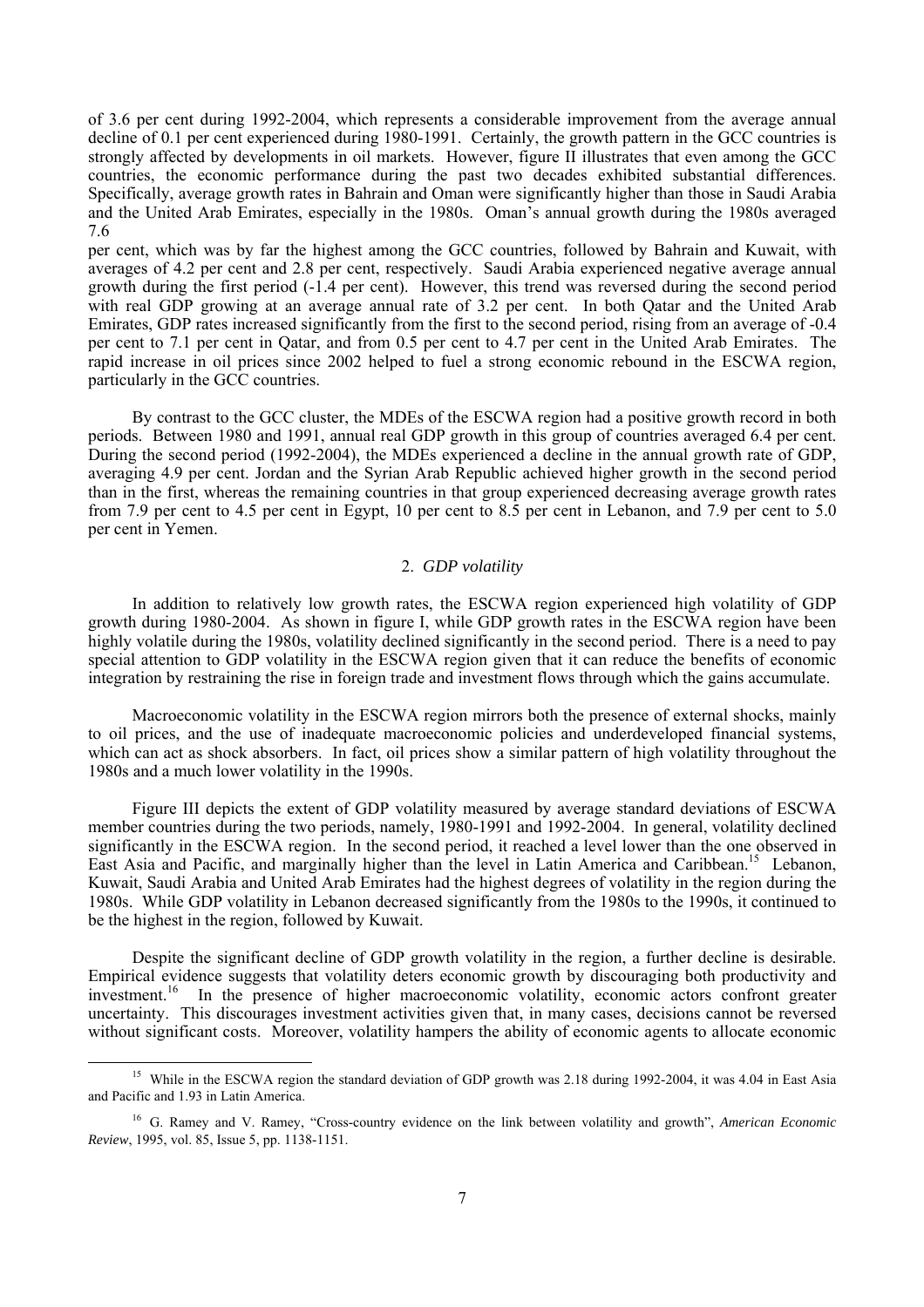of 3.6 per cent during 1992-2004, which represents a considerable improvement from the average annual decline of 0.1 per cent experienced during 1980-1991. Certainly, the growth pattern in the GCC countries is strongly affected by developments in oil markets. However, figure II illustrates that even among the GCC countries, the economic performance during the past two decades exhibited substantial differences. Specifically, average growth rates in Bahrain and Oman were significantly higher than those in Saudi Arabia and the United Arab Emirates, especially in the 1980s. Oman's annual growth during the 1980s averaged 7.6 per cent, which was by far the highest among the GCC countries, followed by Bahrain and Kuwait, with averages of 4.2 per cent and 2.8 per cent, respectively. Saudi Arabia experienced negative average annual growth during the first period (-1.4 per cent). However, this trend was reversed during the second period with real GDP growing at an average annual rate of 3.2 per cent. In both Qatar and the United Arab Emirates, GDP rates increased significantly from the first to the second period, rising from an average of -0.4 per cent to 7.1 per cent in Qatar, and from 0.5 per cent to 4.7 per cent in the United Arab Emirates. The rapid increase in oil prices since 2002 helped to fuel a strong economic rebound in the ESCWA region, particularly in the GCC countries.

By contrast to the GCC cluster, the MDEs of the ESCWA region had a positive growth record in both periods. Between 1980 and 1991, annual real GDP growth in this group of countries averaged 6.4 per cent. During the second period (1992-2004), the MDEs experienced a decline in the annual growth rate of GDP, averaging 4.9 per cent. Jordan and the Syrian Arab Republic achieved higher growth in the second period than in the first, whereas the remaining countries in that group experienced decreasing average growth rates from 7.9 per cent to 4.5 per cent in Egypt, 10 per cent to 8.5 per cent in Lebanon, and 7.9 per cent to 5.0 per cent in Yemen.

### 2. *GDP volatility*

In addition to relatively low growth rates, the ESCWA region experienced high volatility of GDP growth during 1980-2004. As shown in figure I, while GDP growth rates in the ESCWA region have been highly volatile during the 1980s, volatility declined significantly in the second period. There is a need to pay special attention to GDP volatility in the ESCWA region given that it can reduce the benefits of economic integration by restraining the rise in foreign trade and investment flows through which the gains accumulate.

Macroeconomic volatility in the ESCWA region mirrors both the presence of external shocks, mainly to oil prices, and the use of inadequate macroeconomic policies and underdeveloped financial systems, which can act as shock absorbers. In fact, oil prices show a similar pattern of high volatility throughout the 1980s and a much lower volatility in the 1990s.

Figure III depicts the extent of GDP volatility measured by average standard deviations of ESCWA member countries during the two periods, namely, 1980-1991 and 1992-2004. In general, volatility declined significantly in the ESCWA region. In the second period, it reached a level lower than the one observed in East Asia and Pacific, and marginally higher than the level in Latin America and Caribbean.[15] Lebanon, Kuwait, Saudi Arabia and United Arab Emirates had the highest degrees of volatility in the region during the 1980s. While GDP volatility in Lebanon decreased significantly from the 1980s to the 1990s, it continued to be the highest in the region, followed by Kuwait.

Despite the significant decline of GDP growth volatility in the region, a further decline is desirable. Empirical evidence suggests that volatility deters economic growth by discouraging both productivity and investment.[16] In the presence of higher macroeconomic volatility, economic actors confront greater uncertainty. This discourages investment activities given that, in many cases, decisions cannot be reversed without significant costs. Moreover, volatility hampers the ability of economic agents to allocate economic

---

[15] While in the ESCWA region the standard deviation of GDP growth was 2.18 during 1992-2004, it was 4.04 in East Asia and Pacific and 1.93 in Latin America.

[16] G. Ramey and V. Ramey, "Cross-country evidence on the link between volatility and growth", *American Economic Review*, 1995, vol. 85, Issue 5, pp. 1138-1151.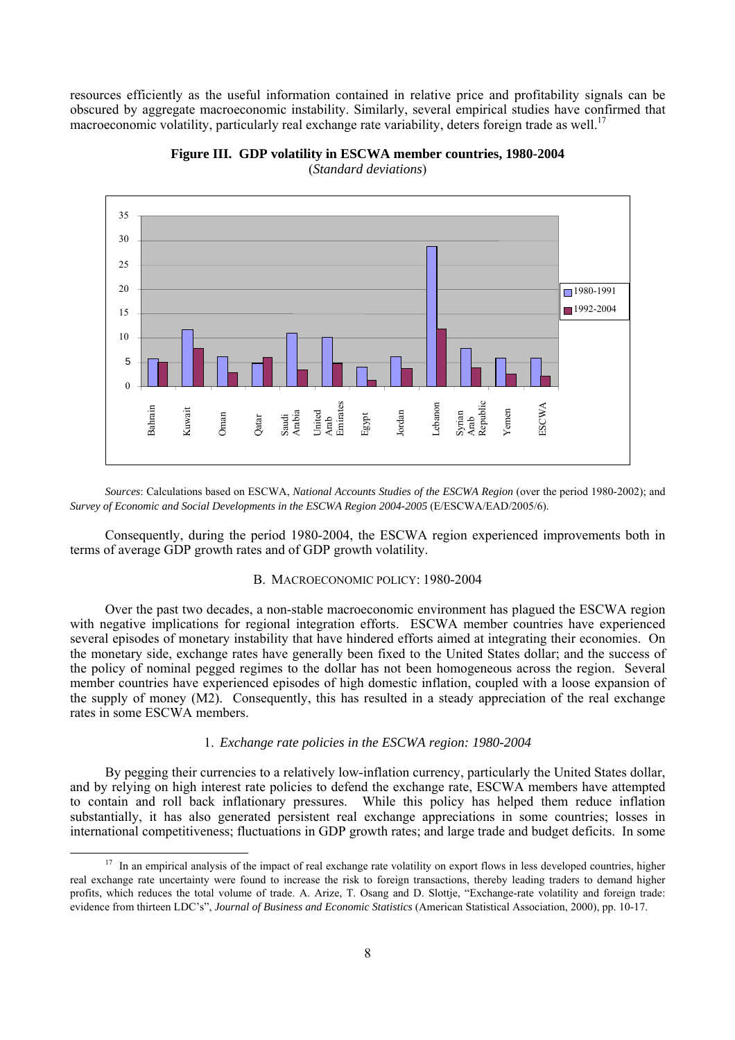resources efficiently as the useful information contained in relative price and profitability signals can be obscured by aggregate macroeconomic instability. Similarly, several empirical studies have confirmed that macroeconomic volatility, particularly real exchange rate variability, deters foreign trade as well.[17]

**Figure III. GDP volatility in ESCWA member countries, 1980-2004**
(*Standard deviations*)

35
30
25
20
15
10
5
0

1980-1991
1992-2004

Bahrain
Kuwait
Oman
Qatar
Saudi Arabia
United Arab Emirates
Egypt
Jordan
Lebanon
Syrian Arab Republic
Yemen
ESCWA

*Sources*: Calculations based on ESCWA, *National Accounts Studies of the ESCWA Region* (over the period 1980-2002); and *Survey of Economic and Social Developments in the ESCWA Region 2004-2005* (E/ESCWA/EAD/2005/6).

Consequently, during the period 1980-2004, the ESCWA region experienced improvements both in terms of average GDP growth rates and of GDP growth volatility.

## B. MACROECONOMIC POLICY: 1980-2004

Over the past two decades, a non-stable macroeconomic environment has plagued the ESCWA region with negative implications for regional integration efforts. ESCWA member countries have experienced several episodes of monetary instability that have hindered efforts aimed at integrating their economies. On the monetary side, exchange rates have generally been fixed to the United States dollar; and the success of the policy of nominal pegged regimes to the dollar has not been homogeneous across the region. Several member countries have experienced episodes of high domestic inflation, coupled with a loose expansion of the supply of money (M2). Consequently, this has resulted in a steady appreciation of the real exchange rates in some ESCWA members.

### 1. *Exchange rate policies in the ESCWA region: 1980-2004*

By pegging their currencies to a relatively low-inflation currency, particularly the United States dollar, and by relying on high interest rate policies to defend the exchange rate, ESCWA members have attempted to contain and roll back inflationary pressures. While this policy has helped them reduce inflation substantially, it has also generated persistent real exchange appreciations in some countries; losses in international competitiveness; fluctuations in GDP growth rates; and large trade and budget deficits. In some

[17] In an empirical analysis of the impact of real exchange rate volatility on export flows in less developed countries, higher real exchange rate uncertainty were found to increase the risk to foreign transactions, thereby leading traders to demand higher profits, which reduces the total volume of trade. A. Arize, T. Osang and D. Slottje, "Exchange-rate volatility and foreign trade: evidence from thirteen LDC's", *Journal of Business and Economic Statistics* (American Statistical Association, 2000), pp. 10-17.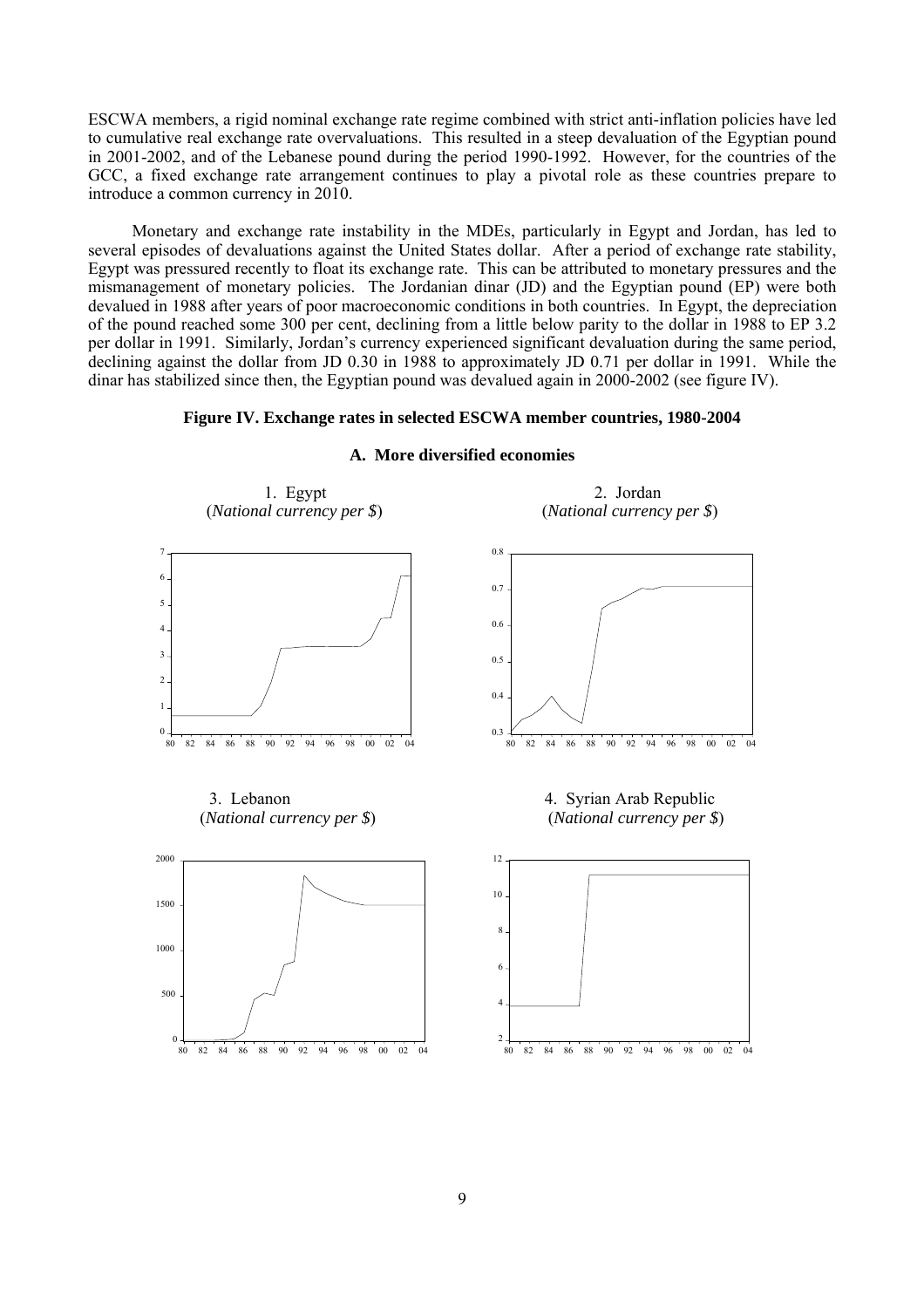ESCWA members, a rigid nominal exchange rate regime combined with strict anti-inflation policies have led to cumulative real exchange rate overvaluations. This resulted in a steep devaluation of the Egyptian pound in 2001-2002, and of the Lebanese pound during the period 1990-1992. However, for the countries of the GCC, a fixed exchange rate arrangement continues to play a pivotal role as these countries prepare to introduce a common currency in 2010.

Monetary and exchange rate instability in the MDEs, particularly in Egypt and Jordan, has led to several episodes of devaluations against the United States dollar. After a period of exchange rate stability, Egypt was pressured recently to float its exchange rate. This can be attributed to monetary pressures and the mismanagement of monetary policies. The Jordanian dinar (JD) and the Egyptian pound (EP) were both devalued in 1988 after years of poor macroeconomic conditions in both countries. In Egypt, the depreciation of the pound reached some 300 per cent, declining from a little below parity to the dollar in 1988 to EP 3.2 per dollar in 1991. Similarly, Jordan's currency experienced significant devaluation during the same period, declining against the dollar from JD 0.30 in 1988 to approximately JD 0.71 per dollar in 1991. While the dinar has stabilized since then, the Egyptian pound was devalued again in 2000-2002 (see figure IV).

**Figure IV. Exchange rates in selected ESCWA member countries, 1980-2004**

**A. More diversified economies**

1. Egypt
(*National currency per $*)

0 1 2 3 4 5 6 7

80 82 84 86 88 90 92 94 96 98 00 02 04

2. Jordan
(*National currency per $*)

0.3 0.4 0.5 0.6 0.7 0.8

80 82 84 86 88 90 92 94 96 98 00 02 04

3. Lebanon
(*National currency per $*)

0 500 1000 1500 2000

80 82 84 86 88 90 92 94 96 98 00 02 04

4. Syrian Arab Republic
(*National currency per $*)

2 4 6 8 10 12

80 82 84 86 88 90 92 94 96 98 00 02 04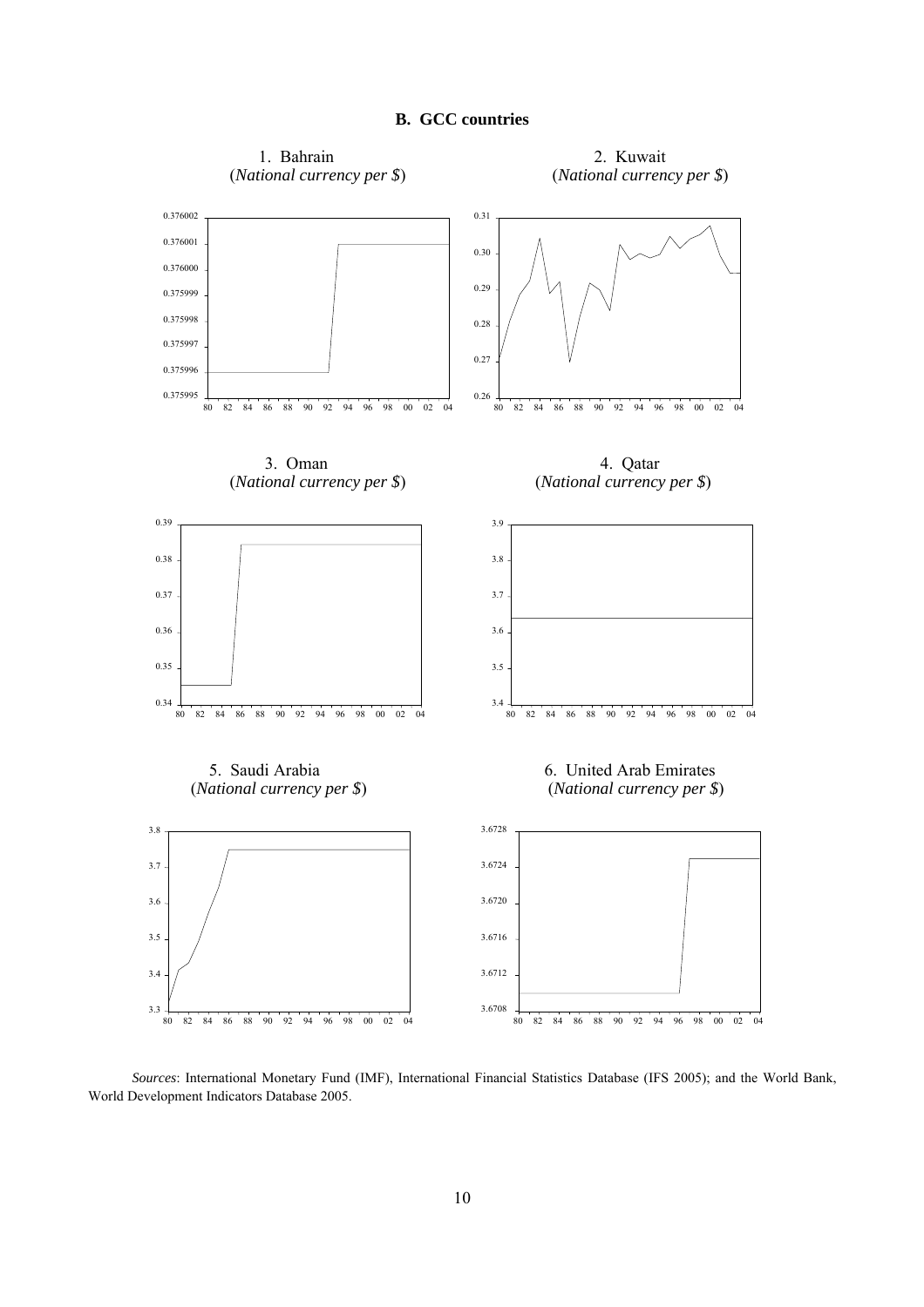**B. GCC countries**

1. Bahrain
(*National currency per $*)

0.376002
0.376001
0.376000
0.375999
0.375998
0.375997
0.375996
0.375995
80 82 84 86 88 90 92 94 96 98 00 02 04

2. Kuwait
(*National currency per $*)

0.31
0.30
0.29
0.28
0.27
0.26
80 82 84 86 88 90 92 94 96 98 00 02 04

3. Oman
(*National currency per $*)

0.39
0.38
0.37
0.36
0.35
0.34
80 82 84 86 88 90 92 94 96 98 00 02 04

4. Qatar
(*National currency per $*)

3.9
3.8
3.7
3.6
3.5
3.4
80 82 84 86 88 90 92 94 96 98 00 02 04

5. Saudi Arabia
(*National currency per $*)

3.8
3.7
3.6
3.5
3.4
3.3
80 82 84 86 88 90 92 94 96 98 00 02 04

6. United Arab Emirates
(*National currency per $*)

3.6728
3.6724
3.6720
3.6716
3.6712
3.6708
80 82 84 86 88 90 92 94 96 98 00 02 04

*Sources*: International Monetary Fund (IMF), International Financial Statistics Database (IFS 2005); and the World Bank, World Development Indicators Database 2005.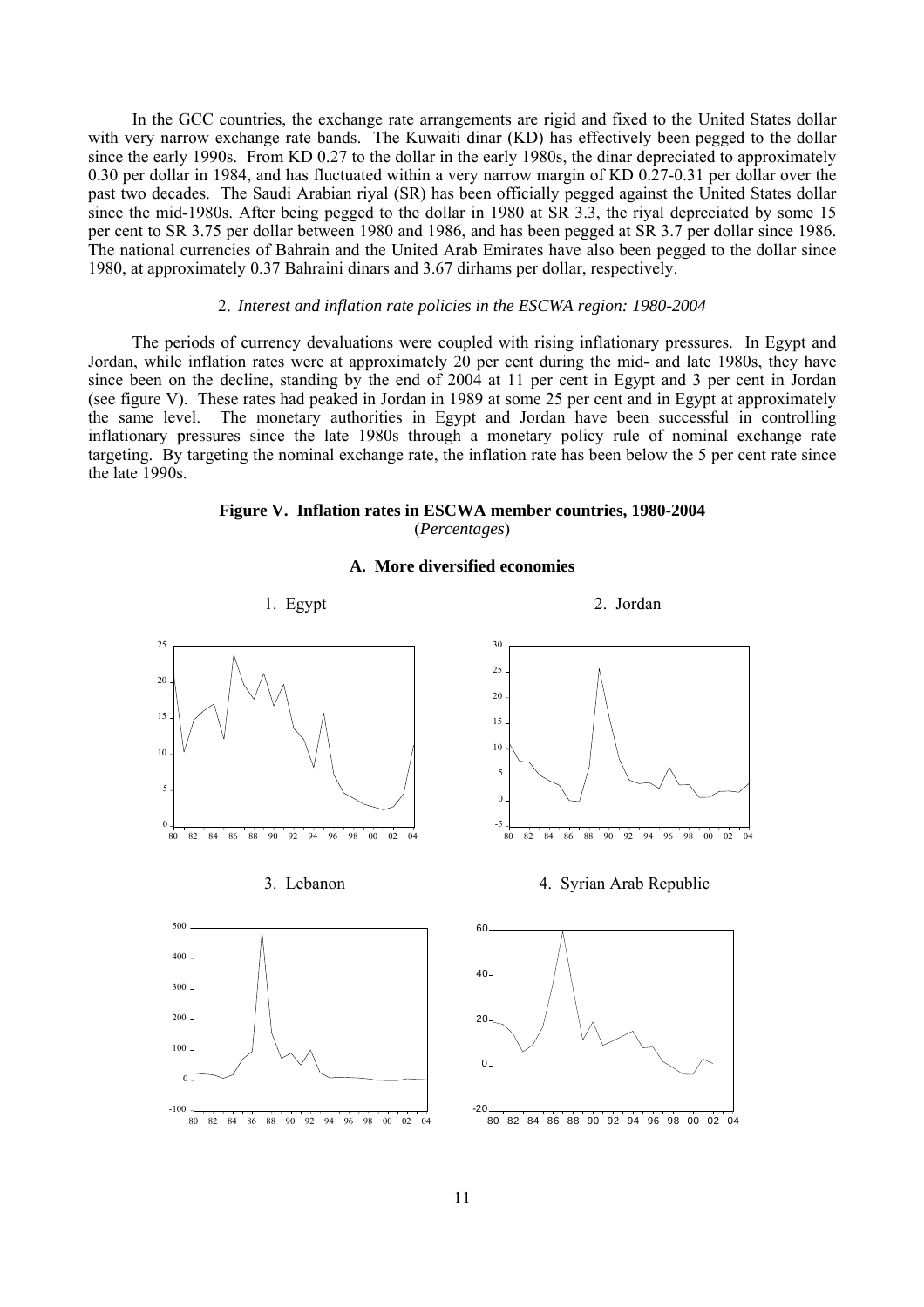In the GCC countries, the exchange rate arrangements are rigid and fixed to the United States dollar with very narrow exchange rate bands. The Kuwaiti dinar (KD) has effectively been pegged to the dollar since the early 1990s. From KD 0.27 to the dollar in the early 1980s, the dinar depreciated to approximately 0.30 per dollar in 1984, and has fluctuated within a very narrow margin of KD 0.27-0.31 per dollar over the past two decades. The Saudi Arabian riyal (SR) has been officially pegged against the United States dollar since the mid-1980s. After being pegged to the dollar in 1980 at SR 3.3, the riyal depreciated by some 15 per cent to SR 3.75 per dollar between 1980 and 1986, and has been pegged at SR 3.7 per dollar since 1986. The national currencies of Bahrain and the United Arab Emirates have also been pegged to the dollar since 1980, at approximately 0.37 Bahraini dinars and 3.67 dirhams per dollar, respectively.

### 2. *Interest and inflation rate policies in the ESCWA region: 1980-2004*

The periods of currency devaluations were coupled with rising inflationary pressures. In Egypt and Jordan, while inflation rates were at approximately 20 per cent during the mid- and late 1980s, they have since been on the decline, standing by the end of 2004 at 11 per cent in Egypt and 3 per cent in Jordan (see figure V). These rates had peaked in Jordan in 1989 at some 25 per cent and in Egypt at approximately the same level. The monetary authorities in Egypt and Jordan have been successful in controlling inflationary pressures since the late 1980s through a monetary policy rule of nominal exchange rate targeting. By targeting the nominal exchange rate, the inflation rate has been below the 5 per cent rate since the late 1990s.

**Figure V. Inflation rates in ESCWA member countries, 1980-2004**
(*Percentages*)

**A. More diversified economies**

1. Egypt

25
20
15
10
5
0
80 82 84 86 88 90 92 94 96 98 00 02 04

2. Jordan

30
25
20
15
10
5
0
-5
80 82 84 86 88 90 92 94 96 98 00 02 04

3. Lebanon

500
400
300
200
100
0
-100
80 82 84 86 88 90 92 94 96 98 00 02 04

4. Syrian Arab Republic

60
40
20
0
-20
80 82 84 86 88 90 92 94 96 98 00 02 04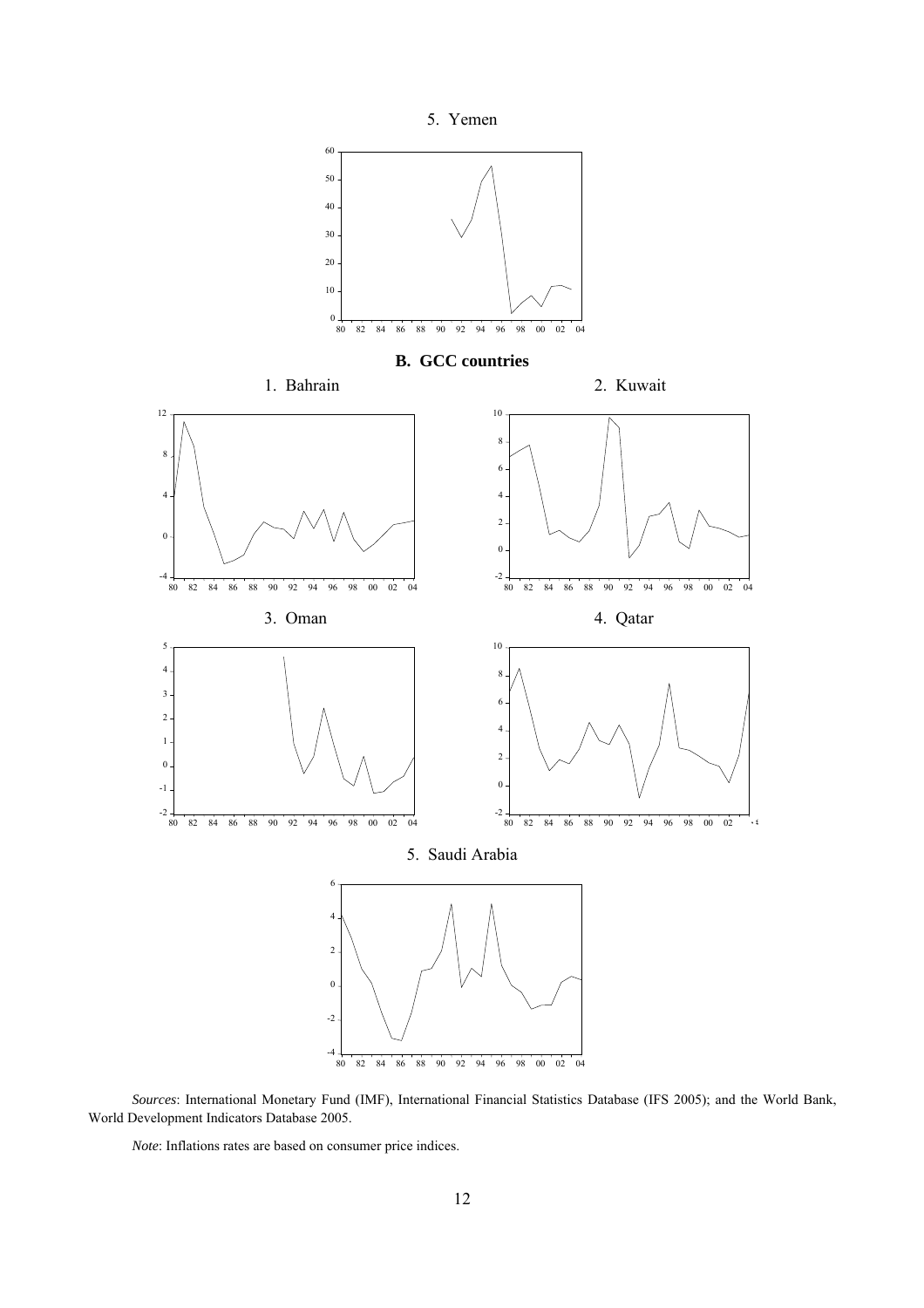5. Yemen

60
50
40
30
20
10
0
80 82 84 86 88 90 92 94 96 98 00 02 04

**B. GCC countries**

1. Bahrain

12
8
4
0
-4
80 82 84 86 88 90 92 94 96 98 00 02 04

2. Kuwait

10
8
6
4
2
0
-2
80 82 84 86 88 90 92 94 96 98 00 02 04

3. Oman

5
4
3
2
1
0
-1
-2
80 82 84 86 88 90 92 94 96 98 00 02 04

4. Qatar

10
8
6
4
2
0
-2
80 82 84 86 88 90 92 94 96 98 00 02 04

5. Saudi Arabia

6
4
2
0
-2
-4
80 82 84 86 88 90 92 94 96 98 00 02 04

*Sources*: International Monetary Fund (IMF), International Financial Statistics Database (IFS 2005); and the World Bank, World Development Indicators Database 2005.

*Note*: Inflations rates are based on consumer price indices.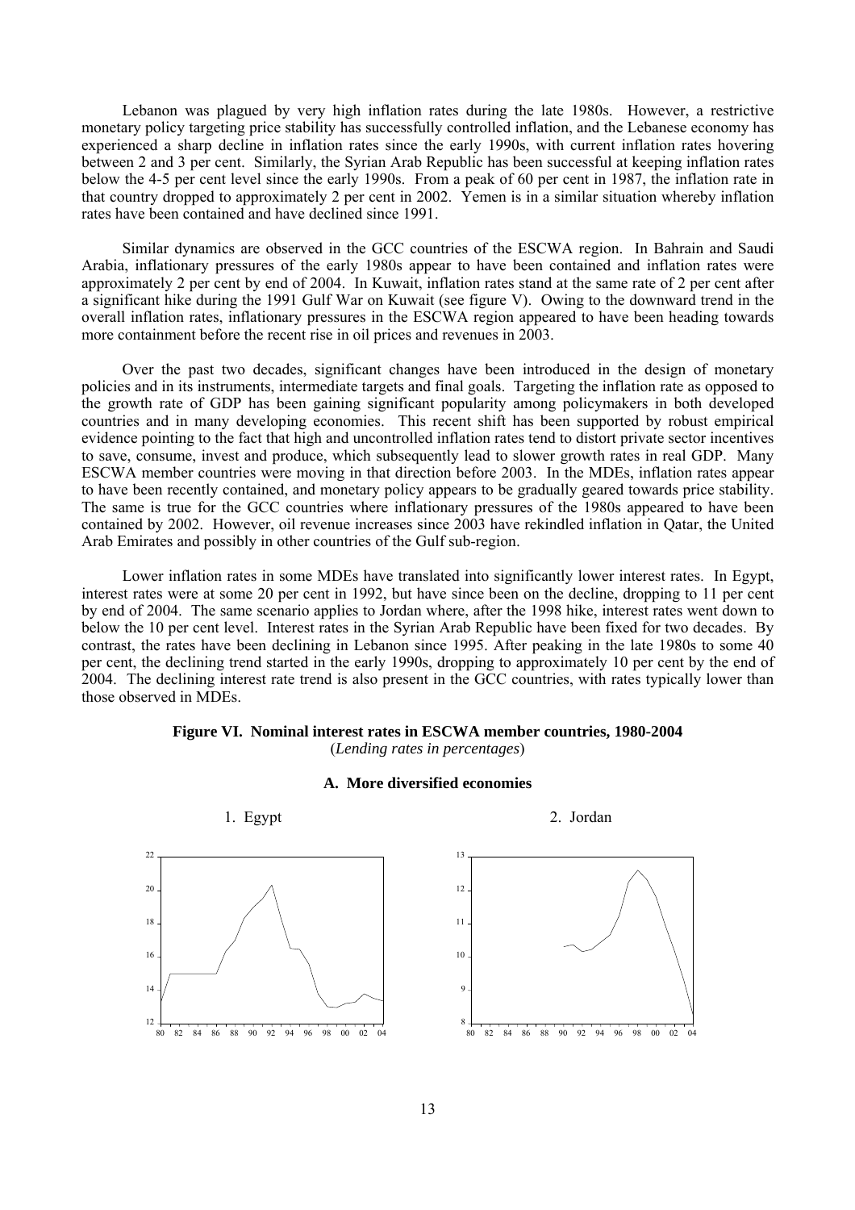Lebanon was plagued by very high inflation rates during the late 1980s. However, a restrictive monetary policy targeting price stability has successfully controlled inflation, and the Lebanese economy has experienced a sharp decline in inflation rates since the early 1990s, with current inflation rates hovering between 2 and 3 per cent. Similarly, the Syrian Arab Republic has been successful at keeping inflation rates below the 4-5 per cent level since the early 1990s. From a peak of 60 per cent in 1987, the inflation rate in that country dropped to approximately 2 per cent in 2002. Yemen is in a similar situation whereby inflation rates have been contained and have declined since 1991.

Similar dynamics are observed in the GCC countries of the ESCWA region. In Bahrain and Saudi Arabia, inflationary pressures of the early 1980s appear to have been contained and inflation rates were approximately 2 per cent by end of 2004. In Kuwait, inflation rates stand at the same rate of 2 per cent after a significant hike during the 1991 Gulf War on Kuwait (see figure V). Owing to the downward trend in the overall inflation rates, inflationary pressures in the ESCWA region appeared to have been heading towards more containment before the recent rise in oil prices and revenues in 2003.

Over the past two decades, significant changes have been introduced in the design of monetary policies and in its instruments, intermediate targets and final goals. Targeting the inflation rate as opposed to the growth rate of GDP has been gaining significant popularity among policymakers in both developed countries and in many developing economies. This recent shift has been supported by robust empirical evidence pointing to the fact that high and uncontrolled inflation rates tend to distort private sector incentives to save, consume, invest and produce, which subsequently lead to slower growth rates in real GDP. Many ESCWA member countries were moving in that direction before 2003. In the MDEs, inflation rates appear to have been recently contained, and monetary policy appears to be gradually geared towards price stability. The same is true for the GCC countries where inflationary pressures of the 1980s appeared to have been contained by 2002. However, oil revenue increases since 2003 have rekindled inflation in Qatar, the United Arab Emirates and possibly in other countries of the Gulf sub-region.

Lower inflation rates in some MDEs have translated into significantly lower interest rates. In Egypt, interest rates were at some 20 per cent in 1992, but have since been on the decline, dropping to 11 per cent by end of 2004. The same scenario applies to Jordan where, after the 1998 hike, interest rates went down to below the 10 per cent level. Interest rates in the Syrian Arab Republic have been fixed for two decades. By contrast, the rates have been declining in Lebanon since 1995. After peaking in the late 1980s to some 40 per cent, the declining trend started in the early 1990s, dropping to approximately 10 per cent by the end of 2004. The declining interest rate trend is also present in the GCC countries, with rates typically lower than those observed in MDEs.

**Figure VI. Nominal interest rates in ESCWA member countries, 1980-2004**
(*Lending rates in percentages*)

**A. More diversified economies**

1. Egypt

22
20
18
16
14
12
80 82 84 86 88 90 92 94 96 98 00 02 04

2. Jordan

13
12
11
10
9
8
80 82 84 86 88 90 92 94 96 98 00 02 04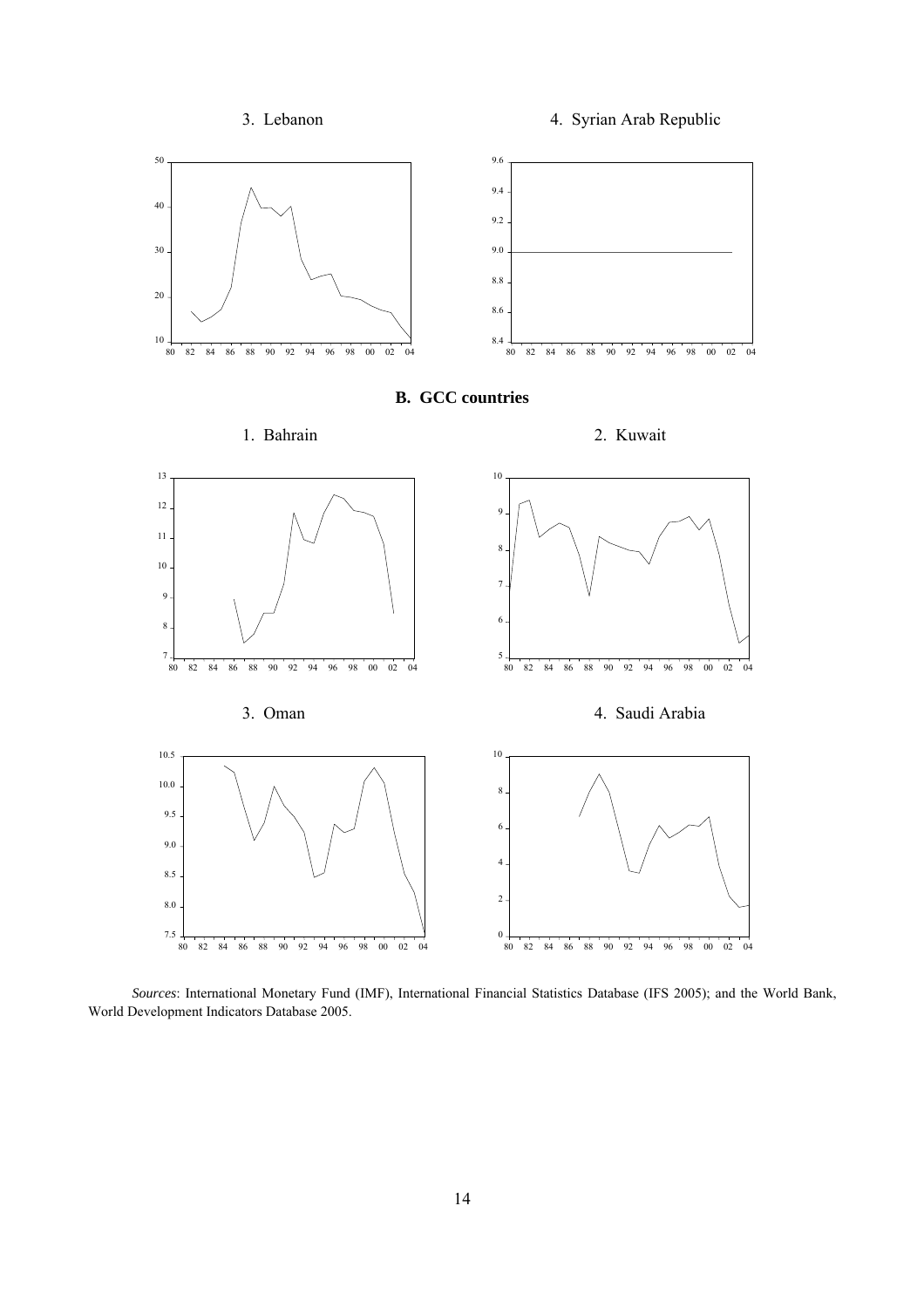3. Lebanon

50
40
30
20
10
80 82 84 86 88 90 92 94 96 98 00 02 04

4. Syrian Arab Republic

9.6
9.4
9.2
9.0
8.8
8.6
8.4
80 82 84 86 88 90 92 94 96 98 00 02 04

**B. GCC countries**

1. Bahrain

13
12
11
10
9
8
7
80 82 84 86 88 90 92 94 96 98 00 02 04

2. Kuwait

10
9
8
7
6
5
80 82 84 86 88 90 92 94 96 98 00 02 04

3. Oman

10.5
10.0
9.5
9.0
8.5
8.0
7.5
80 82 84 86 88 90 92 94 96 98 00 02 04

4. Saudi Arabia

10
8
6
4
2
0
80 82 84 86 88 90 92 94 96 98 00 02 04

*Sources*: International Monetary Fund (IMF), International Financial Statistics Database (IFS 2005); and the World Bank, World Development Indicators Database 2005.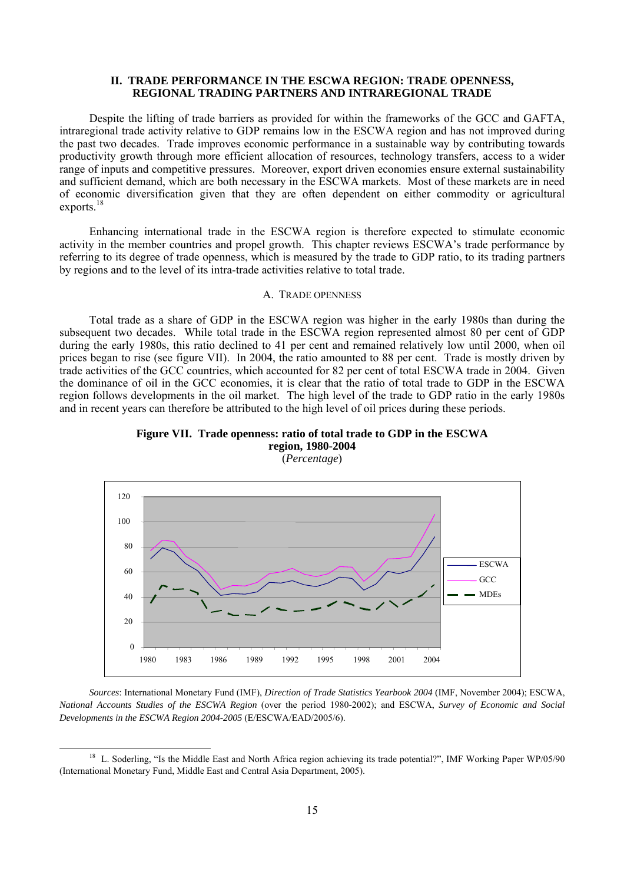## II. TRADE PERFORMANCE IN THE ESCWA REGION: TRADE OPENNESS, REGIONAL TRADING PARTNERS AND INTRAREGIONAL TRADE

Despite the lifting of trade barriers as provided for within the frameworks of the GCC and GAFTA, intraregional trade activity relative to GDP remains low in the ESCWA region and has not improved during the past two decades. Trade improves economic performance in a sustainable way by contributing towards productivity growth through more efficient allocation of resources, technology transfers, access to a wider range of inputs and competitive pressures. Moreover, export driven economies ensure external sustainability and sufficient demand, which are both necessary in the ESCWA markets. Most of these markets are in need of economic diversification given that they are often dependent on either commodity or agricultural exports.[18]

Enhancing international trade in the ESCWA region is therefore expected to stimulate economic activity in the member countries and propel growth. This chapter reviews ESCWA's trade performance by referring to its degree of trade openness, which is measured by the trade to GDP ratio, to its trading partners by regions and to the level of its intra-trade activities relative to total trade.

### A. TRADE OPENNESS

Total trade as a share of GDP in the ESCWA region was higher in the early 1980s than during the subsequent two decades. While total trade in the ESCWA region represented almost 80 per cent of GDP during the early 1980s, this ratio declined to 41 per cent and remained relatively low until 2000, when oil prices began to rise (see figure VII). In 2004, the ratio amounted to 88 per cent. Trade is mostly driven by trade activities of the GCC countries, which accounted for 82 per cent of total ESCWA trade in 2004. Given the dominance of oil in the GCC economies, it is clear that the ratio of total trade to GDP in the ESCWA region follows developments in the oil market. The high level of the trade to GDP ratio in the early 1980s and in recent years can therefore be attributed to the high level of oil prices during these periods.

**Figure VII. Trade openness: ratio of total trade to GDP in the ESCWA region, 1980-2004**
(*Percentage*)

120
100
80
60
40
20
0

1980 1983 1986 1989 1992 1995 1998 2001 2004

ESCWA
GCC
MDEs

*Sources*: International Monetary Fund (IMF), *Direction of Trade Statistics Yearbook 2004* (IMF, November 2004); ESCWA, *National Accounts Studies of the ESCWA Region* (over the period 1980-2002); and ESCWA, *Survey of Economic and Social Developments in the ESCWA Region 2004-2005* (E/ESCWA/EAD/2005/6).

---

[18] L. Soderling, "Is the Middle East and North Africa region achieving its trade potential?", IMF Working Paper WP/05/90 (International Monetary Fund, Middle East and Central Asia Department, 2005).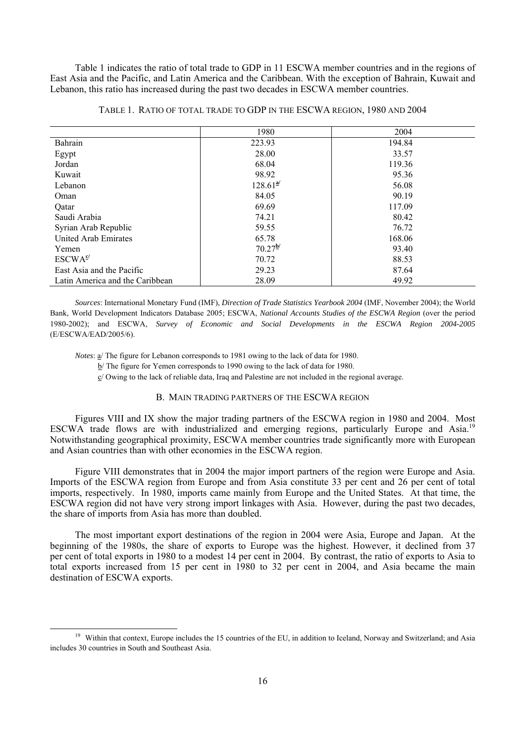Table 1 indicates the ratio of total trade to GDP in 11 ESCWA member countries and in the regions of East Asia and the Pacific, and Latin America and the Caribbean. With the exception of Bahrain, Kuwait and Lebanon, this ratio has increased during the past two decades in ESCWA member countries.

TABLE 1. RATIO OF TOTAL TRADE TO GDP IN THE ESCWA REGION, 1980 AND 2004

| | 1980 | 2004 |
|---|---|---|
| Bahrain | 223.93 | 194.84 |
| Egypt | 28.00 | 33.57 |
| Jordan | 68.04 | 119.36 |
| Kuwait | 98.92 | 95.36 |
| Lebanon | 128.61[a/] | 56.08 |
| Oman | 84.05 | 90.19 |
| Qatar | 69.69 | 117.09 |
| Saudi Arabia | 74.21 | 80.42 |
| Syrian Arab Republic | 59.55 | 76.72 |
| United Arab Emirates | 65.78 | 168.06 |
| Yemen | 70.27[b/] | 93.40 |
| ESCWA[c/] | 70.72 | 88.53 |
| East Asia and the Pacific | 29.23 | 87.64 |
| Latin America and the Caribbean | 28.09 | 49.92 |

*Sources*: International Monetary Fund (IMF), *Direction of Trade Statistics Yearbook 2004* (IMF, November 2004); the World Bank, World Development Indicators Database 2005; ESCWA, *National Accounts Studies of the ESCWA Region* (over the period 1980-2002); and ESCWA, *Survey of Economic and Social Developments in the ESCWA Region 2004-2005* (E/ESCWA/EAD/2005/6).

*Notes*: a/ The figure for Lebanon corresponds to 1981 owing to the lack of data for 1980.

b/ The figure for Yemen corresponds to 1990 owing to the lack of data for 1980.

c/ Owing to the lack of reliable data, Iraq and Palestine are not included in the regional average.

## B. MAIN TRADING PARTNERS OF THE ESCWA REGION

Figures VIII and IX show the major trading partners of the ESCWA region in 1980 and 2004. Most ESCWA trade flows are with industrialized and emerging regions, particularly Europe and Asia.[19] Notwithstanding geographical proximity, ESCWA member countries trade significantly more with European and Asian countries than with other economies in the ESCWA region.

Figure VIII demonstrates that in 2004 the major import partners of the region were Europe and Asia. Imports of the ESCWA region from Europe and from Asia constitute 33 per cent and 26 per cent of total imports, respectively. In 1980, imports came mainly from Europe and the United States. At that time, the ESCWA region did not have very strong import linkages with Asia. However, during the past two decades, the share of imports from Asia has more than doubled.

The most important export destinations of the region in 2004 were Asia, Europe and Japan. At the beginning of the 1980s, the share of exports to Europe was the highest. However, it declined from 37 per cent of total exports in 1980 to a modest 14 per cent in 2004. By contrast, the ratio of exports to Asia to total exports increased from 15 per cent in 1980 to 32 per cent in 2004, and Asia became the main destination of ESCWA exports.

[19] Within that context, Europe includes the 15 countries of the EU, in addition to Iceland, Norway and Switzerland; and Asia includes 30 countries in South and Southeast Asia.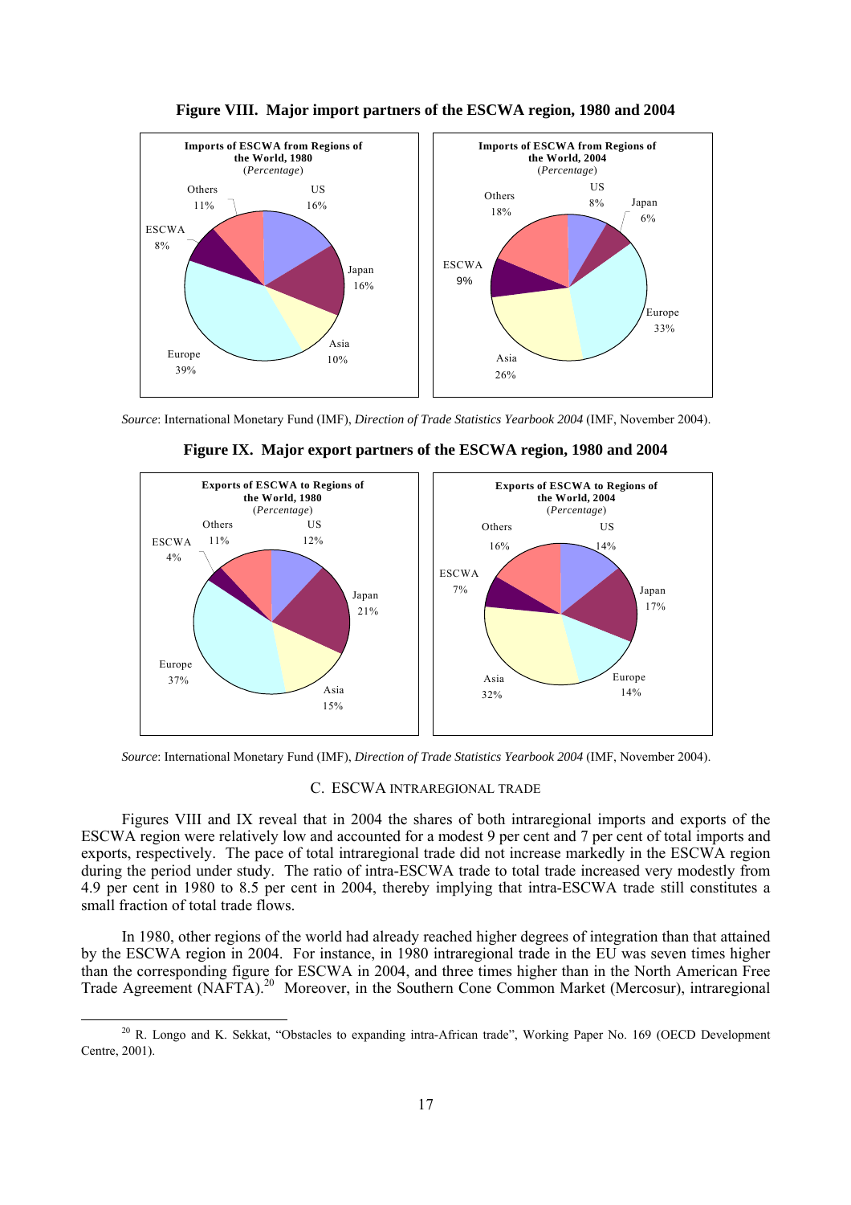**Figure VIII. Major import partners of the ESCWA region, 1980 and 2004**

**Imports of ESCWA from Regions of the World, 1980**
(*Percentage*)

Others 11%
US 16%
ESCWA 8%
Japan 16%
Asia 10%
Europe 39%

**Imports of ESCWA from Regions of the World, 2004**
(*Percentage*)

Others 18%
US 8%
Japan 6%
ESCWA 9%
Europe 33%
Asia 26%

*Source*: International Monetary Fund (IMF), *Direction of Trade Statistics Yearbook 2004* (IMF, November 2004).

**Figure IX. Major export partners of the ESCWA region, 1980 and 2004**

**Exports of ESCWA to Regions of the World, 1980**
(*Percentage*)

Others 11%
US 12%
ESCWA 4%
Japan 21%
Europe 37%
Asia 15%

**Exports of ESCWA to Regions of the World, 2004**
(*Percentage*)

Others 16%
US 14%
ESCWA 7%
Japan 17%
Europe 14%
Asia 32%

*Source*: International Monetary Fund (IMF), *Direction of Trade Statistics Yearbook 2004* (IMF, November 2004).

## C. ESCWA INTRAREGIONAL TRADE

Figures VIII and IX reveal that in 2004 the shares of both intraregional imports and exports of the ESCWA region were relatively low and accounted for a modest 9 per cent and 7 per cent of total imports and exports, respectively. The pace of total intraregional trade did not increase markedly in the ESCWA region during the period under study. The ratio of intra-ESCWA trade to total trade increased very modestly from 4.9 per cent in 1980 to 8.5 per cent in 2004, thereby implying that intra-ESCWA trade still constitutes a small fraction of total trade flows.

In 1980, other regions of the world had already reached higher degrees of integration than that attained by the ESCWA region in 2004. For instance, in 1980 intraregional trade in the EU was seven times higher than the corresponding figure for ESCWA in 2004, and three times higher than in the North American Free Trade Agreement (NAFTA).[20] Moreover, in the Southern Cone Common Market (Mercosur), intraregional

[20] R. Longo and K. Sekkat, "Obstacles to expanding intra-African trade", Working Paper No. 169 (OECD Development Centre, 2001).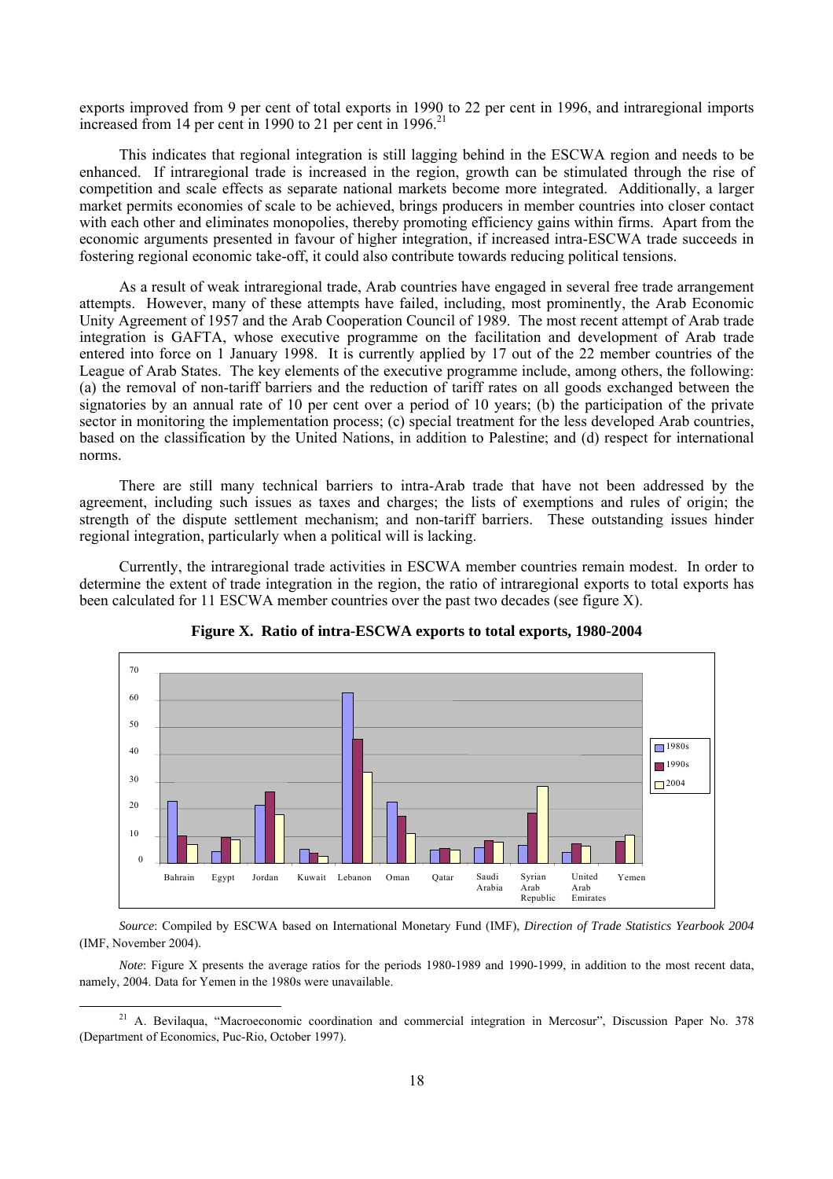exports improved from 9 per cent of total exports in 1990 to 22 per cent in 1996, and intraregional imports increased from 14 per cent in 1990 to 21 per cent in 1996.[21]

This indicates that regional integration is still lagging behind in the ESCWA region and needs to be enhanced. If intraregional trade is increased in the region, growth can be stimulated through the rise of competition and scale effects as separate national markets become more integrated. Additionally, a larger market permits economies of scale to be achieved, brings producers in member countries into closer contact with each other and eliminates monopolies, thereby promoting efficiency gains within firms. Apart from the economic arguments presented in favour of higher integration, if increased intra-ESCWA trade succeeds in fostering regional economic take-off, it could also contribute towards reducing political tensions.

As a result of weak intraregional trade, Arab countries have engaged in several free trade arrangement attempts. However, many of these attempts have failed, including, most prominently, the Arab Economic Unity Agreement of 1957 and the Arab Cooperation Council of 1989. The most recent attempt of Arab trade integration is GAFTA, whose executive programme on the facilitation and development of Arab trade entered into force on 1 January 1998. It is currently applied by 17 out of the 22 member countries of the League of Arab States. The key elements of the executive programme include, among others, the following: (a) the removal of non-tariff barriers and the reduction of tariff rates on all goods exchanged between the signatories by an annual rate of 10 per cent over a period of 10 years; (b) the participation of the private sector in monitoring the implementation process; (c) special treatment for the less developed Arab countries, based on the classification by the United Nations, in addition to Palestine; and (d) respect for international norms.

There are still many technical barriers to intra-Arab trade that have not been addressed by the agreement, including such issues as taxes and charges; the lists of exemptions and rules of origin; the strength of the dispute settlement mechanism; and non-tariff barriers. These outstanding issues hinder regional integration, particularly when a political will is lacking.

Currently, the intraregional trade activities in ESCWA member countries remain modest. In order to determine the extent of trade integration in the region, the ratio of intraregional exports to total exports has been calculated for 11 ESCWA member countries over the past two decades (see figure X).

**Figure X. Ratio of intra-ESCWA exports to total exports, 1980-2004**

70
60
50
40
30
20
10
0

Bahrain, Egypt, Jordan, Kuwait, Lebanon, Oman, Qatar, Saudi Arabia, Syrian Arab Republic, United Arab Emirates, Yemen

1980s
1990s
2004

*Source*: Compiled by ESCWA based on International Monetary Fund (IMF), *Direction of Trade Statistics Yearbook 2004* (IMF, November 2004).

*Note*: Figure X presents the average ratios for the periods 1980-1989 and 1990-1999, in addition to the most recent data, namely, 2004. Data for Yemen in the 1980s were unavailable.

[21] A. Bevilaqua, "Macroeconomic coordination and commercial integration in Mercosur", Discussion Paper No. 378 (Department of Economics, Puc-Rio, October 1997).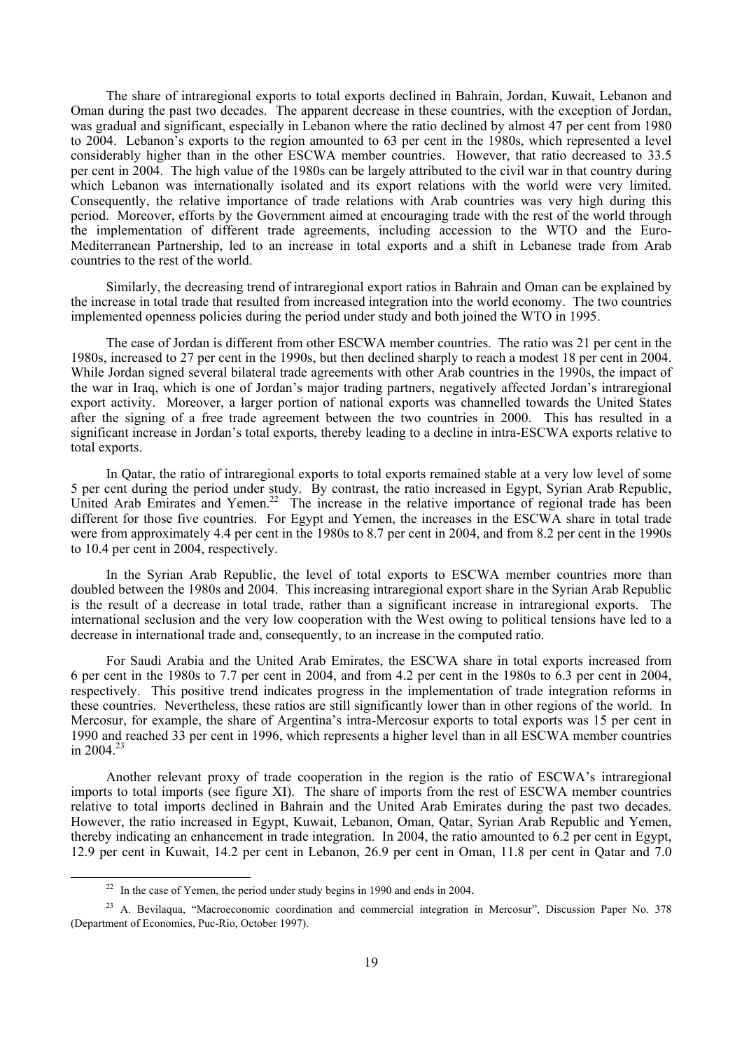The share of intraregional exports to total exports declined in Bahrain, Jordan, Kuwait, Lebanon and Oman during the past two decades. The apparent decrease in these countries, with the exception of Jordan, was gradual and significant, especially in Lebanon where the ratio declined by almost 47 per cent from 1980 to 2004. Lebanon's exports to the region amounted to 63 per cent in the 1980s, which represented a level considerably higher than in the other ESCWA member countries. However, that ratio decreased to 33.5 per cent in 2004. The high value of the 1980s can be largely attributed to the civil war in that country during which Lebanon was internationally isolated and its export relations with the world were very limited. Consequently, the relative importance of trade relations with Arab countries was very high during this period. Moreover, efforts by the Government aimed at encouraging trade with the rest of the world through the implementation of different trade agreements, including accession to the WTO and the Euro-Mediterranean Partnership, led to an increase in total exports and a shift in Lebanese trade from Arab countries to the rest of the world.

Similarly, the decreasing trend of intraregional export ratios in Bahrain and Oman can be explained by the increase in total trade that resulted from increased integration into the world economy. The two countries implemented openness policies during the period under study and both joined the WTO in 1995.

The case of Jordan is different from other ESCWA member countries. The ratio was 21 per cent in the 1980s, increased to 27 per cent in the 1990s, but then declined sharply to reach a modest 18 per cent in 2004. While Jordan signed several bilateral trade agreements with other Arab countries in the 1990s, the impact of the war in Iraq, which is one of Jordan's major trading partners, negatively affected Jordan's intraregional export activity. Moreover, a larger portion of national exports was channelled towards the United States after the signing of a free trade agreement between the two countries in 2000. This has resulted in a significant increase in Jordan's total exports, thereby leading to a decline in intra-ESCWA exports relative to total exports.

In Qatar, the ratio of intraregional exports to total exports remained stable at a very low level of some 5 per cent during the period under study. By contrast, the ratio increased in Egypt, Syrian Arab Republic, United Arab Emirates and Yemen.[22] The increase in the relative importance of regional trade has been different for those five countries. For Egypt and Yemen, the increases in the ESCWA share in total trade were from approximately 4.4 per cent in the 1980s to 8.7 per cent in 2004, and from 8.2 per cent in the 1990s to 10.4 per cent in 2004, respectively.

In the Syrian Arab Republic, the level of total exports to ESCWA member countries more than doubled between the 1980s and 2004. This increasing intraregional export share in the Syrian Arab Republic is the result of a decrease in total trade, rather than a significant increase in intraregional exports. The international seclusion and the very low cooperation with the West owing to political tensions have led to a decrease in international trade and, consequently, to an increase in the computed ratio.

For Saudi Arabia and the United Arab Emirates, the ESCWA share in total exports increased from 6 per cent in the 1980s to 7.7 per cent in 2004, and from 4.2 per cent in the 1980s to 6.3 per cent in 2004, respectively. This positive trend indicates progress in the implementation of trade integration reforms in these countries. Nevertheless, these ratios are still significantly lower than in other regions of the world. In Mercosur, for example, the share of Argentina's intra-Mercosur exports to total exports was 15 per cent in 1990 and reached 33 per cent in 1996, which represents a higher level than in all ESCWA member countries in 2004.[23]

Another relevant proxy of trade cooperation in the region is the ratio of ESCWA's intraregional imports to total imports (see figure XI). The share of imports from the rest of ESCWA member countries relative to total imports declined in Bahrain and the United Arab Emirates during the past two decades. However, the ratio increased in Egypt, Kuwait, Lebanon, Oman, Qatar, Syrian Arab Republic and Yemen, thereby indicating an enhancement in trade integration. In 2004, the ratio amounted to 6.2 per cent in Egypt, 12.9 per cent in Kuwait, 14.2 per cent in Lebanon, 26.9 per cent in Oman, 11.8 per cent in Qatar and 7.0

---

[22] In the case of Yemen, the period under study begins in 1990 and ends in 2004.

[23] A. Bevilaqua, "Macroeconomic coordination and commercial integration in Mercosur", Discussion Paper No. 378 (Department of Economics, Puc-Rio, October 1997).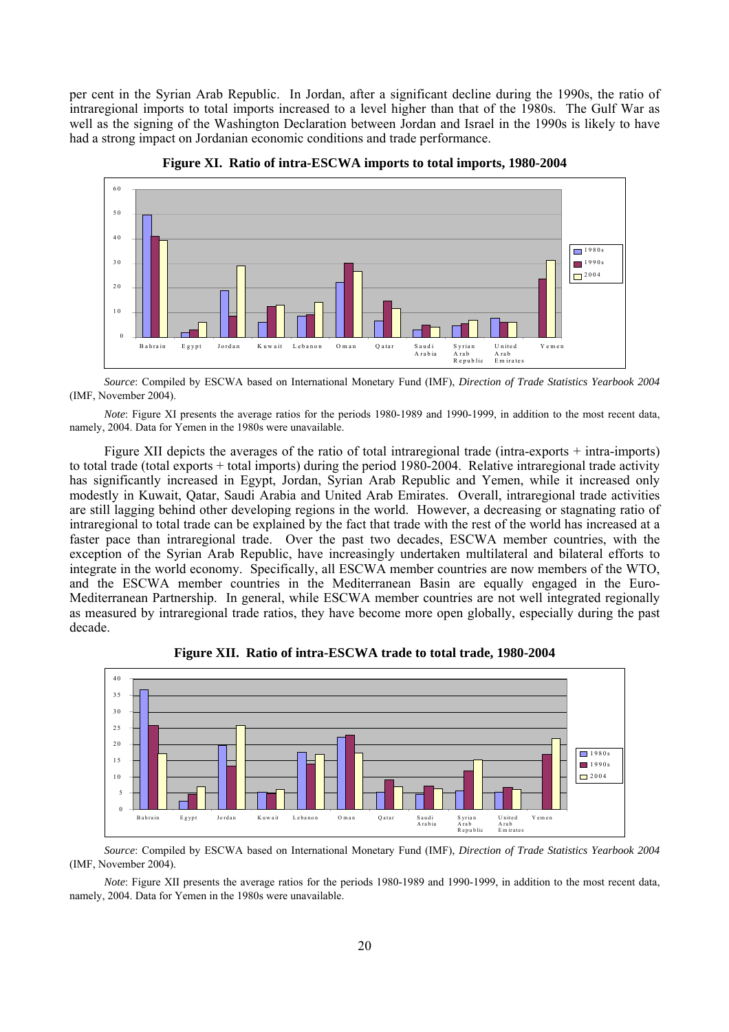per cent in the Syrian Arab Republic. In Jordan, after a significant decline during the 1990s, the ratio of intraregional imports to total imports increased to a level higher than that of the 1980s. The Gulf War as well as the signing of the Washington Declaration between Jordan and Israel in the 1990s is likely to have had a strong impact on Jordanian economic conditions and trade performance.

**Figure XI. Ratio of intra-ESCWA imports to total imports, 1980-2004**

60
50
40
30
20
10
0

Bahrain, Egypt, Jordan, Kuwait, Lebanon, Oman, Qatar, Saudi Arabia, Syrian Arab Republic, United Arab Emirates, Yemen

1980s
1990s
2004

*Source*: Compiled by ESCWA based on International Monetary Fund (IMF), *Direction of Trade Statistics Yearbook 2004* (IMF, November 2004).

*Note*: Figure XI presents the average ratios for the periods 1980-1989 and 1990-1999, in addition to the most recent data, namely, 2004. Data for Yemen in the 1980s were unavailable.

Figure XII depicts the averages of the ratio of total intraregional trade (intra-exports + intra-imports) to total trade (total exports + total imports) during the period 1980-2004. Relative intraregional trade activity has significantly increased in Egypt, Jordan, Syrian Arab Republic and Yemen, while it increased only modestly in Kuwait, Qatar, Saudi Arabia and United Arab Emirates. Overall, intraregional trade activities are still lagging behind other developing regions in the world. However, a decreasing or stagnating ratio of intraregional to total trade can be explained by the fact that trade with the rest of the world has increased at a faster pace than intraregional trade. Over the past two decades, ESCWA member countries, with the exception of the Syrian Arab Republic, have increasingly undertaken multilateral and bilateral efforts to integrate in the world economy. Specifically, all ESCWA member countries are now members of the WTO, and the ESCWA member countries in the Mediterranean Basin are equally engaged in the Euro-Mediterranean Partnership. In general, while ESCWA member countries are not well integrated regionally as measured by intraregional trade ratios, they have become more open globally, especially during the past decade.

**Figure XII. Ratio of intra-ESCWA trade to total trade, 1980-2004**

40
35
30
25
20
15
10
5
0

Bahrain, Egypt, Jordan, Kuwait, Lebanon, Oman, Qatar, Saudi Arabia, Syrian Arab Republic, United Arab Emirates, Yemen

1980s
1990s
2004

*Source*: Compiled by ESCWA based on International Monetary Fund (IMF), *Direction of Trade Statistics Yearbook 2004* (IMF, November 2004).

*Note*: Figure XII presents the average ratios for the periods 1980-1989 and 1990-1999, in addition to the most recent data, namely, 2004. Data for Yemen in the 1980s were unavailable.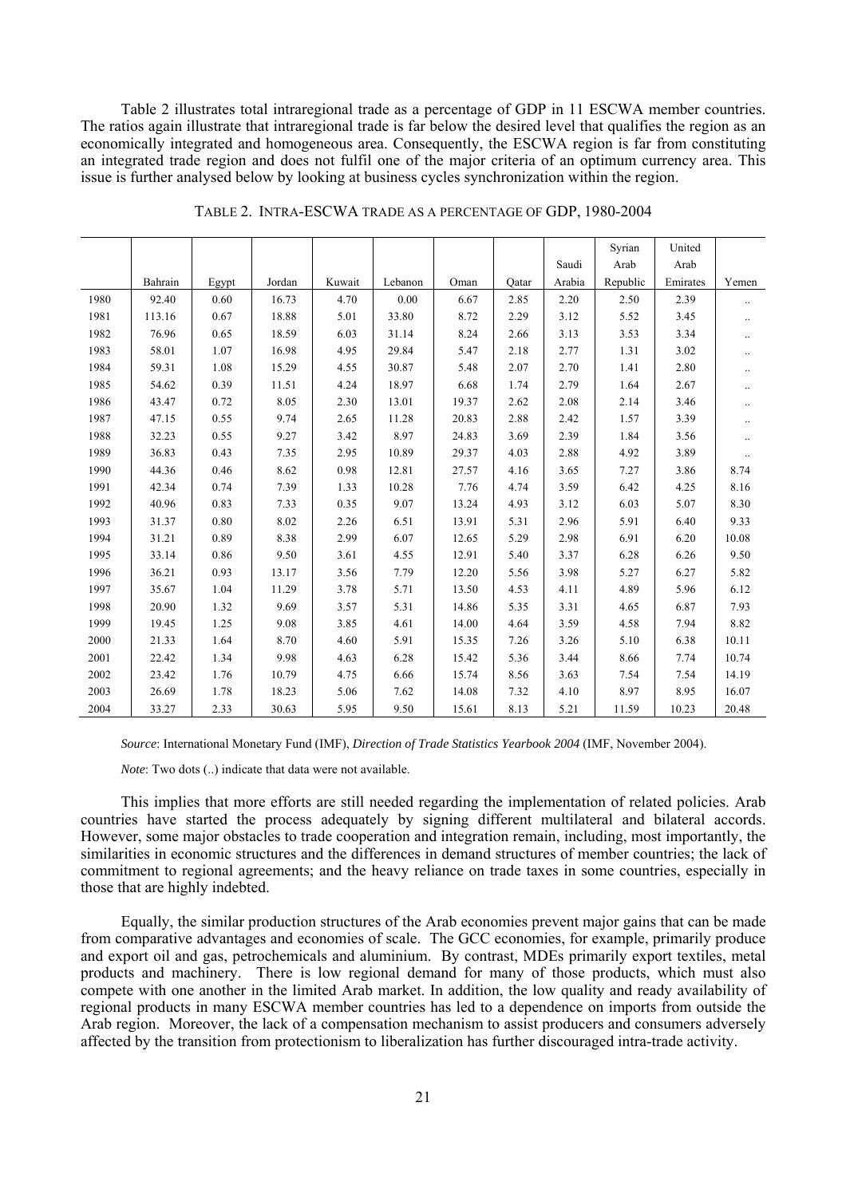Table 2 illustrates total intraregional trade as a percentage of GDP in 11 ESCWA member countries. The ratios again illustrate that intraregional trade is far below the desired level that qualifies the region as an economically integrated and homogeneous area. Consequently, the ESCWA region is far from constituting an integrated trade region and does not fulfil one of the major criteria of an optimum currency area. This issue is further analysed below by looking at business cycles synchronization within the region.

TABLE 2. INTRA-ESCWA TRADE AS A PERCENTAGE OF GDP, 1980-2004

| | Bahrain | Egypt | Jordan | Kuwait | Lebanon | Oman | Qatar | Saudi Arabia | Syrian Arab Republic | United Arab Emirates | Yemen |
|---|---|---|---|---|---|---|---|---|---|---|---|
| 1980 | 92.40 | 0.60 | 16.73 | 4.70 | 0.00 | 6.67 | 2.85 | 2.20 | 2.50 | 2.39 | .. |
| 1981 | 113.16 | 0.67 | 18.88 | 5.01 | 33.80 | 8.72 | 2.29 | 3.12 | 5.52 | 3.45 | .. |
| 1982 | 76.96 | 0.65 | 18.59 | 6.03 | 31.14 | 8.24 | 2.66 | 3.13 | 3.53 | 3.34 | .. |
| 1983 | 58.01 | 1.07 | 16.98 | 4.95 | 29.84 | 5.47 | 2.18 | 2.77 | 1.31 | 3.02 | .. |
| 1984 | 59.31 | 1.08 | 15.29 | 4.55 | 30.87 | 5.48 | 2.07 | 2.70 | 1.41 | 2.80 | .. |
| 1985 | 54.62 | 0.39 | 11.51 | 4.24 | 18.97 | 6.68 | 1.74 | 2.79 | 1.64 | 2.67 | .. |
| 1986 | 43.47 | 0.72 | 8.05 | 2.30 | 13.01 | 19.37 | 2.62 | 2.08 | 2.14 | 3.46 | .. |
| 1987 | 47.15 | 0.55 | 9.74 | 2.65 | 11.28 | 20.83 | 2.88 | 2.42 | 1.57 | 3.39 | .. |
| 1988 | 32.23 | 0.55 | 9.27 | 3.42 | 8.97 | 24.83 | 3.69 | 2.39 | 1.84 | 3.56 | .. |
| 1989 | 36.83 | 0.43 | 7.35 | 2.95 | 10.89 | 29.37 | 4.03 | 2.88 | 4.92 | 3.89 | .. |
| 1990 | 44.36 | 0.46 | 8.62 | 0.98 | 12.81 | 27.57 | 4.16 | 3.65 | 7.27 | 3.86 | 8.74 |
| 1991 | 42.34 | 0.74 | 7.39 | 1.33 | 10.28 | 7.76 | 4.74 | 3.59 | 6.42 | 4.25 | 8.16 |
| 1992 | 40.96 | 0.83 | 7.33 | 0.35 | 9.07 | 13.24 | 4.93 | 3.12 | 6.03 | 5.07 | 8.30 |
| 1993 | 31.37 | 0.80 | 8.02 | 2.26 | 6.51 | 13.91 | 5.31 | 2.96 | 5.91 | 6.40 | 9.33 |
| 1994 | 31.21 | 0.89 | 8.38 | 2.99 | 6.07 | 12.65 | 5.29 | 2.98 | 6.91 | 6.20 | 10.08 |
| 1995 | 33.14 | 0.86 | 9.50 | 3.61 | 4.55 | 12.91 | 5.40 | 3.37 | 6.28 | 6.26 | 9.50 |
| 1996 | 36.21 | 0.93 | 13.17 | 3.56 | 7.79 | 12.20 | 5.56 | 3.98 | 5.27 | 6.27 | 5.82 |
| 1997 | 35.67 | 1.04 | 11.29 | 3.78 | 5.71 | 13.50 | 4.53 | 4.11 | 4.89 | 5.96 | 6.12 |
| 1998 | 20.90 | 1.32 | 9.69 | 3.57 | 5.31 | 14.86 | 5.35 | 3.31 | 4.65 | 6.87 | 7.93 |
| 1999 | 19.45 | 1.25 | 9.08 | 3.85 | 4.61 | 14.00 | 4.64 | 3.59 | 4.58 | 7.94 | 8.82 |
| 2000 | 21.33 | 1.64 | 8.70 | 4.60 | 5.91 | 15.35 | 7.26 | 3.26 | 5.10 | 6.38 | 10.11 |
| 2001 | 22.42 | 1.34 | 9.98 | 4.63 | 6.28 | 15.42 | 5.36 | 3.44 | 8.66 | 7.74 | 10.74 |
| 2002 | 23.42 | 1.76 | 10.79 | 4.75 | 6.66 | 15.74 | 8.56 | 3.63 | 7.54 | 7.54 | 14.19 |
| 2003 | 26.69 | 1.78 | 18.23 | 5.06 | 7.62 | 14.08 | 7.32 | 4.10 | 8.97 | 8.95 | 16.07 |
| 2004 | 33.27 | 2.33 | 30.63 | 5.95 | 9.50 | 15.61 | 8.13 | 5.21 | 11.59 | 10.23 | 20.48 |

*Source*: International Monetary Fund (IMF), *Direction of Trade Statistics Yearbook 2004* (IMF, November 2004).

*Note*: Two dots (..) indicate that data were not available.

This implies that more efforts are still needed regarding the implementation of related policies. Arab countries have started the process adequately by signing different multilateral and bilateral accords. However, some major obstacles to trade cooperation and integration remain, including, most importantly, the similarities in economic structures and the differences in demand structures of member countries; the lack of commitment to regional agreements; and the heavy reliance on trade taxes in some countries, especially in those that are highly indebted.

Equally, the similar production structures of the Arab economies prevent major gains that can be made from comparative advantages and economies of scale. The GCC economies, for example, primarily produce and export oil and gas, petrochemicals and aluminium. By contrast, MDEs primarily export textiles, metal products and machinery. There is low regional demand for many of those products, which must also compete with one another in the limited Arab market. In addition, the low quality and ready availability of regional products in many ESCWA member countries has led to a dependence on imports from outside the Arab region. Moreover, the lack of a compensation mechanism to assist producers and consumers adversely affected by the transition from protectionism to liberalization has further discouraged intra-trade activity.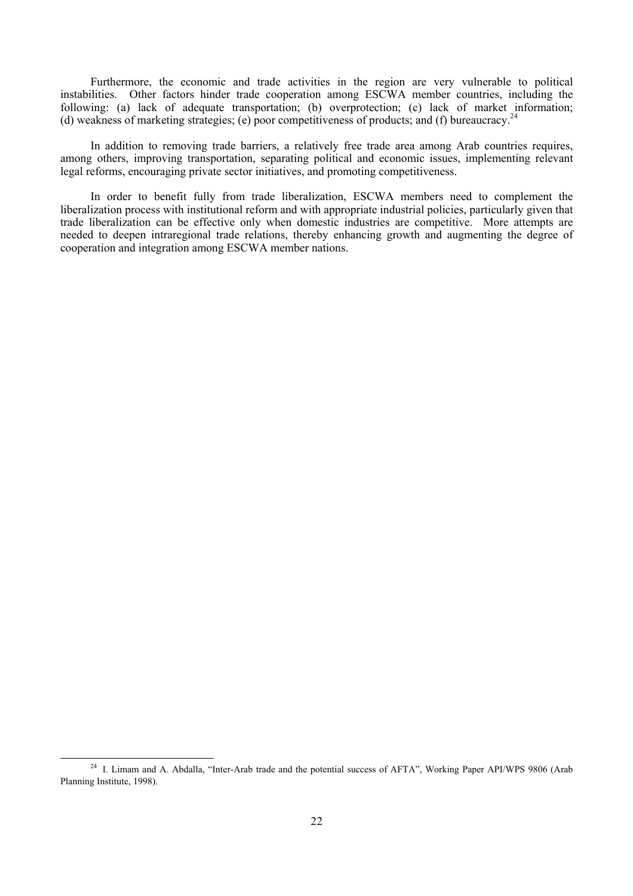Furthermore, the economic and trade activities in the region are very vulnerable to political instabilities. Other factors hinder trade cooperation among ESCWA member countries, including the following: (a) lack of adequate transportation; (b) overprotection; (c) lack of market information; (d) weakness of marketing strategies; (e) poor competitiveness of products; and (f) bureaucracy.[24]

In addition to removing trade barriers, a relatively free trade area among Arab countries requires, among others, improving transportation, separating political and economic issues, implementing relevant legal reforms, encouraging private sector initiatives, and promoting competitiveness.

In order to benefit fully from trade liberalization, ESCWA members need to complement the liberalization process with institutional reform and with appropriate industrial policies, particularly given that trade liberalization can be effective only when domestic industries are competitive. More attempts are needed to deepen intraregional trade relations, thereby enhancing growth and augmenting the degree of cooperation and integration among ESCWA member nations.

---

[24] I. Limam and A. Abdalla, "Inter-Arab trade and the potential success of AFTA", Working Paper API/WPS 9806 (Arab Planning Institute, 1998).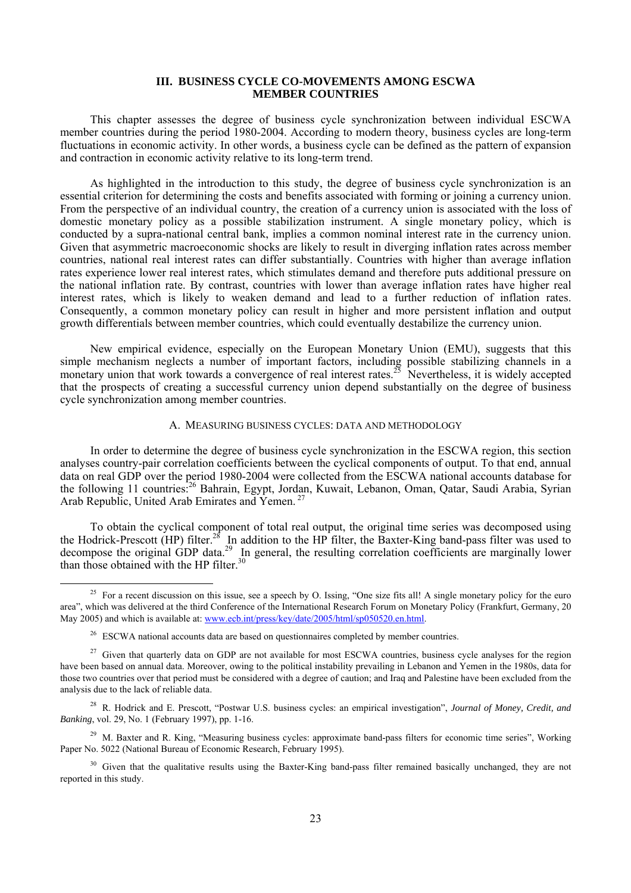## III. BUSINESS CYCLE CO-MOVEMENTS AMONG ESCWA MEMBER COUNTRIES

This chapter assesses the degree of business cycle synchronization between individual ESCWA member countries during the period 1980-2004. According to modern theory, business cycles are long-term fluctuations in economic activity. In other words, a business cycle can be defined as the pattern of expansion and contraction in economic activity relative to its long-term trend.

As highlighted in the introduction to this study, the degree of business cycle synchronization is an essential criterion for determining the costs and benefits associated with forming or joining a currency union. From the perspective of an individual country, the creation of a currency union is associated with the loss of domestic monetary policy as a possible stabilization instrument. A single monetary policy, which is conducted by a supra-national central bank, implies a common nominal interest rate in the currency union. Given that asymmetric macroeconomic shocks are likely to result in diverging inflation rates across member countries, national real interest rates can differ substantially. Countries with higher than average inflation rates experience lower real interest rates, which stimulates demand and therefore puts additional pressure on the national inflation rate. By contrast, countries with lower than average inflation rates have higher real interest rates, which is likely to weaken demand and lead to a further reduction of inflation rates. Consequently, a common monetary policy can result in higher and more persistent inflation and output growth differentials between member countries, which could eventually destabilize the currency union.

New empirical evidence, especially on the European Monetary Union (EMU), suggests that this simple mechanism neglects a number of important factors, including possible stabilizing channels in a monetary union that work towards a convergence of real interest rates.[25] Nevertheless, it is widely accepted that the prospects of creating a successful currency union depend substantially on the degree of business cycle synchronization among member countries.

### A. MEASURING BUSINESS CYCLES: DATA AND METHODOLOGY

In order to determine the degree of business cycle synchronization in the ESCWA region, this section analyses country-pair correlation coefficients between the cyclical components of output. To that end, annual data on real GDP over the period 1980-2004 were collected from the ESCWA national accounts database for the following 11 countries:[26] Bahrain, Egypt, Jordan, Kuwait, Lebanon, Oman, Qatar, Saudi Arabia, Syrian Arab Republic, United Arab Emirates and Yemen.[27]

To obtain the cyclical component of total real output, the original time series was decomposed using the Hodrick-Prescott (HP) filter.[28] In addition to the HP filter, the Baxter-King band-pass filter was used to decompose the original GDP data.[29] In general, the resulting correlation coefficients are marginally lower than those obtained with the HP filter.[30]

---

[25] For a recent discussion on this issue, see a speech by O. Issing, "One size fits all! A single monetary policy for the euro area", which was delivered at the third Conference of the International Research Forum on Monetary Policy (Frankfurt, Germany, 20 May 2005) and which is available at: www.ecb.int/press/key/date/2005/html/sp050520.en.html.

[26] ESCWA national accounts data are based on questionnaires completed by member countries.

[27] Given that quarterly data on GDP are not available for most ESCWA countries, business cycle analyses for the region have been based on annual data. Moreover, owing to the political instability prevailing in Lebanon and Yemen in the 1980s, data for those two countries over that period must be considered with a degree of caution; and Iraq and Palestine have been excluded from the analysis due to the lack of reliable data.

[28] R. Hodrick and E. Prescott, "Postwar U.S. business cycles: an empirical investigation", *Journal of Money, Credit, and Banking*, vol. 29, No. 1 (February 1997), pp. 1-16.

[29] M. Baxter and R. King, "Measuring business cycles: approximate band-pass filters for economic time series", Working Paper No. 5022 (National Bureau of Economic Research, February 1995).

[30] Given that the qualitative results using the Baxter-King band-pass filter remained basically unchanged, they are not reported in this study.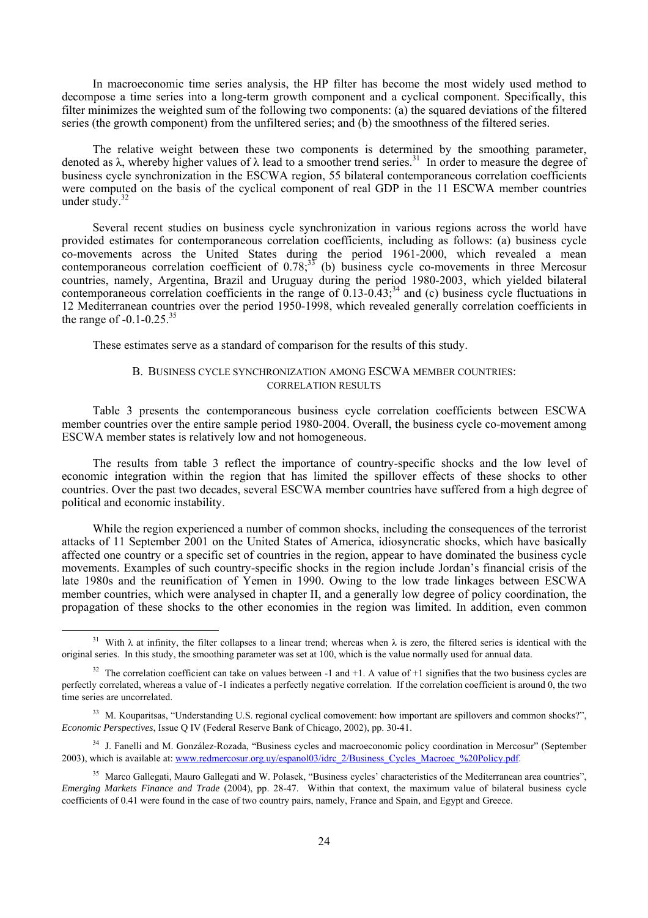In macroeconomic time series analysis, the HP filter has become the most widely used method to decompose a time series into a long-term growth component and a cyclical component. Specifically, this filter minimizes the weighted sum of the following two components: (a) the squared deviations of the filtered series (the growth component) from the unfiltered series; and (b) the smoothness of the filtered series.

The relative weight between these two components is determined by the smoothing parameter, denoted as $\lambda$, whereby higher values of $\lambda$ lead to a smoother trend series.[31] In order to measure the degree of business cycle synchronization in the ESCWA region, 55 bilateral contemporaneous correlation coefficients were computed on the basis of the cyclical component of real GDP in the 11 ESCWA member countries under study.[32]

Several recent studies on business cycle synchronization in various regions across the world have provided estimates for contemporaneous correlation coefficients, including as follows: (a) business cycle co-movements across the United States during the period 1961-2000, which revealed a mean contemporaneous correlation coefficient of 0.78;[33] (b) business cycle co-movements in three Mercosur countries, namely, Argentina, Brazil and Uruguay during the period 1980-2003, which yielded bilateral contemporaneous correlation coefficients in the range of 0.13-0.43;[34] and (c) business cycle fluctuations in 12 Mediterranean countries over the period 1950-1998, which revealed generally correlation coefficients in the range of -0.1-0.25.[35]

These estimates serve as a standard of comparison for the results of this study.

### B. Business cycle synchronization among ESCWA member countries: correlation results

Table 3 presents the contemporaneous business cycle correlation coefficients between ESCWA member countries over the entire sample period 1980-2004. Overall, the business cycle co-movement among ESCWA member states is relatively low and not homogeneous.

The results from table 3 reflect the importance of country-specific shocks and the low level of economic integration within the region that has limited the spillover effects of these shocks to other countries. Over the past two decades, several ESCWA member countries have suffered from a high degree of political and economic instability.

While the region experienced a number of common shocks, including the consequences of the terrorist attacks of 11 September 2001 on the United States of America, idiosyncratic shocks, which have basically affected one country or a specific set of countries in the region, appear to have dominated the business cycle movements. Examples of such country-specific shocks in the region include Jordan's financial crisis of the late 1980s and the reunification of Yemen in 1990. Owing to the low trade linkages between ESCWA member countries, which were analysed in chapter II, and a generally low degree of policy coordination, the propagation of these shocks to the other economies in the region was limited. In addition, even common

---

[31] With $\lambda$ at infinity, the filter collapses to a linear trend; whereas when $\lambda$ is zero, the filtered series is identical with the original series. In this study, the smoothing parameter was set at 100, which is the value normally used for annual data.

[32] The correlation coefficient can take on values between -1 and +1. A value of +1 signifies that the two business cycles are perfectly correlated, whereas a value of -1 indicates a perfectly negative correlation. If the correlation coefficient is around 0, the two time series are uncorrelated.

[33] M. Kouparitsas, "Understanding U.S. regional cyclical comovement: how important are spillovers and common shocks?", *Economic Perspectives*, Issue Q IV (Federal Reserve Bank of Chicago, 2002), pp. 30-41.

[34] J. Fanelli and M. González-Rozada, "Business cycles and macroeconomic policy coordination in Mercosur" (September 2003), which is available at: www.redmercosur.org.uy/espanol03/idrc_2/Business_Cycles_Macroec_%20Policy.pdf.

[35] Marco Gallegati, Mauro Gallegati and W. Polasek, "Business cycles' characteristics of the Mediterranean area countries", *Emerging Markets Finance and Trade* (2004), pp. 28-47. Within that context, the maximum value of bilateral business cycle coefficients of 0.41 were found in the case of two country pairs, namely, France and Spain, and Egypt and Greece.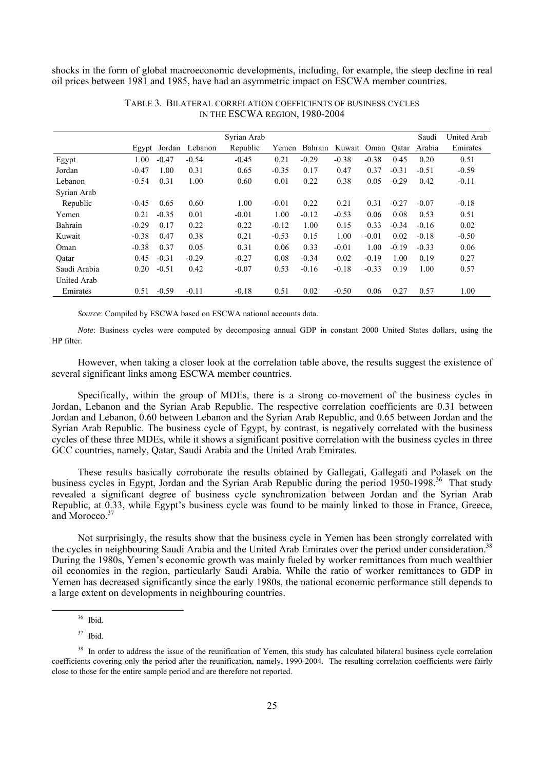shocks in the form of global macroeconomic developments, including, for example, the steep decline in real oil prices between 1981 and 1985, have had an asymmetric impact on ESCWA member countries.

TABLE 3. BILATERAL CORRELATION COEFFICIENTS OF BUSINESS CYCLES IN THE ESCWA REGION, 1980-2004

| | Egypt | Jordan | Lebanon | Syrian Arab Republic | Yemen | Bahrain | Kuwait | Oman | Qatar | Saudi Arabia | United Arab Emirates |
|---|---|---|---|---|---|---|---|---|---|---|---|
| Egypt | 1.00 | -0.47 | -0.54 | -0.45 | 0.21 | -0.29 | -0.38 | -0.38 | 0.45 | 0.20 | 0.51 |
| Jordan | -0.47 | 1.00 | 0.31 | 0.65 | -0.35 | 0.17 | 0.47 | 0.37 | -0.31 | -0.51 | -0.59 |
| Lebanon | -0.54 | 0.31 | 1.00 | 0.60 | 0.01 | 0.22 | 0.38 | 0.05 | -0.29 | 0.42 | -0.11 |
| Syrian Arab Republic | -0.45 | 0.65 | 0.60 | 1.00 | -0.01 | 0.22 | 0.21 | 0.31 | -0.27 | -0.07 | -0.18 |
| Yemen | 0.21 | -0.35 | 0.01 | -0.01 | 1.00 | -0.12 | -0.53 | 0.06 | 0.08 | 0.53 | 0.51 |
| Bahrain | -0.29 | 0.17 | 0.22 | 0.22 | -0.12 | 1.00 | 0.15 | 0.33 | -0.34 | -0.16 | 0.02 |
| Kuwait | -0.38 | 0.47 | 0.38 | 0.21 | -0.53 | 0.15 | 1.00 | -0.01 | 0.02 | -0.18 | -0.50 |
| Oman | -0.38 | 0.37 | 0.05 | 0.31 | 0.06 | 0.33 | -0.01 | 1.00 | -0.19 | -0.33 | 0.06 |
| Qatar | 0.45 | -0.31 | -0.29 | -0.27 | 0.08 | -0.34 | 0.02 | -0.19 | 1.00 | 0.19 | 0.27 |
| Saudi Arabia | 0.20 | -0.51 | 0.42 | -0.07 | 0.53 | -0.16 | -0.18 | -0.33 | 0.19 | 1.00 | 0.57 |
| United Arab Emirates | 0.51 | -0.59 | -0.11 | -0.18 | 0.51 | 0.02 | -0.50 | 0.06 | 0.27 | 0.57 | 1.00 |

*Source*: Compiled by ESCWA based on ESCWA national accounts data.

*Note*: Business cycles were computed by decomposing annual GDP in constant 2000 United States dollars, using the HP filter.

However, when taking a closer look at the correlation table above, the results suggest the existence of several significant links among ESCWA member countries.

Specifically, within the group of MDEs, there is a strong co-movement of the business cycles in Jordan, Lebanon and the Syrian Arab Republic. The respective correlation coefficients are 0.31 between Jordan and Lebanon, 0.60 between Lebanon and the Syrian Arab Republic, and 0.65 between Jordan and the Syrian Arab Republic. The business cycle of Egypt, by contrast, is negatively correlated with the business cycles of these three MDEs, while it shows a significant positive correlation with the business cycles in three GCC countries, namely, Qatar, Saudi Arabia and the United Arab Emirates.

These results basically corroborate the results obtained by Gallegati, Gallegati and Polasek on the business cycles in Egypt, Jordan and the Syrian Arab Republic during the period 1950-1998.[36] That study revealed a significant degree of business cycle synchronization between Jordan and the Syrian Arab Republic, at 0.33, while Egypt's business cycle was found to be mainly linked to those in France, Greece, and Morocco.[37]

Not surprisingly, the results show that the business cycle in Yemen has been strongly correlated with the cycles in neighbouring Saudi Arabia and the United Arab Emirates over the period under consideration.[38] During the 1980s, Yemen's economic growth was mainly fueled by worker remittances from much wealthier oil economies in the region, particularly Saudi Arabia. While the ratio of worker remittances to GDP in Yemen has decreased significantly since the early 1980s, the national economic performance still depends to a large extent on developments in neighbouring countries.

[36] Ibid.

[37] Ibid.

[38] In order to address the issue of the reunification of Yemen, this study has calculated bilateral business cycle correlation coefficients covering only the period after the reunification, namely, 1990-2004. The resulting correlation coefficients were fairly close to those for the entire sample period and are therefore not reported.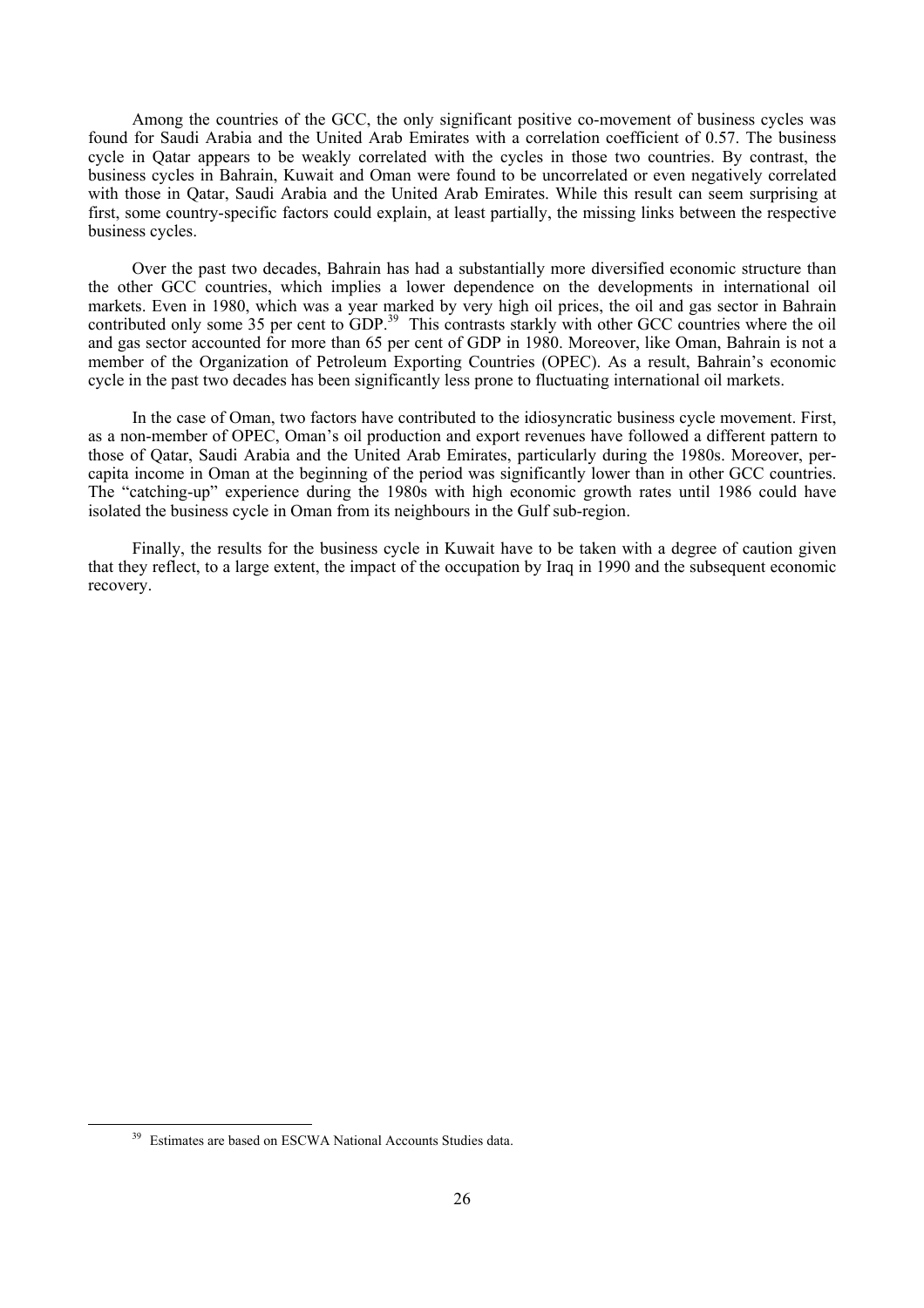Among the countries of the GCC, the only significant positive co-movement of business cycles was found for Saudi Arabia and the United Arab Emirates with a correlation coefficient of 0.57. The business cycle in Qatar appears to be weakly correlated with the cycles in those two countries. By contrast, the business cycles in Bahrain, Kuwait and Oman were found to be uncorrelated or even negatively correlated with those in Qatar, Saudi Arabia and the United Arab Emirates. While this result can seem surprising at first, some country-specific factors could explain, at least partially, the missing links between the respective business cycles.

Over the past two decades, Bahrain has had a substantially more diversified economic structure than the other GCC countries, which implies a lower dependence on the developments in international oil markets. Even in 1980, which was a year marked by very high oil prices, the oil and gas sector in Bahrain contributed only some 35 per cent to GDP.[39] This contrasts starkly with other GCC countries where the oil and gas sector accounted for more than 65 per cent of GDP in 1980. Moreover, like Oman, Bahrain is not a member of the Organization of Petroleum Exporting Countries (OPEC). As a result, Bahrain's economic cycle in the past two decades has been significantly less prone to fluctuating international oil markets.

In the case of Oman, two factors have contributed to the idiosyncratic business cycle movement. First, as a non-member of OPEC, Oman's oil production and export revenues have followed a different pattern to those of Qatar, Saudi Arabia and the United Arab Emirates, particularly during the 1980s. Moreover, per-capita income in Oman at the beginning of the period was significantly lower than in other GCC countries. The "catching-up" experience during the 1980s with high economic growth rates until 1986 could have isolated the business cycle in Oman from its neighbours in the Gulf sub-region.

Finally, the results for the business cycle in Kuwait have to be taken with a degree of caution given that they reflect, to a large extent, the impact of the occupation by Iraq in 1990 and the subsequent economic recovery.

[39] Estimates are based on ESCWA National Accounts Studies data.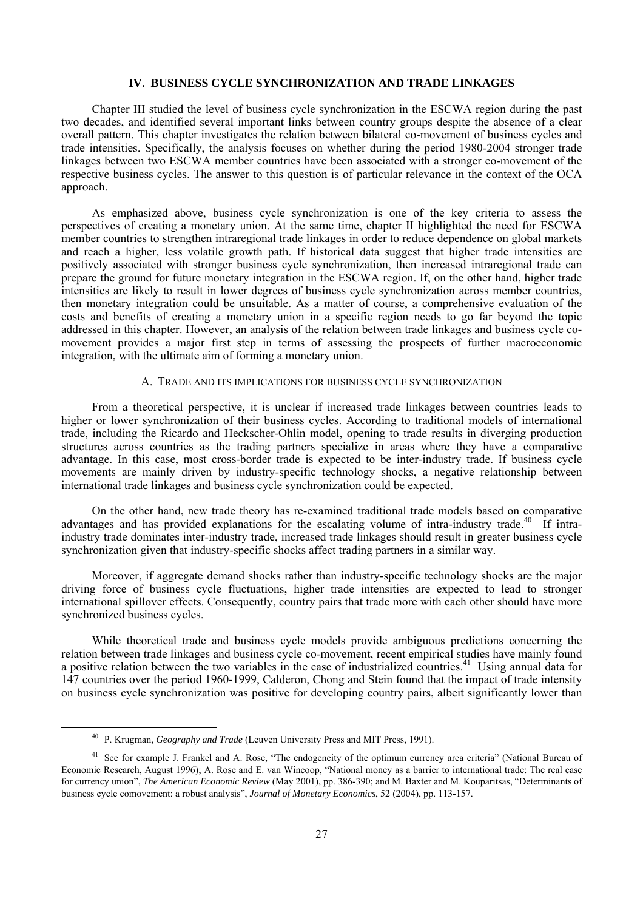## IV. BUSINESS CYCLE SYNCHRONIZATION AND TRADE LINKAGES

Chapter III studied the level of business cycle synchronization in the ESCWA region during the past two decades, and identified several important links between country groups despite the absence of a clear overall pattern. This chapter investigates the relation between bilateral co-movement of business cycles and trade intensities. Specifically, the analysis focuses on whether during the period 1980-2004 stronger trade linkages between two ESCWA member countries have been associated with a stronger co-movement of the respective business cycles. The answer to this question is of particular relevance in the context of the OCA approach.

As emphasized above, business cycle synchronization is one of the key criteria to assess the perspectives of creating a monetary union. At the same time, chapter II highlighted the need for ESCWA member countries to strengthen intraregional trade linkages in order to reduce dependence on global markets and reach a higher, less volatile growth path. If historical data suggest that higher trade intensities are positively associated with stronger business cycle synchronization, then increased intraregional trade can prepare the ground for future monetary integration in the ESCWA region. If, on the other hand, higher trade intensities are likely to result in lower degrees of business cycle synchronization across member countries, then monetary integration could be unsuitable. As a matter of course, a comprehensive evaluation of the costs and benefits of creating a monetary union in a specific region needs to go far beyond the topic addressed in this chapter. However, an analysis of the relation between trade linkages and business cycle co-movement provides a major first step in terms of assessing the prospects of further macroeconomic integration, with the ultimate aim of forming a monetary union.

### A. TRADE AND ITS IMPLICATIONS FOR BUSINESS CYCLE SYNCHRONIZATION

From a theoretical perspective, it is unclear if increased trade linkages between countries leads to higher or lower synchronization of their business cycles. According to traditional models of international trade, including the Ricardo and Heckscher-Ohlin model, opening to trade results in diverging production structures across countries as the trading partners specialize in areas where they have a comparative advantage. In this case, most cross-border trade is expected to be inter-industry trade. If business cycle movements are mainly driven by industry-specific technology shocks, a negative relationship between international trade linkages and business cycle synchronization could be expected.

On the other hand, new trade theory has re-examined traditional trade models based on comparative advantages and has provided explanations for the escalating volume of intra-industry trade.[40] If intra-industry trade dominates inter-industry trade, increased trade linkages should result in greater business cycle synchronization given that industry-specific shocks affect trading partners in a similar way.

Moreover, if aggregate demand shocks rather than industry-specific technology shocks are the major driving force of business cycle fluctuations, higher trade intensities are expected to lead to stronger international spillover effects. Consequently, country pairs that trade more with each other should have more synchronized business cycles.

While theoretical trade and business cycle models provide ambiguous predictions concerning the relation between trade linkages and business cycle co-movement, recent empirical studies have mainly found a positive relation between the two variables in the case of industrialized countries.[41] Using annual data for 147 countries over the period 1960-1999, Calderon, Chong and Stein found that the impact of trade intensity on business cycle synchronization was positive for developing country pairs, albeit significantly lower than

---

[40] P. Krugman, *Geography and Trade* (Leuven University Press and MIT Press, 1991).

[41] See for example J. Frankel and A. Rose, "The endogeneity of the optimum currency area criteria" (National Bureau of Economic Research, August 1996); A. Rose and E. van Wincoop, "National money as a barrier to international trade: The real case for currency union", *The American Economic Review* (May 2001), pp. 386-390; and M. Baxter and M. Kouparitsas, "Determinants of business cycle comovement: a robust analysis", *Journal of Monetary Economics*, 52 (2004), pp. 113-157.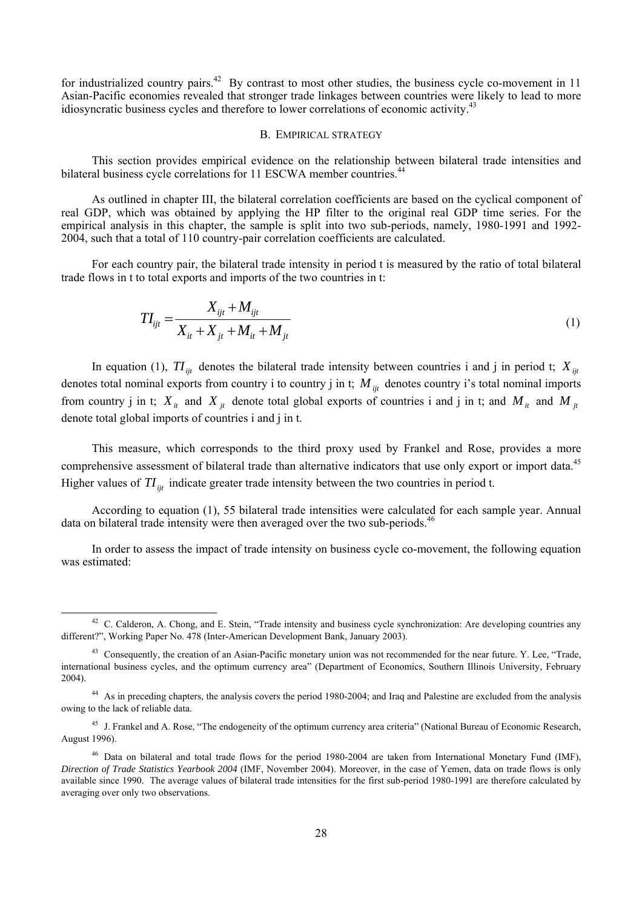for industrialized country pairs.[42] By contrast to most other studies, the business cycle co-movement in 11 Asian-Pacific economies revealed that stronger trade linkages between countries were likely to lead to more idiosyncratic business cycles and therefore to lower correlations of economic activity.[43]

## B. EMPIRICAL STRATEGY

This section provides empirical evidence on the relationship between bilateral trade intensities and bilateral business cycle correlations for 11 ESCWA member countries.[44]

As outlined in chapter III, the bilateral correlation coefficients are based on the cyclical component of real GDP, which was obtained by applying the HP filter to the original real GDP time series. For the empirical analysis in this chapter, the sample is split into two sub-periods, namely, 1980-1991 and 1992-2004, such that a total of 110 country-pair correlation coefficients are calculated.

For each country pair, the bilateral trade intensity in period t is measured by the ratio of total bilateral trade flows in t to total exports and imports of the two countries in t:

$$TI_{ijt} = \frac{X_{ijt} + M_{ijt}}{X_{it} + X_{jt} + M_{it} + M_{jt}} \tag{1}$$

In equation (1), $TI_{ijt}$ denotes the bilateral trade intensity between countries i and j in period t; $X_{ijt}$ denotes total nominal exports from country i to country j in t; $M_{ijt}$ denotes country i's total nominal imports from country j in t; $X_{it}$ and $X_{jt}$ denote total global exports of countries i and j in t; and $M_{it}$ and $M_{jt}$ denote total global imports of countries i and j in t.

This measure, which corresponds to the third proxy used by Frankel and Rose, provides a more comprehensive assessment of bilateral trade than alternative indicators that use only export or import data.[45] Higher values of $TI_{ijt}$ indicate greater trade intensity between the two countries in period t.

According to equation (1), 55 bilateral trade intensities were calculated for each sample year. Annual data on bilateral trade intensity were then averaged over the two sub-periods.[46]

In order to assess the impact of trade intensity on business cycle co-movement, the following equation was estimated:

---

[42] C. Calderon, A. Chong, and E. Stein, "Trade intensity and business cycle synchronization: Are developing countries any different?", Working Paper No. 478 (Inter-American Development Bank, January 2003).

[43] Consequently, the creation of an Asian-Pacific monetary union was not recommended for the near future. Y. Lee, "Trade, international business cycles, and the optimum currency area" (Department of Economics, Southern Illinois University, February 2004).

[44] As in preceding chapters, the analysis covers the period 1980-2004; and Iraq and Palestine are excluded from the analysis owing to the lack of reliable data.

[45] J. Frankel and A. Rose, "The endogeneity of the optimum currency area criteria" (National Bureau of Economic Research, August 1996).

[46] Data on bilateral and total trade flows for the period 1980-2004 are taken from International Monetary Fund (IMF), *Direction of Trade Statistics Yearbook 2004* (IMF, November 2004). Moreover, in the case of Yemen, data on trade flows is only available since 1990. The average values of bilateral trade intensities for the first sub-period 1980-1991 are therefore calculated by averaging over only two observations.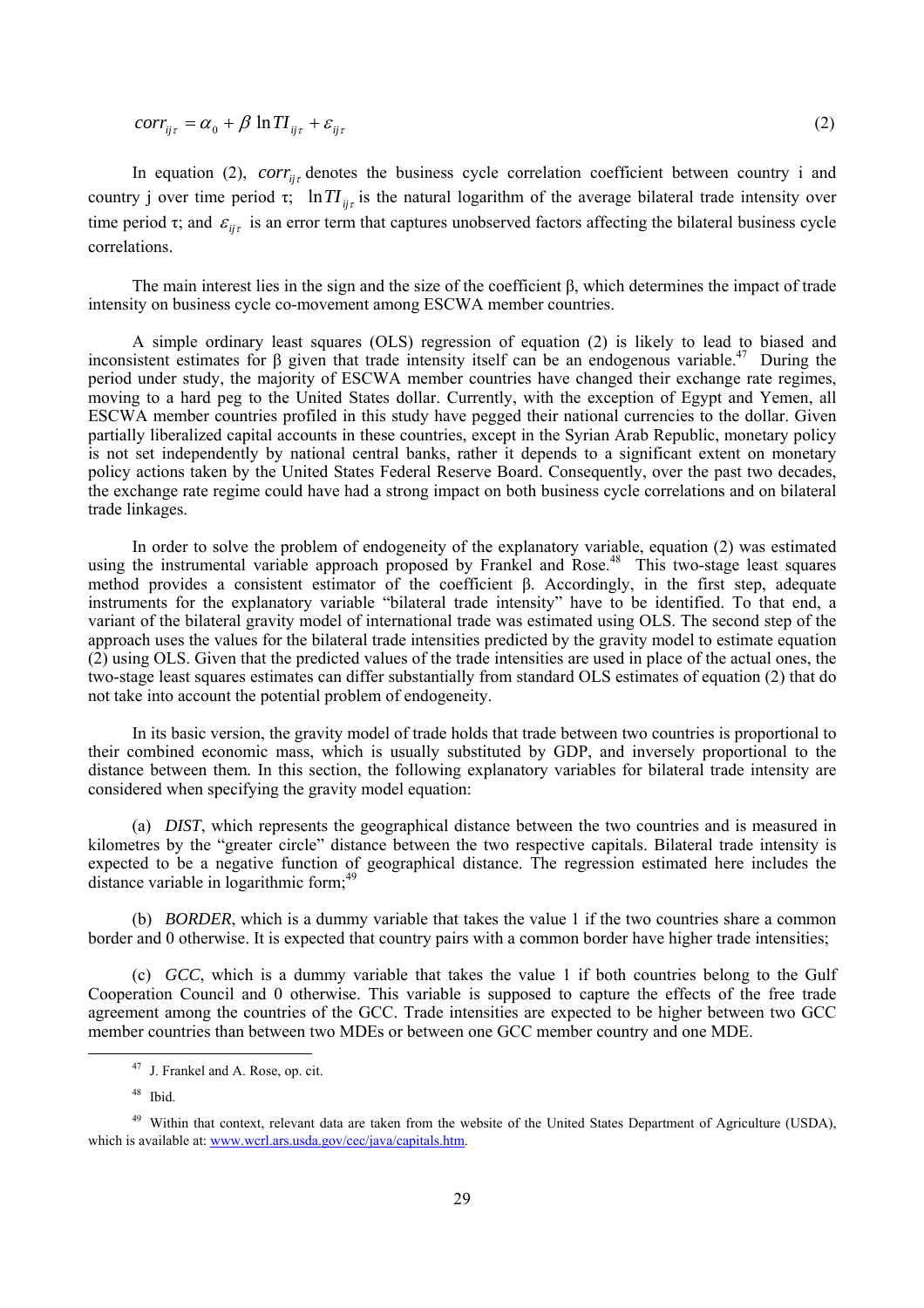$$corr_{ij\tau} = \alpha_0 + \beta \ln TI_{ij\tau} + \varepsilon_{ij\tau} \tag{2}$$

In equation (2), $corr_{ij\tau}$ denotes the business cycle correlation coefficient between country i and country j over time period τ; $\ln TI_{ij\tau}$ is the natural logarithm of the average bilateral trade intensity over time period τ; and $\varepsilon_{ij\tau}$ is an error term that captures unobserved factors affecting the bilateral business cycle correlations.

The main interest lies in the sign and the size of the coefficient β, which determines the impact of trade intensity on business cycle co-movement among ESCWA member countries.

A simple ordinary least squares (OLS) regression of equation (2) is likely to lead to biased and inconsistent estimates for β given that trade intensity itself can be an endogenous variable.[47] During the period under study, the majority of ESCWA member countries have changed their exchange rate regimes, moving to a hard peg to the United States dollar. Currently, with the exception of Egypt and Yemen, all ESCWA member countries profiled in this study have pegged their national currencies to the dollar. Given partially liberalized capital accounts in these countries, except in the Syrian Arab Republic, monetary policy is not set independently by national central banks, rather it depends to a significant extent on monetary policy actions taken by the United States Federal Reserve Board. Consequently, over the past two decades, the exchange rate regime could have had a strong impact on both business cycle correlations and on bilateral trade linkages.

In order to solve the problem of endogeneity of the explanatory variable, equation (2) was estimated using the instrumental variable approach proposed by Frankel and Rose.[48] This two-stage least squares method provides a consistent estimator of the coefficient β. Accordingly, in the first step, adequate instruments for the explanatory variable "bilateral trade intensity" have to be identified. To that end, a variant of the bilateral gravity model of international trade was estimated using OLS. The second step of the approach uses the values for the bilateral trade intensities predicted by the gravity model to estimate equation (2) using OLS. Given that the predicted values of the trade intensities are used in place of the actual ones, the two-stage least squares estimates can differ substantially from standard OLS estimates of equation (2) that do not take into account the potential problem of endogeneity.

In its basic version, the gravity model of trade holds that trade between two countries is proportional to their combined economic mass, which is usually substituted by GDP, and inversely proportional to the distance between them. In this section, the following explanatory variables for bilateral trade intensity are considered when specifying the gravity model equation:

(a) *DIST*, which represents the geographical distance between the two countries and is measured in kilometres by the "greater circle" distance between the two respective capitals. Bilateral trade intensity is expected to be a negative function of geographical distance. The regression estimated here includes the distance variable in logarithmic form;[49]

(b) *BORDER*, which is a dummy variable that takes the value 1 if the two countries share a common border and 0 otherwise. It is expected that country pairs with a common border have higher trade intensities;

(c) *GCC*, which is a dummy variable that takes the value 1 if both countries belong to the Gulf Cooperation Council and 0 otherwise. This variable is supposed to capture the effects of the free trade agreement among the countries of the GCC. Trade intensities are expected to be higher between two GCC member countries than between two MDEs or between one GCC member country and one MDE.

---

[47] J. Frankel and A. Rose, op. cit.

[48] Ibid.

[49] Within that context, relevant data are taken from the website of the United States Department of Agriculture (USDA), which is available at: www.wcrl.ars.usda.gov/cec/java/capitals.htm.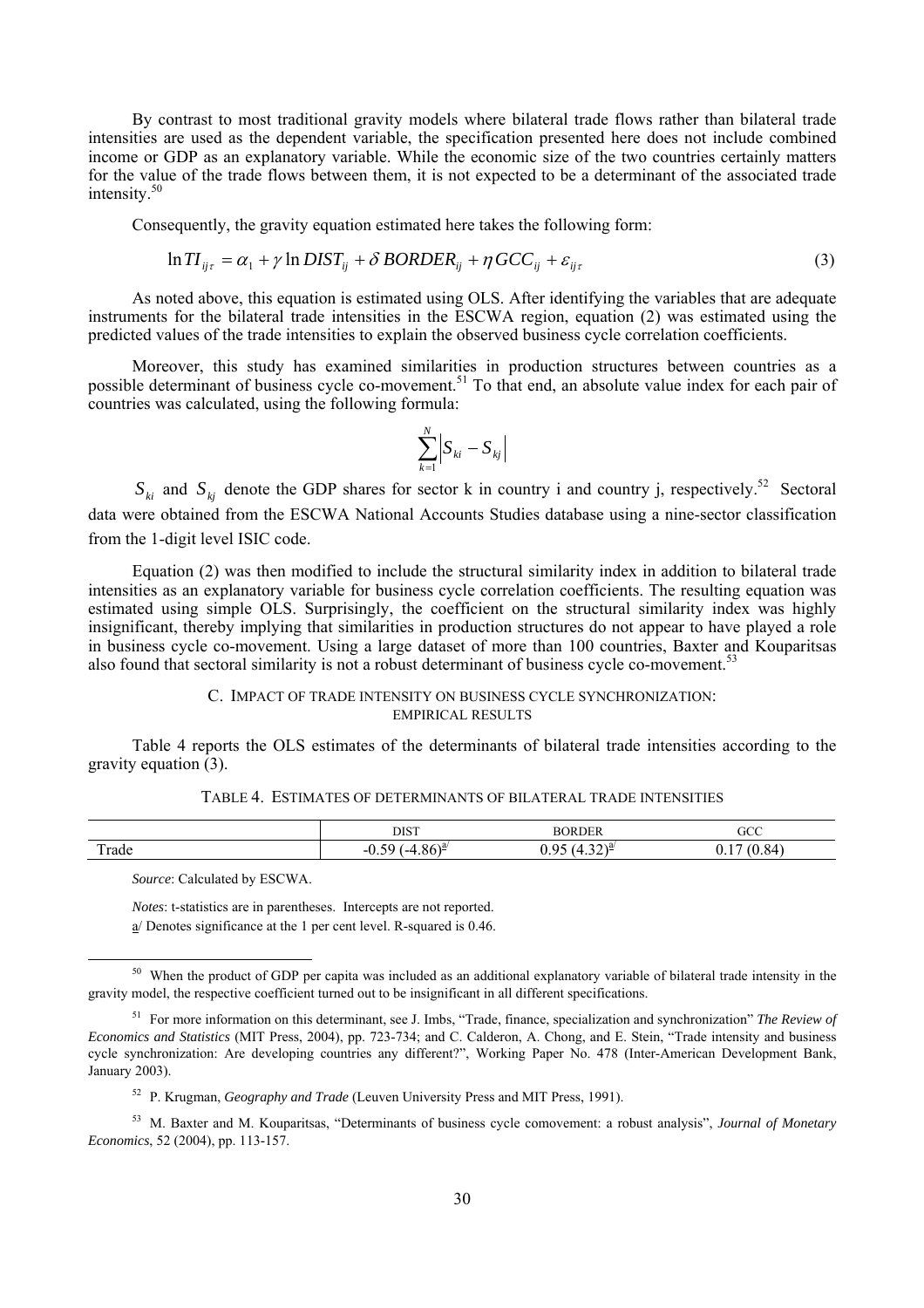By contrast to most traditional gravity models where bilateral trade flows rather than bilateral trade intensities are used as the dependent variable, the specification presented here does not include combined income or GDP as an explanatory variable. While the economic size of the two countries certainly matters for the value of the trade flows between them, it is not expected to be a determinant of the associated trade intensity.[50]

Consequently, the gravity equation estimated here takes the following form:

$$\ln TI_{ij\tau} = \alpha_1 + \gamma \ln DIST_{ij} + \delta\, BORDER_{ij} + \eta\, GCC_{ij} + \varepsilon_{ij\tau} \tag{3}$$

As noted above, this equation is estimated using OLS. After identifying the variables that are adequate instruments for the bilateral trade intensities in the ESCWA region, equation (2) was estimated using the predicted values of the trade intensities to explain the observed business cycle correlation coefficients.

Moreover, this study has examined similarities in production structures between countries as a possible determinant of business cycle co-movement.[51] To that end, an absolute value index for each pair of countries was calculated, using the following formula:

$$\sum_{k=1}^{N} \left| S_{ki} - S_{kj} \right|$$

$S_{ki}$ and $S_{kj}$ denote the GDP shares for sector k in country i and country j, respectively.[52] Sectoral data were obtained from the ESCWA National Accounts Studies database using a nine-sector classification from the 1-digit level ISIC code.

Equation (2) was then modified to include the structural similarity index in addition to bilateral trade intensities as an explanatory variable for business cycle correlation coefficients. The resulting equation was estimated using simple OLS. Surprisingly, the coefficient on the structural similarity index was highly insignificant, thereby implying that similarities in production structures do not appear to have played a role in business cycle co-movement. Using a large dataset of more than 100 countries, Baxter and Kouparitsas also found that sectoral similarity is not a robust determinant of business cycle co-movement.[53]

### C. Impact of trade intensity on business cycle synchronization: empirical results

Table 4 reports the OLS estimates of the determinants of bilateral trade intensities according to the gravity equation (3).

TABLE 4. ESTIMATES OF DETERMINANTS OF BILATERAL TRADE INTENSITIES

| | DIST | BORDER | GCC |
|---|---|---|---|
| Trade | -0.59 (-4.86)[a] | 0.95 (4.32)[a] | 0.17 (0.84) |

*Source*: Calculated by ESCWA.

*Notes*: t-statistics are in parentheses. Intercepts are not reported.

a/ Denotes significance at the 1 per cent level. R-squared is 0.46.

---

[50] When the product of GDP per capita was included as an additional explanatory variable of bilateral trade intensity in the gravity model, the respective coefficient turned out to be insignificant in all different specifications.

[51] For more information on this determinant, see J. Imbs, "Trade, finance, specialization and synchronization" *The Review of Economics and Statistics* (MIT Press, 2004), pp. 723-734; and C. Calderon, A. Chong, and E. Stein, "Trade intensity and business cycle synchronization: Are developing countries any different?", Working Paper No. 478 (Inter-American Development Bank, January 2003).

[52] P. Krugman, *Geography and Trade* (Leuven University Press and MIT Press, 1991).

[53] M. Baxter and M. Kouparitsas, "Determinants of business cycle comovement: a robust analysis", *Journal of Monetary Economics*, 52 (2004), pp. 113-157.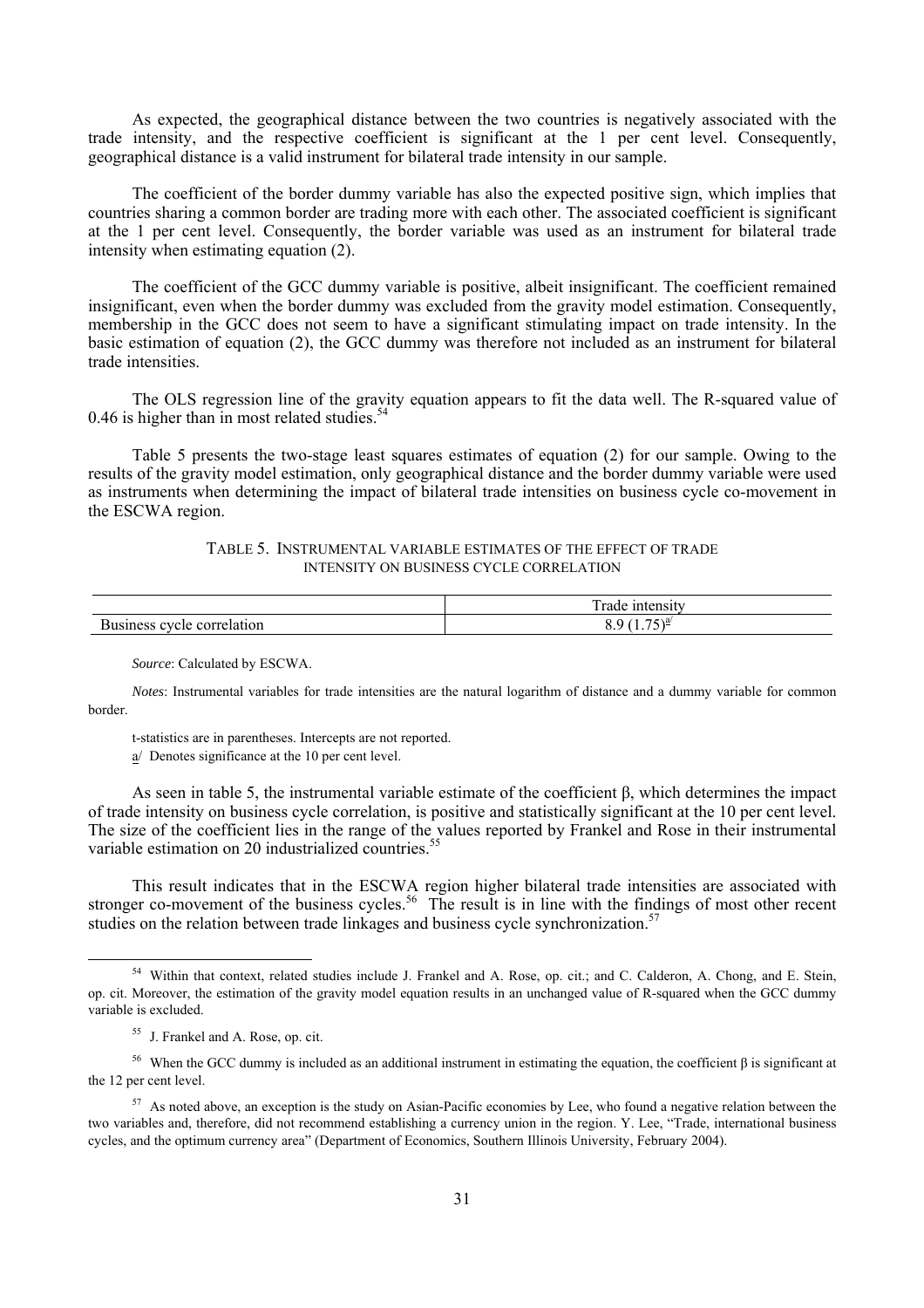As expected, the geographical distance between the two countries is negatively associated with the trade intensity, and the respective coefficient is significant at the 1 per cent level. Consequently, geographical distance is a valid instrument for bilateral trade intensity in our sample.

The coefficient of the border dummy variable has also the expected positive sign, which implies that countries sharing a common border are trading more with each other. The associated coefficient is significant at the 1 per cent level. Consequently, the border variable was used as an instrument for bilateral trade intensity when estimating equation (2).

The coefficient of the GCC dummy variable is positive, albeit insignificant. The coefficient remained insignificant, even when the border dummy was excluded from the gravity model estimation. Consequently, membership in the GCC does not seem to have a significant stimulating impact on trade intensity. In the basic estimation of equation (2), the GCC dummy was therefore not included as an instrument for bilateral trade intensities.

The OLS regression line of the gravity equation appears to fit the data well. The R-squared value of 0.46 is higher than in most related studies.[54]

Table 5 presents the two-stage least squares estimates of equation (2) for our sample. Owing to the results of the gravity model estimation, only geographical distance and the border dummy variable were used as instruments when determining the impact of bilateral trade intensities on business cycle co-movement in the ESCWA region.

TABLE 5. INSTRUMENTAL VARIABLE ESTIMATES OF THE EFFECT OF TRADE INTENSITY ON BUSINESS CYCLE CORRELATION

| | Trade intensity |
|---|---|
| Business cycle correlation | 8.9 (1.75)[a/] |

*Source*: Calculated by ESCWA.

*Notes*: Instrumental variables for trade intensities are the natural logarithm of distance and a dummy variable for common border.

t-statistics are in parentheses. Intercepts are not reported.

a/ Denotes significance at the 10 per cent level.

As seen in table 5, the instrumental variable estimate of the coefficient β, which determines the impact of trade intensity on business cycle correlation, is positive and statistically significant at the 10 per cent level. The size of the coefficient lies in the range of the values reported by Frankel and Rose in their instrumental variable estimation on 20 industrialized countries.[55]

This result indicates that in the ESCWA region higher bilateral trade intensities are associated with stronger co-movement of the business cycles.[56] The result is in line with the findings of most other recent studies on the relation between trade linkages and business cycle synchronization.[57]

---

[54] Within that context, related studies include J. Frankel and A. Rose, op. cit.; and C. Calderon, A. Chong, and E. Stein, op. cit. Moreover, the estimation of the gravity model equation results in an unchanged value of R-squared when the GCC dummy variable is excluded.

[55] J. Frankel and A. Rose, op. cit.

[56] When the GCC dummy is included as an additional instrument in estimating the equation, the coefficient β is significant at the 12 per cent level.

[57] As noted above, an exception is the study on Asian-Pacific economies by Lee, who found a negative relation between the two variables and, therefore, did not recommend establishing a currency union in the region. Y. Lee, "Trade, international business cycles, and the optimum currency area" (Department of Economics, Southern Illinois University, February 2004).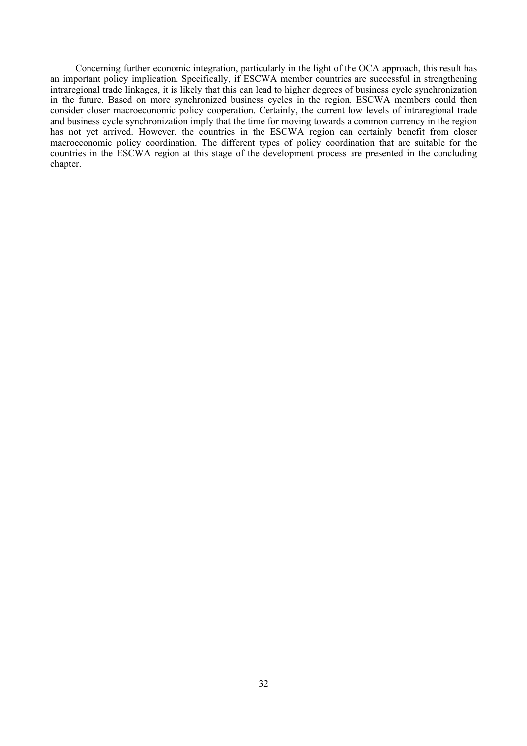Concerning further economic integration, particularly in the light of the OCA approach, this result has an important policy implication. Specifically, if ESCWA member countries are successful in strengthening intraregional trade linkages, it is likely that this can lead to higher degrees of business cycle synchronization in the future. Based on more synchronized business cycles in the region, ESCWA members could then consider closer macroeconomic policy cooperation. Certainly, the current low levels of intraregional trade and business cycle synchronization imply that the time for moving towards a common currency in the region has not yet arrived. However, the countries in the ESCWA region can certainly benefit from closer macroeconomic policy coordination. The different types of policy coordination that are suitable for the countries in the ESCWA region at this stage of the development process are presented in the concluding chapter.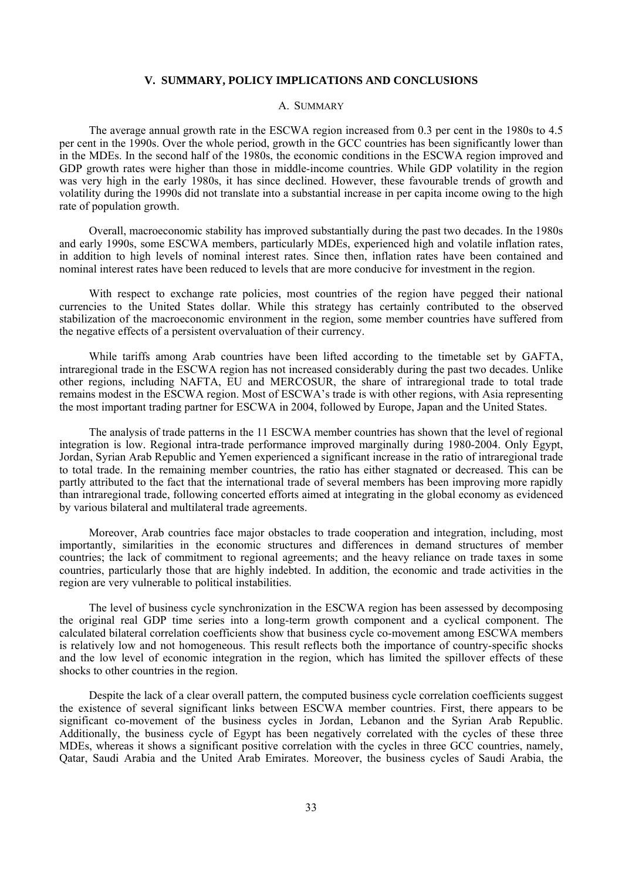# V. SUMMARY, POLICY IMPLICATIONS AND CONCLUSIONS

## A. SUMMARY

The average annual growth rate in the ESCWA region increased from 0.3 per cent in the 1980s to 4.5 per cent in the 1990s. Over the whole period, growth in the GCC countries has been significantly lower than in the MDEs. In the second half of the 1980s, the economic conditions in the ESCWA region improved and GDP growth rates were higher than those in middle-income countries. While GDP volatility in the region was very high in the early 1980s, it has since declined. However, these favourable trends of growth and volatility during the 1990s did not translate into a substantial increase in per capita income owing to the high rate of population growth.

Overall, macroeconomic stability has improved substantially during the past two decades. In the 1980s and early 1990s, some ESCWA members, particularly MDEs, experienced high and volatile inflation rates, in addition to high levels of nominal interest rates. Since then, inflation rates have been contained and nominal interest rates have been reduced to levels that are more conducive for investment in the region.

With respect to exchange rate policies, most countries of the region have pegged their national currencies to the United States dollar. While this strategy has certainly contributed to the observed stabilization of the macroeconomic environment in the region, some member countries have suffered from the negative effects of a persistent overvaluation of their currency.

While tariffs among Arab countries have been lifted according to the timetable set by GAFTA, intraregional trade in the ESCWA region has not increased considerably during the past two decades. Unlike other regions, including NAFTA, EU and MERCOSUR, the share of intraregional trade to total trade remains modest in the ESCWA region. Most of ESCWA's trade is with other regions, with Asia representing the most important trading partner for ESCWA in 2004, followed by Europe, Japan and the United States.

The analysis of trade patterns in the 11 ESCWA member countries has shown that the level of regional integration is low. Regional intra-trade performance improved marginally during 1980-2004. Only Egypt, Jordan, Syrian Arab Republic and Yemen experienced a significant increase in the ratio of intraregional trade to total trade. In the remaining member countries, the ratio has either stagnated or decreased. This can be partly attributed to the fact that the international trade of several members has been improving more rapidly than intraregional trade, following concerted efforts aimed at integrating in the global economy as evidenced by various bilateral and multilateral trade agreements.

Moreover, Arab countries face major obstacles to trade cooperation and integration, including, most importantly, similarities in the economic structures and differences in demand structures of member countries; the lack of commitment to regional agreements; and the heavy reliance on trade taxes in some countries, particularly those that are highly indebted. In addition, the economic and trade activities in the region are very vulnerable to political instabilities.

The level of business cycle synchronization in the ESCWA region has been assessed by decomposing the original real GDP time series into a long-term growth component and a cyclical component. The calculated bilateral correlation coefficients show that business cycle co-movement among ESCWA members is relatively low and not homogeneous. This result reflects both the importance of country-specific shocks and the low level of economic integration in the region, which has limited the spillover effects of these shocks to other countries in the region.

Despite the lack of a clear overall pattern, the computed business cycle correlation coefficients suggest the existence of several significant links between ESCWA member countries. First, there appears to be significant co-movement of the business cycles in Jordan, Lebanon and the Syrian Arab Republic. Additionally, the business cycle of Egypt has been negatively correlated with the cycles of these three MDEs, whereas it shows a significant positive correlation with the cycles in three GCC countries, namely, Qatar, Saudi Arabia and the United Arab Emirates. Moreover, the business cycles of Saudi Arabia, the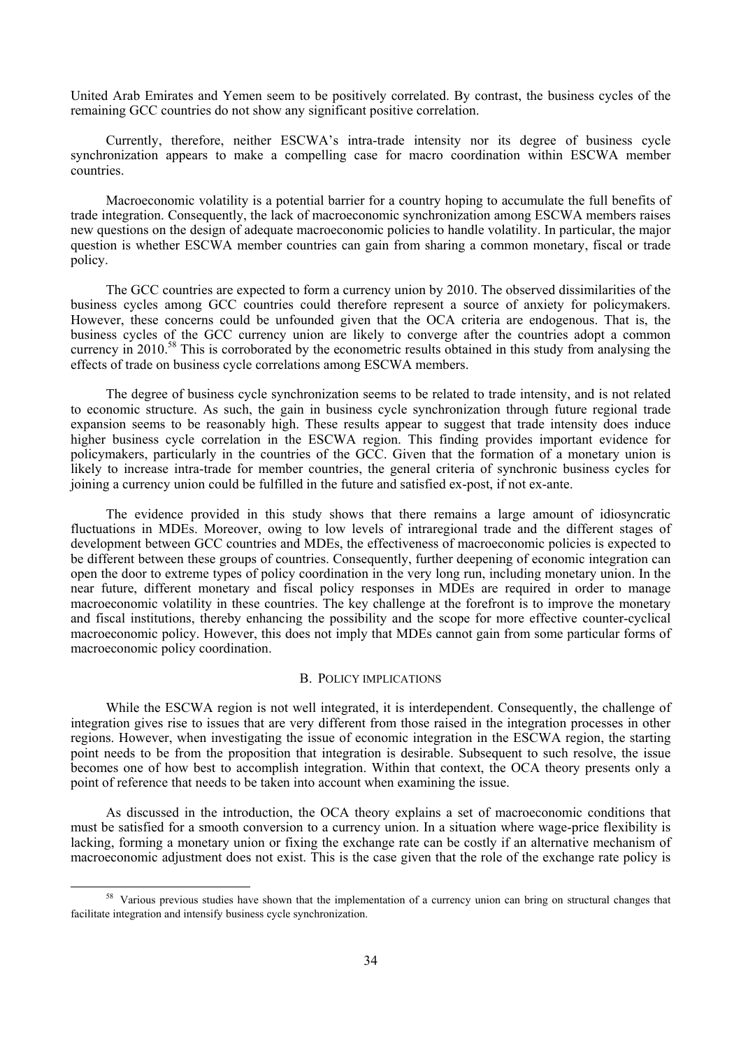United Arab Emirates and Yemen seem to be positively correlated. By contrast, the business cycles of the remaining GCC countries do not show any significant positive correlation.

Currently, therefore, neither ESCWA's intra-trade intensity nor its degree of business cycle synchronization appears to make a compelling case for macro coordination within ESCWA member countries.

Macroeconomic volatility is a potential barrier for a country hoping to accumulate the full benefits of trade integration. Consequently, the lack of macroeconomic synchronization among ESCWA members raises new questions on the design of adequate macroeconomic policies to handle volatility. In particular, the major question is whether ESCWA member countries can gain from sharing a common monetary, fiscal or trade policy.

The GCC countries are expected to form a currency union by 2010. The observed dissimilarities of the business cycles among GCC countries could therefore represent a source of anxiety for policymakers. However, these concerns could be unfounded given that the OCA criteria are endogenous. That is, the business cycles of the GCC currency union are likely to converge after the countries adopt a common currency in 2010.[58] This is corroborated by the econometric results obtained in this study from analysing the effects of trade on business cycle correlations among ESCWA members.

The degree of business cycle synchronization seems to be related to trade intensity, and is not related to economic structure. As such, the gain in business cycle synchronization through future regional trade expansion seems to be reasonably high. These results appear to suggest that trade intensity does induce higher business cycle correlation in the ESCWA region. This finding provides important evidence for policymakers, particularly in the countries of the GCC. Given that the formation of a monetary union is likely to increase intra-trade for member countries, the general criteria of synchronic business cycles for joining a currency union could be fulfilled in the future and satisfied ex-post, if not ex-ante.

The evidence provided in this study shows that there remains a large amount of idiosyncratic fluctuations in MDEs. Moreover, owing to low levels of intraregional trade and the different stages of development between GCC countries and MDEs, the effectiveness of macroeconomic policies is expected to be different between these groups of countries. Consequently, further deepening of economic integration can open the door to extreme types of policy coordination in the very long run, including monetary union. In the near future, different monetary and fiscal policy responses in MDEs are required in order to manage macroeconomic volatility in these countries. The key challenge at the forefront is to improve the monetary and fiscal institutions, thereby enhancing the possibility and the scope for more effective counter-cyclical macroeconomic policy. However, this does not imply that MDEs cannot gain from some particular forms of macroeconomic policy coordination.

## B. POLICY IMPLICATIONS

While the ESCWA region is not well integrated, it is interdependent. Consequently, the challenge of integration gives rise to issues that are very different from those raised in the integration processes in other regions. However, when investigating the issue of economic integration in the ESCWA region, the starting point needs to be from the proposition that integration is desirable. Subsequent to such resolve, the issue becomes one of how best to accomplish integration. Within that context, the OCA theory presents only a point of reference that needs to be taken into account when examining the issue.

As discussed in the introduction, the OCA theory explains a set of macroeconomic conditions that must be satisfied for a smooth conversion to a currency union. In a situation where wage-price flexibility is lacking, forming a monetary union or fixing the exchange rate can be costly if an alternative mechanism of macroeconomic adjustment does not exist. This is the case given that the role of the exchange rate policy is

[58] Various previous studies have shown that the implementation of a currency union can bring on structural changes that facilitate integration and intensify business cycle synchronization.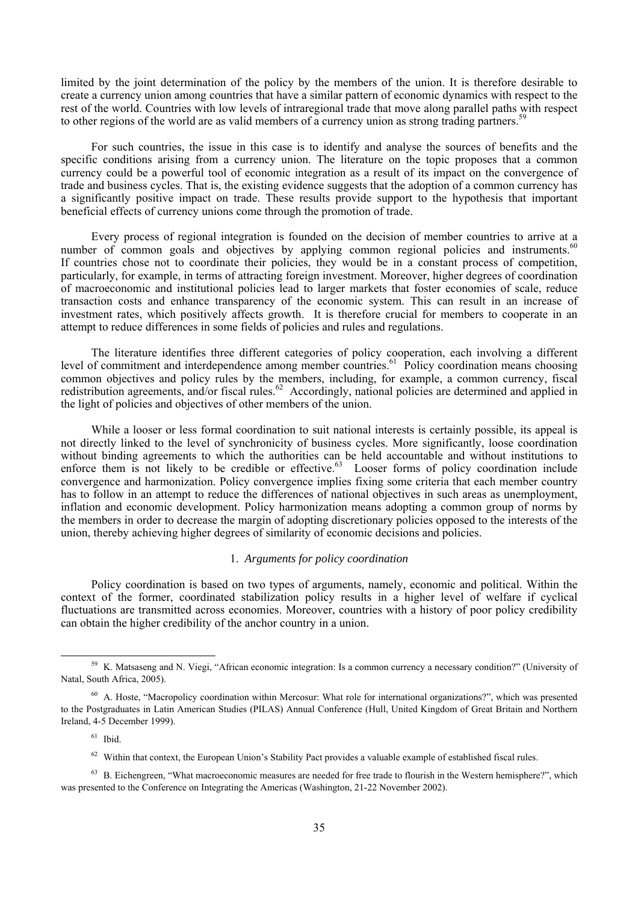limited by the joint determination of the policy by the members of the union. It is therefore desirable to create a currency union among countries that have a similar pattern of economic dynamics with respect to the rest of the world. Countries with low levels of intraregional trade that move along parallel paths with respect to other regions of the world are as valid members of a currency union as strong trading partners.[59]

For such countries, the issue in this case is to identify and analyse the sources of benefits and the specific conditions arising from a currency union. The literature on the topic proposes that a common currency could be a powerful tool of economic integration as a result of its impact on the convergence of trade and business cycles. That is, the existing evidence suggests that the adoption of a common currency has a significantly positive impact on trade. These results provide support to the hypothesis that important beneficial effects of currency unions come through the promotion of trade.

Every process of regional integration is founded on the decision of member countries to arrive at a number of common goals and objectives by applying common regional policies and instruments.[60] If countries chose not to coordinate their policies, they would be in a constant process of competition, particularly, for example, in terms of attracting foreign investment. Moreover, higher degrees of coordination of macroeconomic and institutional policies lead to larger markets that foster economies of scale, reduce transaction costs and enhance transparency of the economic system. This can result in an increase of investment rates, which positively affects growth. It is therefore crucial for members to cooperate in an attempt to reduce differences in some fields of policies and rules and regulations.

The literature identifies three different categories of policy cooperation, each involving a different level of commitment and interdependence among member countries.[61] Policy coordination means choosing common objectives and policy rules by the members, including, for example, a common currency, fiscal redistribution agreements, and/or fiscal rules.[62] Accordingly, national policies are determined and applied in the light of policies and objectives of other members of the union.

While a looser or less formal coordination to suit national interests is certainly possible, its appeal is not directly linked to the level of synchronicity of business cycles. More significantly, loose coordination without binding agreements to which the authorities can be held accountable and without institutions to enforce them is not likely to be credible or effective.[63] Looser forms of policy coordination include convergence and harmonization. Policy convergence implies fixing some criteria that each member country has to follow in an attempt to reduce the differences of national objectives in such areas as unemployment, inflation and economic development. Policy harmonization means adopting a common group of norms by the members in order to decrease the margin of adopting discretionary policies opposed to the interests of the union, thereby achieving higher degrees of similarity of economic decisions and policies.

### 1. *Arguments for policy coordination*

Policy coordination is based on two types of arguments, namely, economic and political. Within the context of the former, coordinated stabilization policy results in a higher level of welfare if cyclical fluctuations are transmitted across economies. Moreover, countries with a history of poor policy credibility can obtain the higher credibility of the anchor country in a union.

---

[59] K. Matsaseng and N. Viegi, "African economic integration: Is a common currency a necessary condition?" (University of Natal, South Africa, 2005).

[60] A. Hoste, "Macropolicy coordination within Mercosur: What role for international organizations?", which was presented to the Postgraduates in Latin American Studies (PILAS) Annual Conference (Hull, United Kingdom of Great Britain and Northern Ireland, 4-5 December 1999).

[61] Ibid.

[62] Within that context, the European Union's Stability Pact provides a valuable example of established fiscal rules.

[63] B. Eichengreen, "What macroeconomic measures are needed for free trade to flourish in the Western hemisphere?", which was presented to the Conference on Integrating the Americas (Washington, 21-22 November 2002).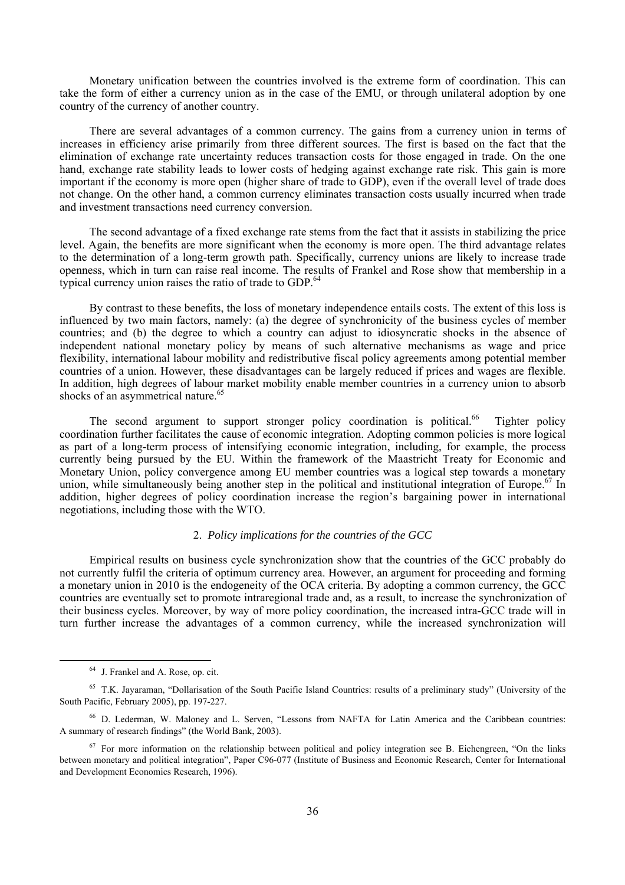Monetary unification between the countries involved is the extreme form of coordination. This can take the form of either a currency union as in the case of the EMU, or through unilateral adoption by one country of the currency of another country.

There are several advantages of a common currency. The gains from a currency union in terms of increases in efficiency arise primarily from three different sources. The first is based on the fact that the elimination of exchange rate uncertainty reduces transaction costs for those engaged in trade. On the one hand, exchange rate stability leads to lower costs of hedging against exchange rate risk. This gain is more important if the economy is more open (higher share of trade to GDP), even if the overall level of trade does not change. On the other hand, a common currency eliminates transaction costs usually incurred when trade and investment transactions need currency conversion.

The second advantage of a fixed exchange rate stems from the fact that it assists in stabilizing the price level. Again, the benefits are more significant when the economy is more open. The third advantage relates to the determination of a long-term growth path. Specifically, currency unions are likely to increase trade openness, which in turn can raise real income. The results of Frankel and Rose show that membership in a typical currency union raises the ratio of trade to GDP.[64]

By contrast to these benefits, the loss of monetary independence entails costs. The extent of this loss is influenced by two main factors, namely: (a) the degree of synchronicity of the business cycles of member countries; and (b) the degree to which a country can adjust to idiosyncratic shocks in the absence of independent national monetary policy by means of such alternative mechanisms as wage and price flexibility, international labour mobility and redistributive fiscal policy agreements among potential member countries of a union. However, these disadvantages can be largely reduced if prices and wages are flexible. In addition, high degrees of labour market mobility enable member countries in a currency union to absorb shocks of an asymmetrical nature.[65]

The second argument to support stronger policy coordination is political.[66] Tighter policy coordination further facilitates the cause of economic integration. Adopting common policies is more logical as part of a long-term process of intensifying economic integration, including, for example, the process currently being pursued by the EU. Within the framework of the Maastricht Treaty for Economic and Monetary Union, policy convergence among EU member countries was a logical step towards a monetary union, while simultaneously being another step in the political and institutional integration of Europe.[67] In addition, higher degrees of policy coordination increase the region's bargaining power in international negotiations, including those with the WTO.

### 2. *Policy implications for the countries of the GCC*

Empirical results on business cycle synchronization show that the countries of the GCC probably do not currently fulfil the criteria of optimum currency area. However, an argument for proceeding and forming a monetary union in 2010 is the endogeneity of the OCA criteria. By adopting a common currency, the GCC countries are eventually set to promote intraregional trade and, as a result, to increase the synchronization of their business cycles. Moreover, by way of more policy coordination, the increased intra-GCC trade will in turn further increase the advantages of a common currency, while the increased synchronization will

---

[64] J. Frankel and A. Rose, op. cit.

[65] T.K. Jayaraman, "Dollarisation of the South Pacific Island Countries: results of a preliminary study" (University of the South Pacific, February 2005), pp. 197-227.

[66] D. Lederman, W. Maloney and L. Serven, "Lessons from NAFTA for Latin America and the Caribbean countries: A summary of research findings" (the World Bank, 2003).

[67] For more information on the relationship between political and policy integration see B. Eichengreen, "On the links between monetary and political integration", Paper C96-077 (Institute of Business and Economic Research, Center for International and Development Economics Research, 1996).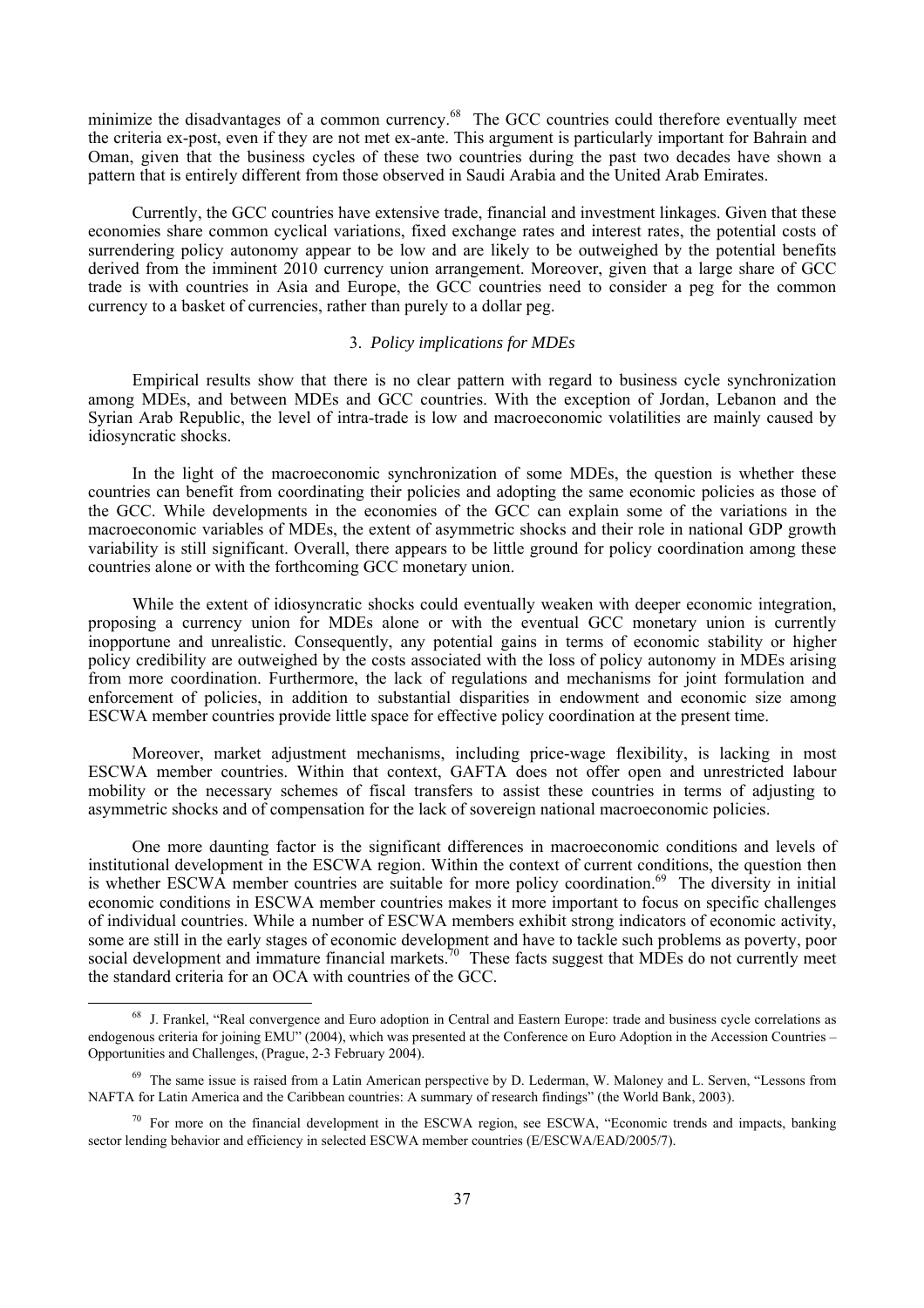minimize the disadvantages of a common currency.[68] The GCC countries could therefore eventually meet the criteria ex-post, even if they are not met ex-ante. This argument is particularly important for Bahrain and Oman, given that the business cycles of these two countries during the past two decades have shown a pattern that is entirely different from those observed in Saudi Arabia and the United Arab Emirates.

Currently, the GCC countries have extensive trade, financial and investment linkages. Given that these economies share common cyclical variations, fixed exchange rates and interest rates, the potential costs of surrendering policy autonomy appear to be low and are likely to be outweighed by the potential benefits derived from the imminent 2010 currency union arrangement. Moreover, given that a large share of GCC trade is with countries in Asia and Europe, the GCC countries need to consider a peg for the common currency to a basket of currencies, rather than purely to a dollar peg.

### 3. *Policy implications for MDEs*

Empirical results show that there is no clear pattern with regard to business cycle synchronization among MDEs, and between MDEs and GCC countries. With the exception of Jordan, Lebanon and the Syrian Arab Republic, the level of intra-trade is low and macroeconomic volatilities are mainly caused by idiosyncratic shocks.

In the light of the macroeconomic synchronization of some MDEs, the question is whether these countries can benefit from coordinating their policies and adopting the same economic policies as those of the GCC. While developments in the economies of the GCC can explain some of the variations in the macroeconomic variables of MDEs, the extent of asymmetric shocks and their role in national GDP growth variability is still significant. Overall, there appears to be little ground for policy coordination among these countries alone or with the forthcoming GCC monetary union.

While the extent of idiosyncratic shocks could eventually weaken with deeper economic integration, proposing a currency union for MDEs alone or with the eventual GCC monetary union is currently inopportune and unrealistic. Consequently, any potential gains in terms of economic stability or higher policy credibility are outweighed by the costs associated with the loss of policy autonomy in MDEs arising from more coordination. Furthermore, the lack of regulations and mechanisms for joint formulation and enforcement of policies, in addition to substantial disparities in endowment and economic size among ESCWA member countries provide little space for effective policy coordination at the present time.

Moreover, market adjustment mechanisms, including price-wage flexibility, is lacking in most ESCWA member countries. Within that context, GAFTA does not offer open and unrestricted labour mobility or the necessary schemes of fiscal transfers to assist these countries in terms of adjusting to asymmetric shocks and of compensation for the lack of sovereign national macroeconomic policies.

One more daunting factor is the significant differences in macroeconomic conditions and levels of institutional development in the ESCWA region. Within the context of current conditions, the question then is whether ESCWA member countries are suitable for more policy coordination.[69] The diversity in initial economic conditions in ESCWA member countries makes it more important to focus on specific challenges of individual countries. While a number of ESCWA members exhibit strong indicators of economic activity, some are still in the early stages of economic development and have to tackle such problems as poverty, poor social development and immature financial markets.[70] These facts suggest that MDEs do not currently meet the standard criteria for an OCA with countries of the GCC.

---

[68] J. Frankel, "Real convergence and Euro adoption in Central and Eastern Europe: trade and business cycle correlations as endogenous criteria for joining EMU" (2004), which was presented at the Conference on Euro Adoption in the Accession Countries – Opportunities and Challenges, (Prague, 2-3 February 2004).

[69] The same issue is raised from a Latin American perspective by D. Lederman, W. Maloney and L. Serven, "Lessons from NAFTA for Latin America and the Caribbean countries: A summary of research findings" (the World Bank, 2003).

[70] For more on the financial development in the ESCWA region, see ESCWA, "Economic trends and impacts, banking sector lending behavior and efficiency in selected ESCWA member countries (E/ESCWA/EAD/2005/7).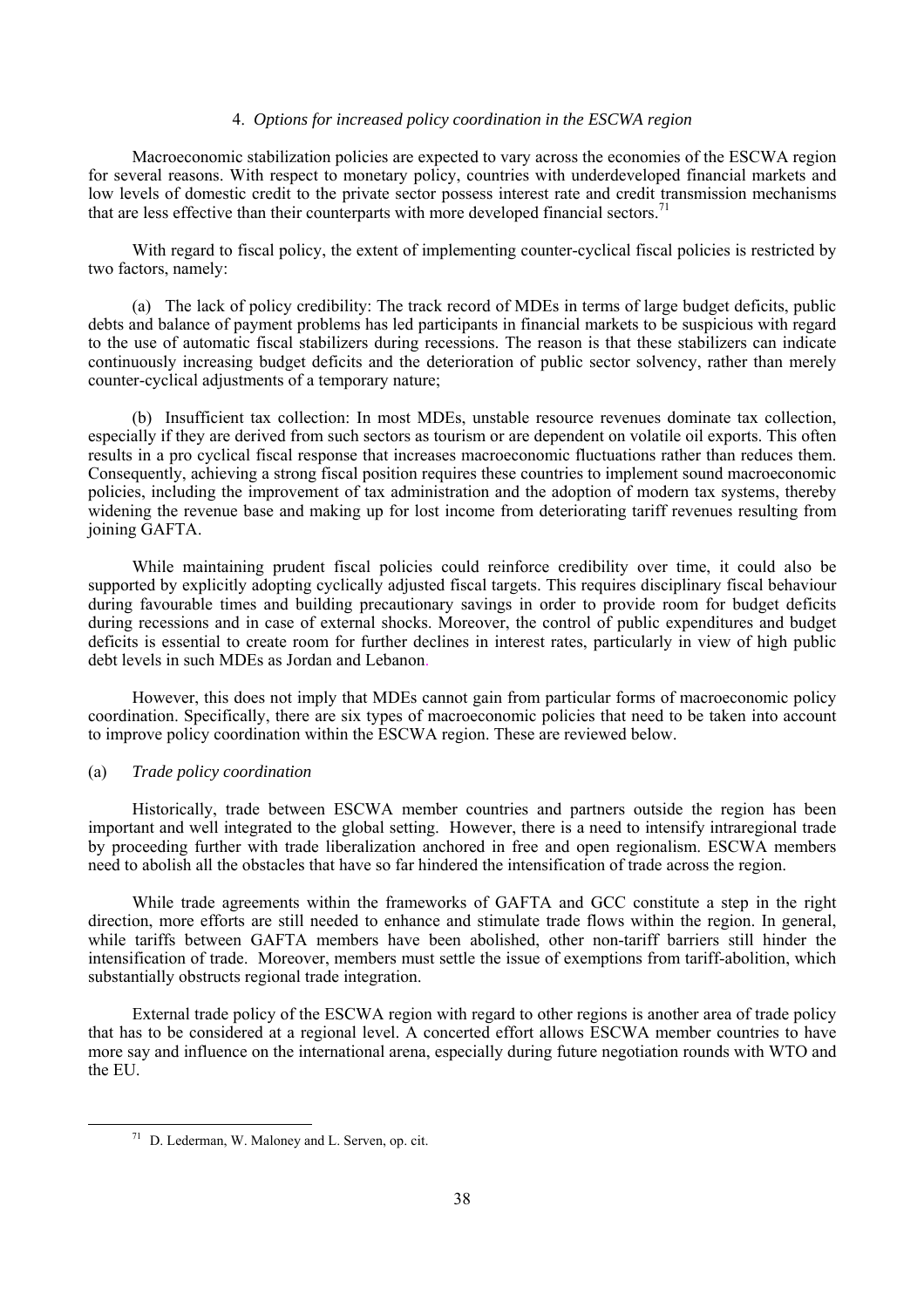### 4. *Options for increased policy coordination in the ESCWA region*

Macroeconomic stabilization policies are expected to vary across the economies of the ESCWA region for several reasons. With respect to monetary policy, countries with underdeveloped financial markets and low levels of domestic credit to the private sector possess interest rate and credit transmission mechanisms that are less effective than their counterparts with more developed financial sectors.[71]

With regard to fiscal policy, the extent of implementing counter-cyclical fiscal policies is restricted by two factors, namely:

(a) The lack of policy credibility: The track record of MDEs in terms of large budget deficits, public debts and balance of payment problems has led participants in financial markets to be suspicious with regard to the use of automatic fiscal stabilizers during recessions. The reason is that these stabilizers can indicate continuously increasing budget deficits and the deterioration of public sector solvency, rather than merely counter-cyclical adjustments of a temporary nature;

(b) Insufficient tax collection: In most MDEs, unstable resource revenues dominate tax collection, especially if they are derived from such sectors as tourism or are dependent on volatile oil exports. This often results in a pro cyclical fiscal response that increases macroeconomic fluctuations rather than reduces them. Consequently, achieving a strong fiscal position requires these countries to implement sound macroeconomic policies, including the improvement of tax administration and the adoption of modern tax systems, thereby widening the revenue base and making up for lost income from deteriorating tariff revenues resulting from joining GAFTA.

While maintaining prudent fiscal policies could reinforce credibility over time, it could also be supported by explicitly adopting cyclically adjusted fiscal targets. This requires disciplinary fiscal behaviour during favourable times and building precautionary savings in order to provide room for budget deficits during recessions and in case of external shocks. Moreover, the control of public expenditures and budget deficits is essential to create room for further declines in interest rates, particularly in view of high public debt levels in such MDEs as Jordan and Lebanon.

However, this does not imply that MDEs cannot gain from particular forms of macroeconomic policy coordination. Specifically, there are six types of macroeconomic policies that need to be taken into account to improve policy coordination within the ESCWA region. These are reviewed below.

(a) *Trade policy coordination*

Historically, trade between ESCWA member countries and partners outside the region has been important and well integrated to the global setting. However, there is a need to intensify intraregional trade by proceeding further with trade liberalization anchored in free and open regionalism. ESCWA members need to abolish all the obstacles that have so far hindered the intensification of trade across the region.

While trade agreements within the frameworks of GAFTA and GCC constitute a step in the right direction, more efforts are still needed to enhance and stimulate trade flows within the region. In general, while tariffs between GAFTA members have been abolished, other non-tariff barriers still hinder the intensification of trade. Moreover, members must settle the issue of exemptions from tariff-abolition, which substantially obstructs regional trade integration.

External trade policy of the ESCWA region with regard to other regions is another area of trade policy that has to be considered at a regional level. A concerted effort allows ESCWA member countries to have more say and influence on the international arena, especially during future negotiation rounds with WTO and the EU.

---

[71] D. Lederman, W. Maloney and L. Serven, op. cit.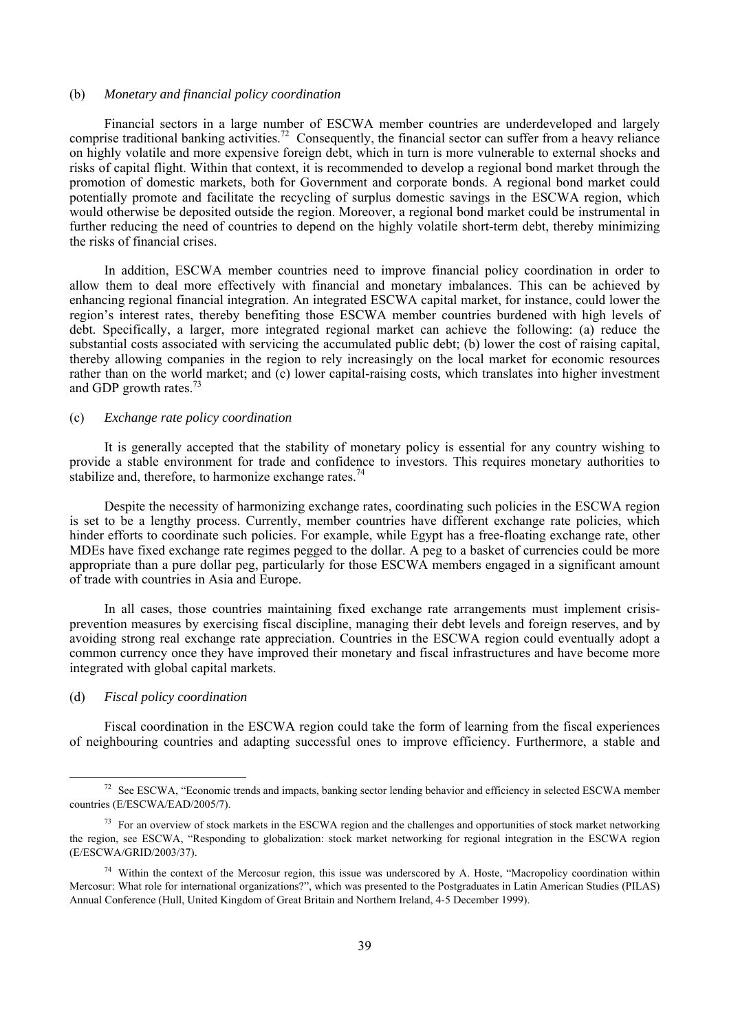(b) *Monetary and financial policy coordination*

Financial sectors in a large number of ESCWA member countries are underdeveloped and largely comprise traditional banking activities.[72] Consequently, the financial sector can suffer from a heavy reliance on highly volatile and more expensive foreign debt, which in turn is more vulnerable to external shocks and risks of capital flight. Within that context, it is recommended to develop a regional bond market through the promotion of domestic markets, both for Government and corporate bonds. A regional bond market could potentially promote and facilitate the recycling of surplus domestic savings in the ESCWA region, which would otherwise be deposited outside the region. Moreover, a regional bond market could be instrumental in further reducing the need of countries to depend on the highly volatile short-term debt, thereby minimizing the risks of financial crises.

In addition, ESCWA member countries need to improve financial policy coordination in order to allow them to deal more effectively with financial and monetary imbalances. This can be achieved by enhancing regional financial integration. An integrated ESCWA capital market, for instance, could lower the region's interest rates, thereby benefiting those ESCWA member countries burdened with high levels of debt. Specifically, a larger, more integrated regional market can achieve the following: (a) reduce the substantial costs associated with servicing the accumulated public debt; (b) lower the cost of raising capital, thereby allowing companies in the region to rely increasingly on the local market for economic resources rather than on the world market; and (c) lower capital-raising costs, which translates into higher investment and GDP growth rates.[73]

(c) *Exchange rate policy coordination*

It is generally accepted that the stability of monetary policy is essential for any country wishing to provide a stable environment for trade and confidence to investors. This requires monetary authorities to stabilize and, therefore, to harmonize exchange rates.[74]

Despite the necessity of harmonizing exchange rates, coordinating such policies in the ESCWA region is set to be a lengthy process. Currently, member countries have different exchange rate policies, which hinder efforts to coordinate such policies. For example, while Egypt has a free-floating exchange rate, other MDEs have fixed exchange rate regimes pegged to the dollar. A peg to a basket of currencies could be more appropriate than a pure dollar peg, particularly for those ESCWA members engaged in a significant amount of trade with countries in Asia and Europe.

In all cases, those countries maintaining fixed exchange rate arrangements must implement crisis-prevention measures by exercising fiscal discipline, managing their debt levels and foreign reserves, and by avoiding strong real exchange rate appreciation. Countries in the ESCWA region could eventually adopt a common currency once they have improved their monetary and fiscal infrastructures and have become more integrated with global capital markets.

(d) *Fiscal policy coordination*

Fiscal coordination in the ESCWA region could take the form of learning from the fiscal experiences of neighbouring countries and adapting successful ones to improve efficiency. Furthermore, a stable and

---

[72] See ESCWA, "Economic trends and impacts, banking sector lending behavior and efficiency in selected ESCWA member countries (E/ESCWA/EAD/2005/7).

[73] For an overview of stock markets in the ESCWA region and the challenges and opportunities of stock market networking the region, see ESCWA, "Responding to globalization: stock market networking for regional integration in the ESCWA region (E/ESCWA/GRID/2003/37).

[74] Within the context of the Mercosur region, this issue was underscored by A. Hoste, "Macropolicy coordination within Mercosur: What role for international organizations?", which was presented to the Postgraduates in Latin American Studies (PILAS) Annual Conference (Hull, United Kingdom of Great Britain and Northern Ireland, 4-5 December 1999).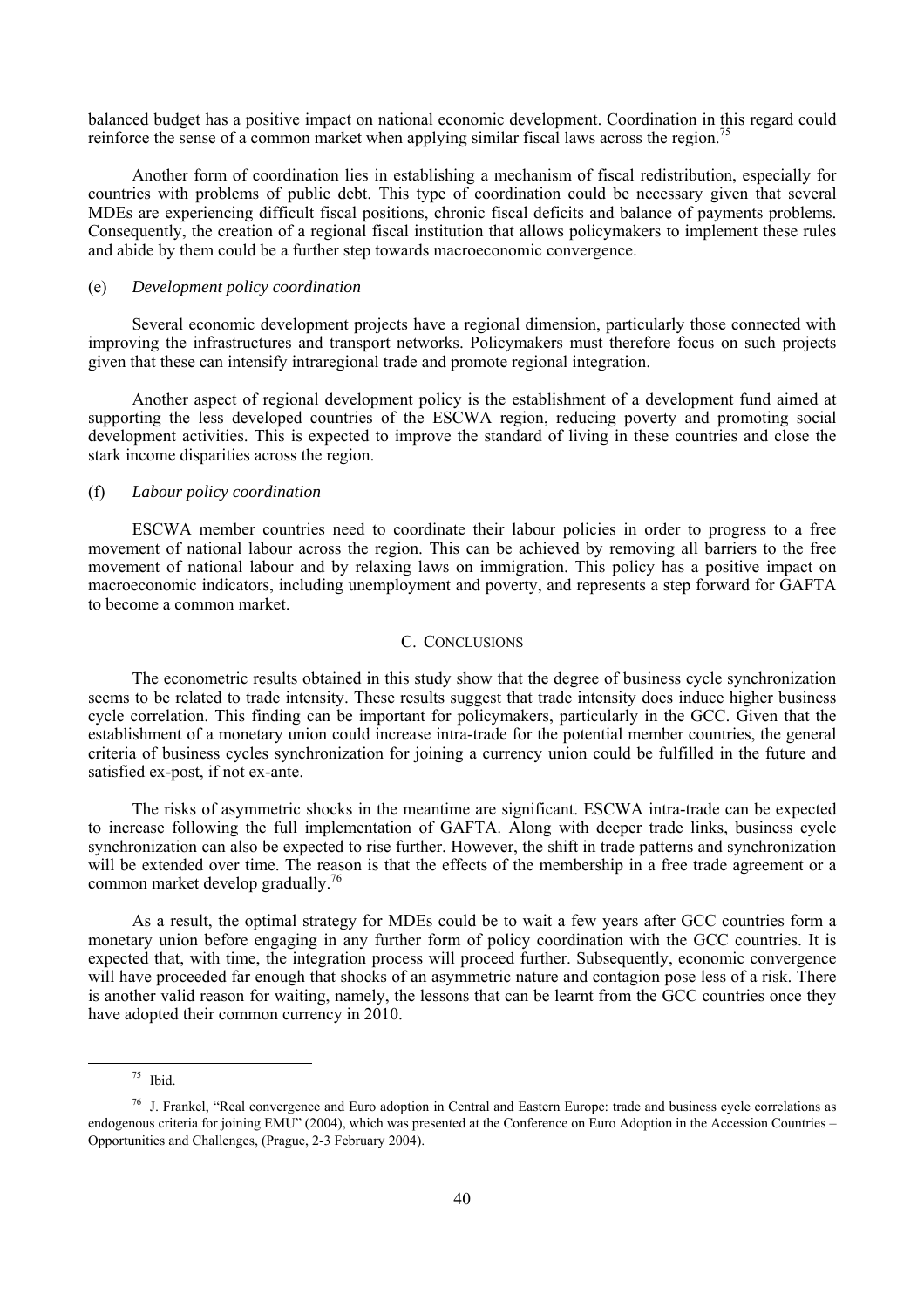balanced budget has a positive impact on national economic development. Coordination in this regard could reinforce the sense of a common market when applying similar fiscal laws across the region.[75]

Another form of coordination lies in establishing a mechanism of fiscal redistribution, especially for countries with problems of public debt. This type of coordination could be necessary given that several MDEs are experiencing difficult fiscal positions, chronic fiscal deficits and balance of payments problems. Consequently, the creation of a regional fiscal institution that allows policymakers to implement these rules and abide by them could be a further step towards macroeconomic convergence.

(e) *Development policy coordination*

Several economic development projects have a regional dimension, particularly those connected with improving the infrastructures and transport networks. Policymakers must therefore focus on such projects given that these can intensify intraregional trade and promote regional integration.

Another aspect of regional development policy is the establishment of a development fund aimed at supporting the less developed countries of the ESCWA region, reducing poverty and promoting social development activities. This is expected to improve the standard of living in these countries and close the stark income disparities across the region.

(f) *Labour policy coordination*

ESCWA member countries need to coordinate their labour policies in order to progress to a free movement of national labour across the region. This can be achieved by removing all barriers to the free movement of national labour and by relaxing laws on immigration. This policy has a positive impact on macroeconomic indicators, including unemployment and poverty, and represents a step forward for GAFTA to become a common market.

## C. CONCLUSIONS

The econometric results obtained in this study show that the degree of business cycle synchronization seems to be related to trade intensity. These results suggest that trade intensity does induce higher business cycle correlation. This finding can be important for policymakers, particularly in the GCC. Given that the establishment of a monetary union could increase intra-trade for the potential member countries, the general criteria of business cycles synchronization for joining a currency union could be fulfilled in the future and satisfied ex-post, if not ex-ante.

The risks of asymmetric shocks in the meantime are significant. ESCWA intra-trade can be expected to increase following the full implementation of GAFTA. Along with deeper trade links, business cycle synchronization can also be expected to rise further. However, the shift in trade patterns and synchronization will be extended over time. The reason is that the effects of the membership in a free trade agreement or a common market develop gradually.[76]

As a result, the optimal strategy for MDEs could be to wait a few years after GCC countries form a monetary union before engaging in any further form of policy coordination with the GCC countries. It is expected that, with time, the integration process will proceed further. Subsequently, economic convergence will have proceeded far enough that shocks of an asymmetric nature and contagion pose less of a risk. There is another valid reason for waiting, namely, the lessons that can be learnt from the GCC countries once they have adopted their common currency in 2010.

---

[75] Ibid.

[76] J. Frankel, "Real convergence and Euro adoption in Central and Eastern Europe: trade and business cycle correlations as endogenous criteria for joining EMU" (2004), which was presented at the Conference on Euro Adoption in the Accession Countries – Opportunities and Challenges, (Prague, 2-3 February 2004).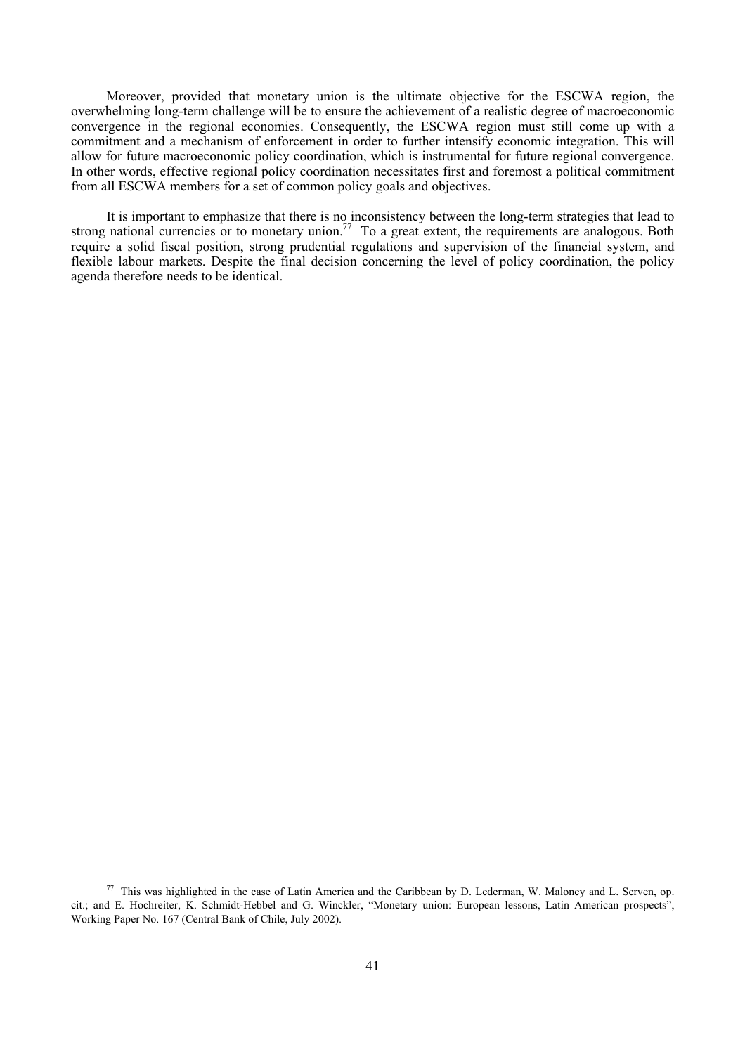Moreover, provided that monetary union is the ultimate objective for the ESCWA region, the overwhelming long-term challenge will be to ensure the achievement of a realistic degree of macroeconomic convergence in the regional economies. Consequently, the ESCWA region must still come up with a commitment and a mechanism of enforcement in order to further intensify economic integration. This will allow for future macroeconomic policy coordination, which is instrumental for future regional convergence. In other words, effective regional policy coordination necessitates first and foremost a political commitment from all ESCWA members for a set of common policy goals and objectives.

It is important to emphasize that there is no inconsistency between the long-term strategies that lead to strong national currencies or to monetary union.[77] To a great extent, the requirements are analogous. Both require a solid fiscal position, strong prudential regulations and supervision of the financial system, and flexible labour markets. Despite the final decision concerning the level of policy coordination, the policy agenda therefore needs to be identical.

---

[77] This was highlighted in the case of Latin America and the Caribbean by D. Lederman, W. Maloney and L. Serven, op. cit.; and E. Hochreiter, K. Schmidt-Hebbel and G. Winckler, "Monetary union: European lessons, Latin American prospects", Working Paper No. 167 (Central Bank of Chile, July 2002).